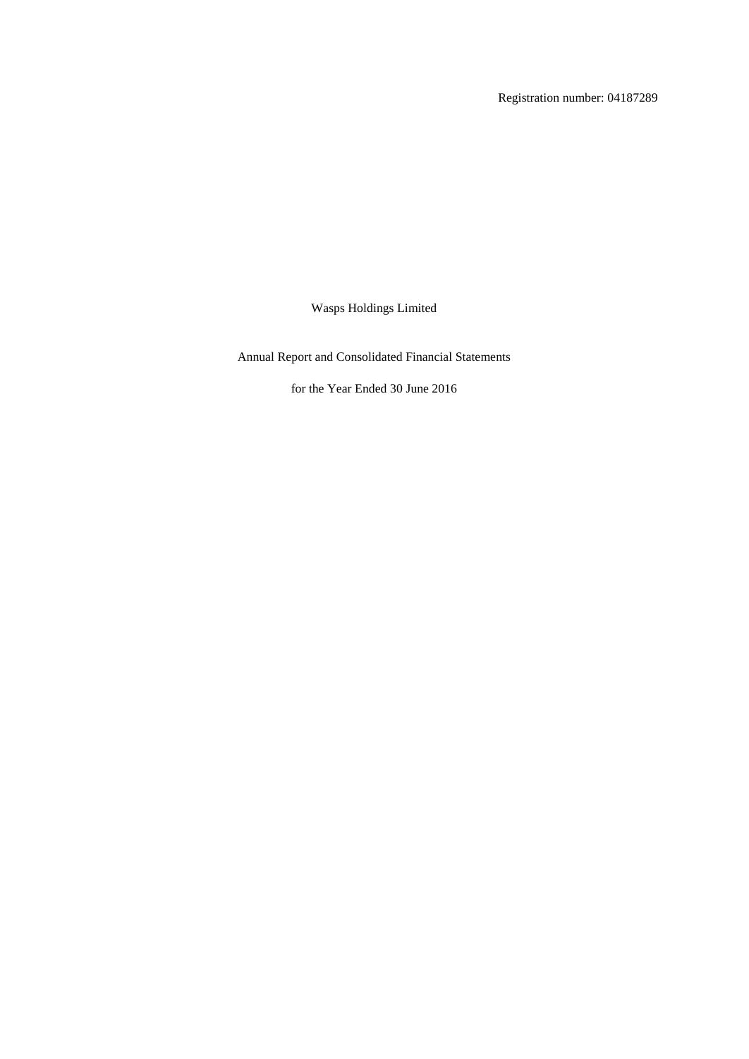Registration number: 04187289

# Wasps Holdings Limited

## Annual Report and Consolidated Financial Statements

for the Year Ended 30 June 2016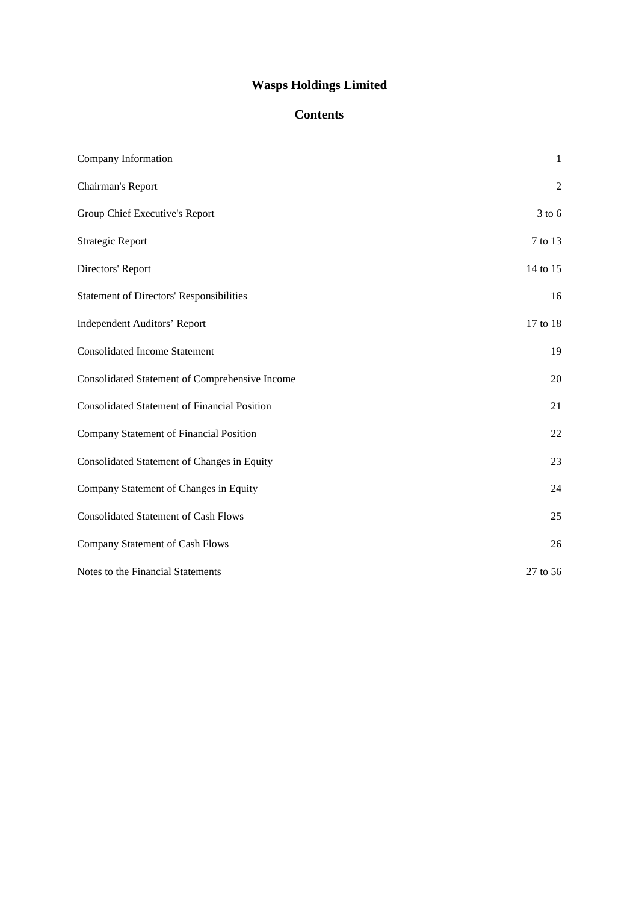# Wasps Holdings Limited

## Contents

| | |
|---|---|
| Company Information | 1 |
| Chairman's Report | 2 |
| Group Chief Executive's Report | 3 to 6 |
| Strategic Report | 7 to 13 |
| Directors' Report | 14 to 15 |
| Statement of Directors' Responsibilities | 16 |
| Independent Auditors' Report | 17 to 18 |
| Consolidated Income Statement | 19 |
| Consolidated Statement of Comprehensive Income | 20 |
| Consolidated Statement of Financial Position | 21 |
| Company Statement of Financial Position | 22 |
| Consolidated Statement of Changes in Equity | 23 |
| Company Statement of Changes in Equity | 24 |
| Consolidated Statement of Cash Flows | 25 |
| Company Statement of Cash Flows | 26 |
| Notes to the Financial Statements | 27 to 56 |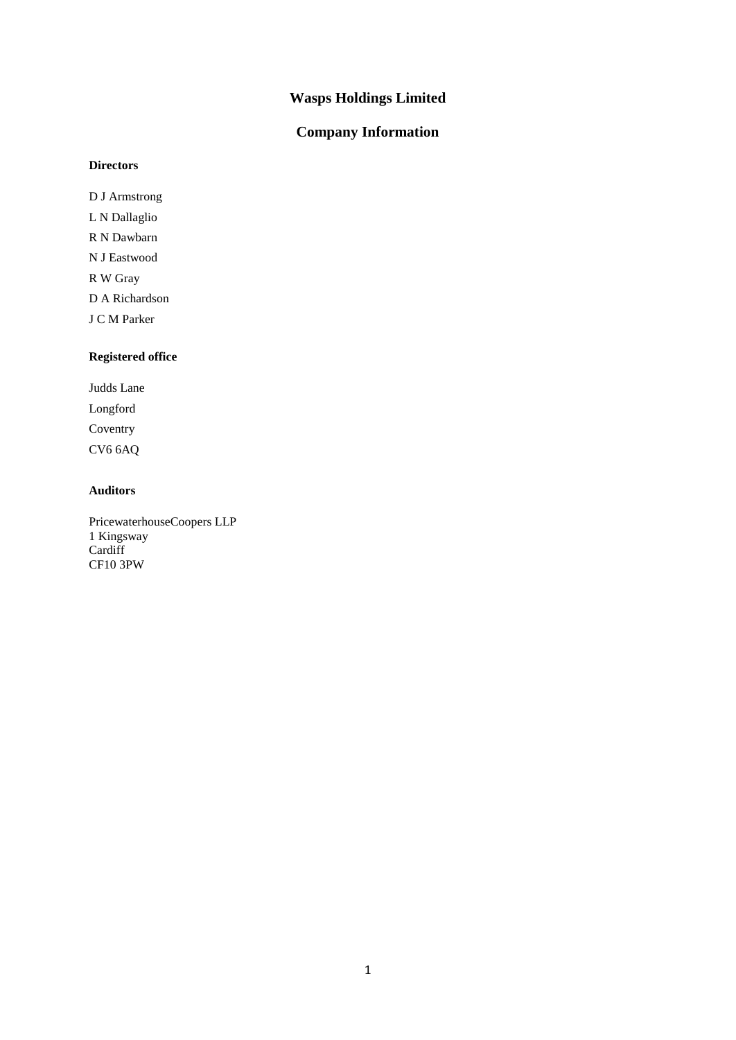# Wasps Holdings Limited

## Company Information

**Directors**

D J Armstrong

L N Dallaglio

R N Dawbarn

N J Eastwood

R W Gray

D A Richardson

J C M Parker

**Registered office**

Judds Lane

Longford

Coventry

CV6 6AQ

**Auditors**

PricewaterhouseCoopers LLP
1 Kingsway
Cardiff
CF10 3PW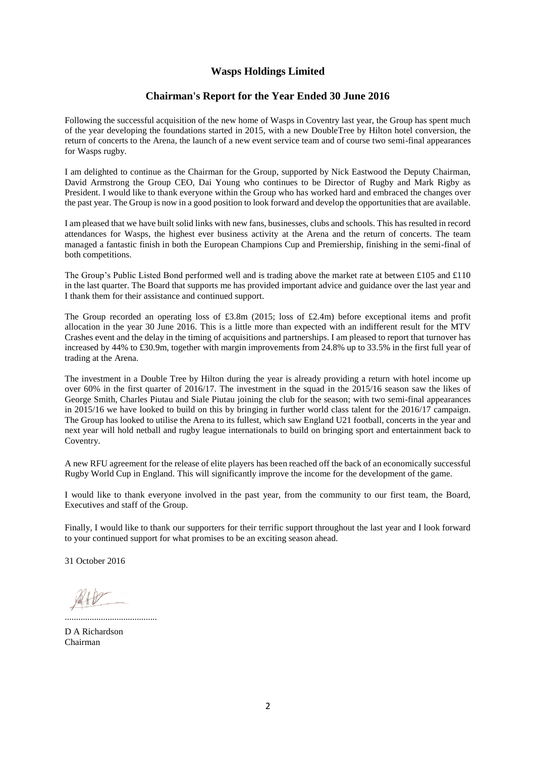# Wasps Holdings Limited

## Chairman's Report for the Year Ended 30 June 2016

Following the successful acquisition of the new home of Wasps in Coventry last year, the Group has spent much of the year developing the foundations started in 2015, with a new DoubleTree by Hilton hotel conversion, the return of concerts to the Arena, the launch of a new event service team and of course two semi-final appearances for Wasps rugby.

I am delighted to continue as the Chairman for the Group, supported by Nick Eastwood the Deputy Chairman, David Armstrong the Group CEO, Dai Young who continues to be Director of Rugby and Mark Rigby as President. I would like to thank everyone within the Group who has worked hard and embraced the changes over the past year. The Group is now in a good position to look forward and develop the opportunities that are available.

I am pleased that we have built solid links with new fans, businesses, clubs and schools. This has resulted in record attendances for Wasps, the highest ever business activity at the Arena and the return of concerts. The team managed a fantastic finish in both the European Champions Cup and Premiership, finishing in the semi-final of both competitions.

The Group's Public Listed Bond performed well and is trading above the market rate at between £105 and £110 in the last quarter. The Board that supports me has provided important advice and guidance over the last year and I thank them for their assistance and continued support.

The Group recorded an operating loss of £3.8m (2015; loss of £2.4m) before exceptional items and profit allocation in the year 30 June 2016. This is a little more than expected with an indifferent result for the MTV Crashes event and the delay in the timing of acquisitions and partnerships. I am pleased to report that turnover has increased by 44% to £30.9m, together with margin improvements from 24.8% up to 33.5% in the first full year of trading at the Arena.

The investment in a Double Tree by Hilton during the year is already providing a return with hotel income up over 60% in the first quarter of 2016/17. The investment in the squad in the 2015/16 season saw the likes of George Smith, Charles Piutau and Siale Piutau joining the club for the season; with two semi-final appearances in 2015/16 we have looked to build on this by bringing in further world class talent for the 2016/17 campaign. The Group has looked to utilise the Arena to its fullest, which saw England U21 football, concerts in the year and next year will hold netball and rugby league internationals to build on bringing sport and entertainment back to Coventry.

A new RFU agreement for the release of elite players has been reached off the back of an economically successful Rugby World Cup in England. This will significantly improve the income for the development of the game.

I would like to thank everyone involved in the past year, from the community to our first team, the Board, Executives and staff of the Group.

Finally, I would like to thank our supporters for their terrific support throughout the last year and I look forward to your continued support for what promises to be an exciting season ahead.

31 October 2016

.........................................

D A Richardson
Chairman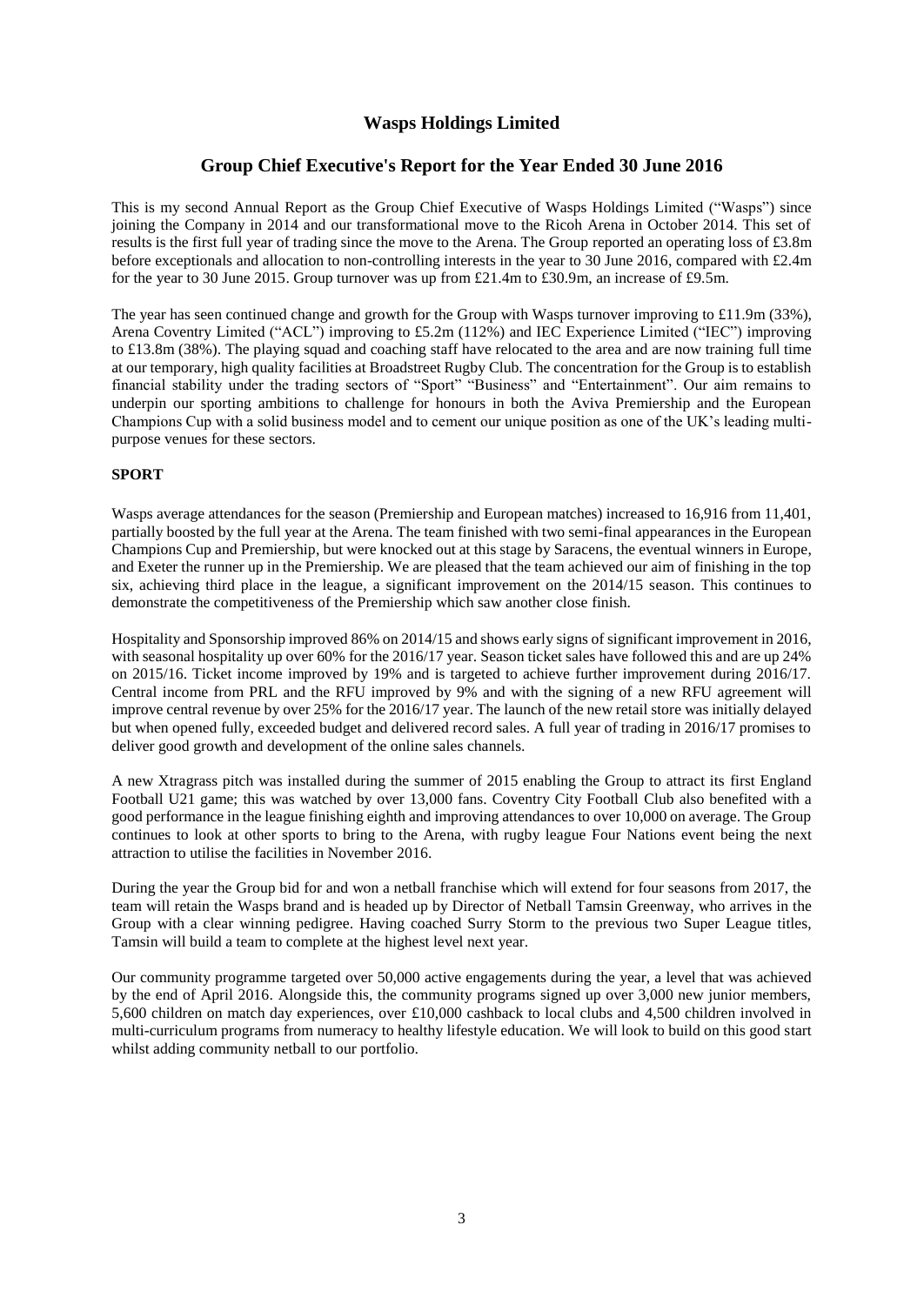# Wasps Holdings Limited

## Group Chief Executive's Report for the Year Ended 30 June 2016

This is my second Annual Report as the Group Chief Executive of Wasps Holdings Limited ("Wasps") since joining the Company in 2014 and our transformational move to the Ricoh Arena in October 2014. This set of results is the first full year of trading since the move to the Arena. The Group reported an operating loss of £3.8m before exceptionals and allocation to non-controlling interests in the year to 30 June 2016, compared with £2.4m for the year to 30 June 2015. Group turnover was up from £21.4m to £30.9m, an increase of £9.5m.

The year has seen continued change and growth for the Group with Wasps turnover improving to £11.9m (33%), Arena Coventry Limited ("ACL") improving to £5.2m (112%) and IEC Experience Limited ("IEC") improving to £13.8m (38%). The playing squad and coaching staff have relocated to the area and are now training full time at our temporary, high quality facilities at Broadstreet Rugby Club. The concentration for the Group is to establish financial stability under the trading sectors of "Sport" "Business" and "Entertainment". Our aim remains to underpin our sporting ambitions to challenge for honours in both the Aviva Premiership and the European Champions Cup with a solid business model and to cement our unique position as one of the UK's leading multi-purpose venues for these sectors.

**SPORT**

Wasps average attendances for the season (Premiership and European matches) increased to 16,916 from 11,401, partially boosted by the full year at the Arena. The team finished with two semi-final appearances in the European Champions Cup and Premiership, but were knocked out at this stage by Saracens, the eventual winners in Europe, and Exeter the runner up in the Premiership. We are pleased that the team achieved our aim of finishing in the top six, achieving third place in the league, a significant improvement on the 2014/15 season. This continues to demonstrate the competitiveness of the Premiership which saw another close finish.

Hospitality and Sponsorship improved 86% on 2014/15 and shows early signs of significant improvement in 2016, with seasonal hospitality up over 60% for the 2016/17 year. Season ticket sales have followed this and are up 24% on 2015/16. Ticket income improved by 19% and is targeted to achieve further improvement during 2016/17. Central income from PRL and the RFU improved by 9% and with the signing of a new RFU agreement will improve central revenue by over 25% for the 2016/17 year. The launch of the new retail store was initially delayed but when opened fully, exceeded budget and delivered record sales. A full year of trading in 2016/17 promises to deliver good growth and development of the online sales channels.

A new Xtragrass pitch was installed during the summer of 2015 enabling the Group to attract its first England Football U21 game; this was watched by over 13,000 fans. Coventry City Football Club also benefited with a good performance in the league finishing eighth and improving attendances to over 10,000 on average. The Group continues to look at other sports to bring to the Arena, with rugby league Four Nations event being the next attraction to utilise the facilities in November 2016.

During the year the Group bid for and won a netball franchise which will extend for four seasons from 2017, the team will retain the Wasps brand and is headed up by Director of Netball Tamsin Greenway, who arrives in the Group with a clear winning pedigree. Having coached Surry Storm to the previous two Super League titles, Tamsin will build a team to complete at the highest level next year.

Our community programme targeted over 50,000 active engagements during the year, a level that was achieved by the end of April 2016. Alongside this, the community programs signed up over 3,000 new junior members, 5,600 children on match day experiences, over £10,000 cashback to local clubs and 4,500 children involved in multi-curriculum programs from numeracy to healthy lifestyle education. We will look to build on this good start whilst adding community netball to our portfolio.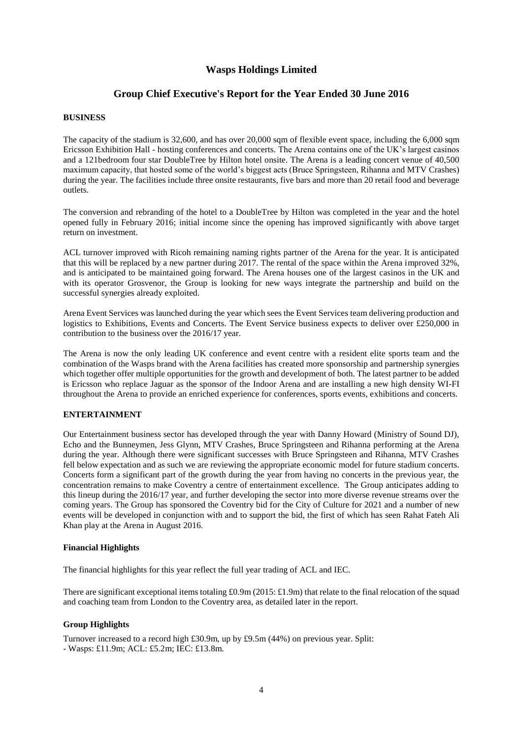# Wasps Holdings Limited

## Group Chief Executive's Report for the Year Ended 30 June 2016

**BUSINESS**

The capacity of the stadium is 32,600, and has over 20,000 sqm of flexible event space, including the 6,000 sqm Ericsson Exhibition Hall - hosting conferences and concerts. The Arena contains one of the UK's largest casinos and a 121bedroom four star DoubleTree by Hilton hotel onsite. The Arena is a leading concert venue of 40,500 maximum capacity, that hosted some of the world's biggest acts (Bruce Springsteen, Rihanna and MTV Crashes) during the year. The facilities include three onsite restaurants, five bars and more than 20 retail food and beverage outlets.

The conversion and rebranding of the hotel to a DoubleTree by Hilton was completed in the year and the hotel opened fully in February 2016; initial income since the opening has improved significantly with above target return on investment.

ACL turnover improved with Ricoh remaining naming rights partner of the Arena for the year. It is anticipated that this will be replaced by a new partner during 2017. The rental of the space within the Arena improved 32%, and is anticipated to be maintained going forward. The Arena houses one of the largest casinos in the UK and with its operator Grosvenor, the Group is looking for new ways integrate the partnership and build on the successful synergies already exploited.

Arena Event Services was launched during the year which sees the Event Services team delivering production and logistics to Exhibitions, Events and Concerts. The Event Service business expects to deliver over £250,000 in contribution to the business over the 2016/17 year.

The Arena is now the only leading UK conference and event centre with a resident elite sports team and the combination of the Wasps brand with the Arena facilities has created more sponsorship and partnership synergies which together offer multiple opportunities for the growth and development of both. The latest partner to be added is Ericsson who replace Jaguar as the sponsor of the Indoor Arena and are installing a new high density WI-FI throughout the Arena to provide an enriched experience for conferences, sports events, exhibitions and concerts.

**ENTERTAINMENT**

Our Entertainment business sector has developed through the year with Danny Howard (Ministry of Sound DJ), Echo and the Bunneymen, Jess Glynn, MTV Crashes, Bruce Springsteen and Rihanna performing at the Arena during the year. Although there were significant successes with Bruce Springsteen and Rihanna, MTV Crashes fell below expectation and as such we are reviewing the appropriate economic model for future stadium concerts. Concerts form a significant part of the growth during the year from having no concerts in the previous year, the concentration remains to make Coventry a centre of entertainment excellence. The Group anticipates adding to this lineup during the 2016/17 year, and further developing the sector into more diverse revenue streams over the coming years. The Group has sponsored the Coventry bid for the City of Culture for 2021 and a number of new events will be developed in conjunction with and to support the bid, the first of which has seen Rahat Fateh Ali Khan play at the Arena in August 2016.

**Financial Highlights**

The financial highlights for this year reflect the full year trading of ACL and IEC.

There are significant exceptional items totaling £0.9m (2015: £1.9m) that relate to the final relocation of the squad and coaching team from London to the Coventry area, as detailed later in the report.

**Group Highlights**

Turnover increased to a record high £30.9m, up by £9.5m (44%) on previous year. Split:
- Wasps: £11.9m; ACL: £5.2m; IEC: £13.8m.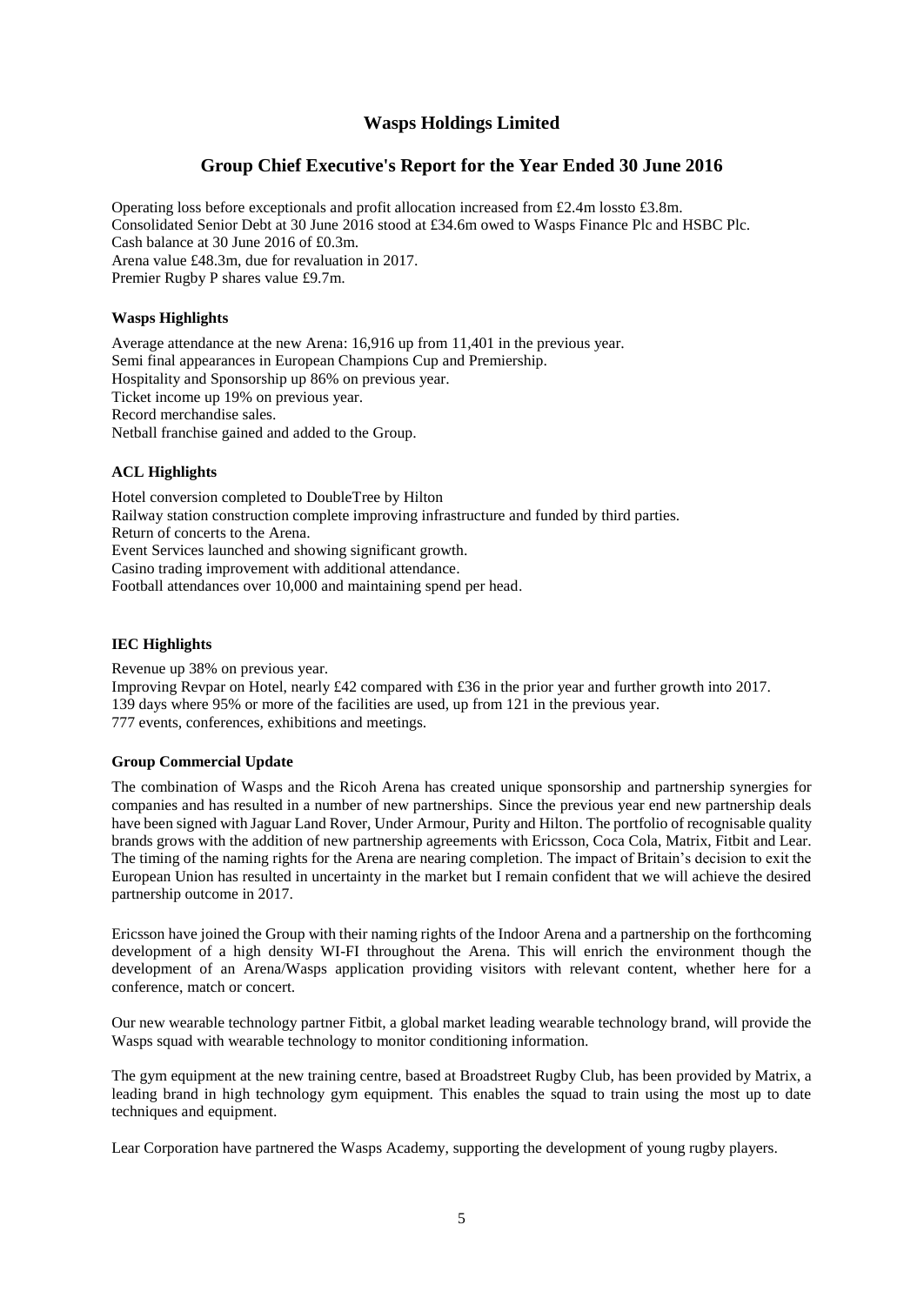# Wasps Holdings Limited

## Group Chief Executive's Report for the Year Ended 30 June 2016

Operating loss before exceptionals and profit allocation increased from £2.4m lossto £3.8m.
Consolidated Senior Debt at 30 June 2016 stood at £34.6m owed to Wasps Finance Plc and HSBC Plc.
Cash balance at 30 June 2016 of £0.3m.
Arena value £48.3m, due for revaluation in 2017.
Premier Rugby P shares value £9.7m.

**Wasps Highlights**

Average attendance at the new Arena: 16,916 up from 11,401 in the previous year.
Semi final appearances in European Champions Cup and Premiership.
Hospitality and Sponsorship up 86% on previous year.
Ticket income up 19% on previous year.
Record merchandise sales.
Netball franchise gained and added to the Group.

**ACL Highlights**

Hotel conversion completed to DoubleTree by Hilton
Railway station construction complete improving infrastructure and funded by third parties.
Return of concerts to the Arena.
Event Services launched and showing significant growth.
Casino trading improvement with additional attendance.
Football attendances over 10,000 and maintaining spend per head.

**IEC Highlights**

Revenue up 38% on previous year.
Improving Revpar on Hotel, nearly £42 compared with £36 in the prior year and further growth into 2017.
139 days where 95% or more of the facilities are used, up from 121 in the previous year.
777 events, conferences, exhibitions and meetings.

**Group Commercial Update**

The combination of Wasps and the Ricoh Arena has created unique sponsorship and partnership synergies for companies and has resulted in a number of new partnerships. Since the previous year end new partnership deals have been signed with Jaguar Land Rover, Under Armour, Purity and Hilton. The portfolio of recognisable quality brands grows with the addition of new partnership agreements with Ericsson, Coca Cola, Matrix, Fitbit and Lear. The timing of the naming rights for the Arena are nearing completion. The impact of Britain's decision to exit the European Union has resulted in uncertainty in the market but I remain confident that we will achieve the desired partnership outcome in 2017.

Ericsson have joined the Group with their naming rights of the Indoor Arena and a partnership on the forthcoming development of a high density WI-FI throughout the Arena. This will enrich the environment though the development of an Arena/Wasps application providing visitors with relevant content, whether here for a conference, match or concert.

Our new wearable technology partner Fitbit, a global market leading wearable technology brand, will provide the Wasps squad with wearable technology to monitor conditioning information.

The gym equipment at the new training centre, based at Broadstreet Rugby Club, has been provided by Matrix, a leading brand in high technology gym equipment. This enables the squad to train using the most up to date techniques and equipment.

Lear Corporation have partnered the Wasps Academy, supporting the development of young rugby players.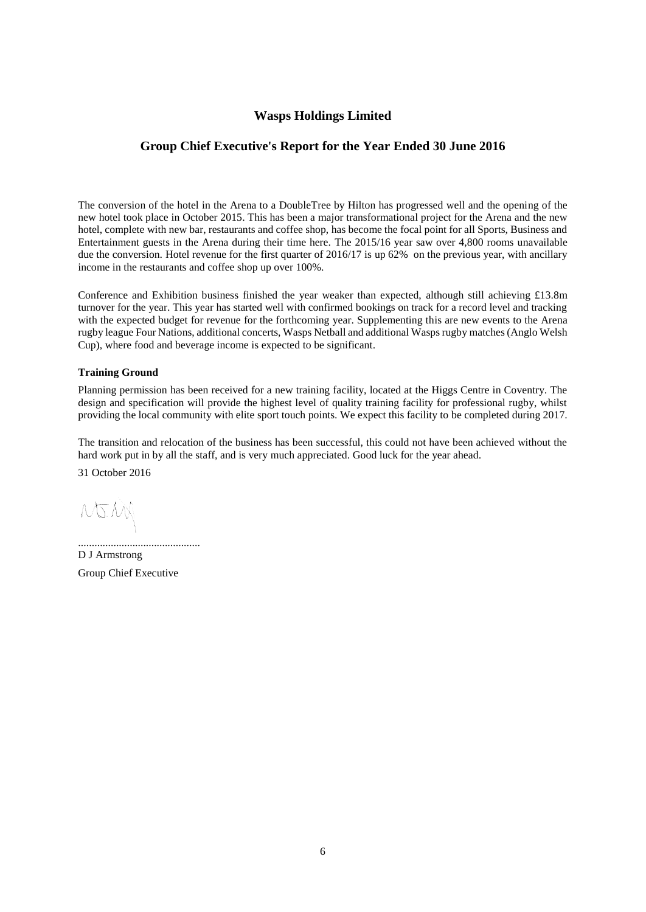# Wasps Holdings Limited

## Group Chief Executive's Report for the Year Ended 30 June 2016

The conversion of the hotel in the Arena to a DoubleTree by Hilton has progressed well and the opening of the new hotel took place in October 2015. This has been a major transformational project for the Arena and the new hotel, complete with new bar, restaurants and coffee shop, has become the focal point for all Sports, Business and Entertainment guests in the Arena during their time here. The 2015/16 year saw over 4,800 rooms unavailable due the conversion. Hotel revenue for the first quarter of 2016/17 is up 62% on the previous year, with ancillary income in the restaurants and coffee shop up over 100%.

Conference and Exhibition business finished the year weaker than expected, although still achieving £13.8m turnover for the year. This year has started well with confirmed bookings on track for a record level and tracking with the expected budget for revenue for the forthcoming year. Supplementing this are new events to the Arena rugby league Four Nations, additional concerts, Wasps Netball and additional Wasps rugby matches (Anglo Welsh Cup), where food and beverage income is expected to be significant.

**Training Ground**

Planning permission has been received for a new training facility, located at the Higgs Centre in Coventry. The design and specification will provide the highest level of quality training facility for professional rugby, whilst providing the local community with elite sport touch points. We expect this facility to be completed during 2017.

The transition and relocation of the business has been successful, this could not have been achieved without the hard work put in by all the staff, and is very much appreciated. Good luck for the year ahead.

31 October 2016

............................................

D J Armstrong

Group Chief Executive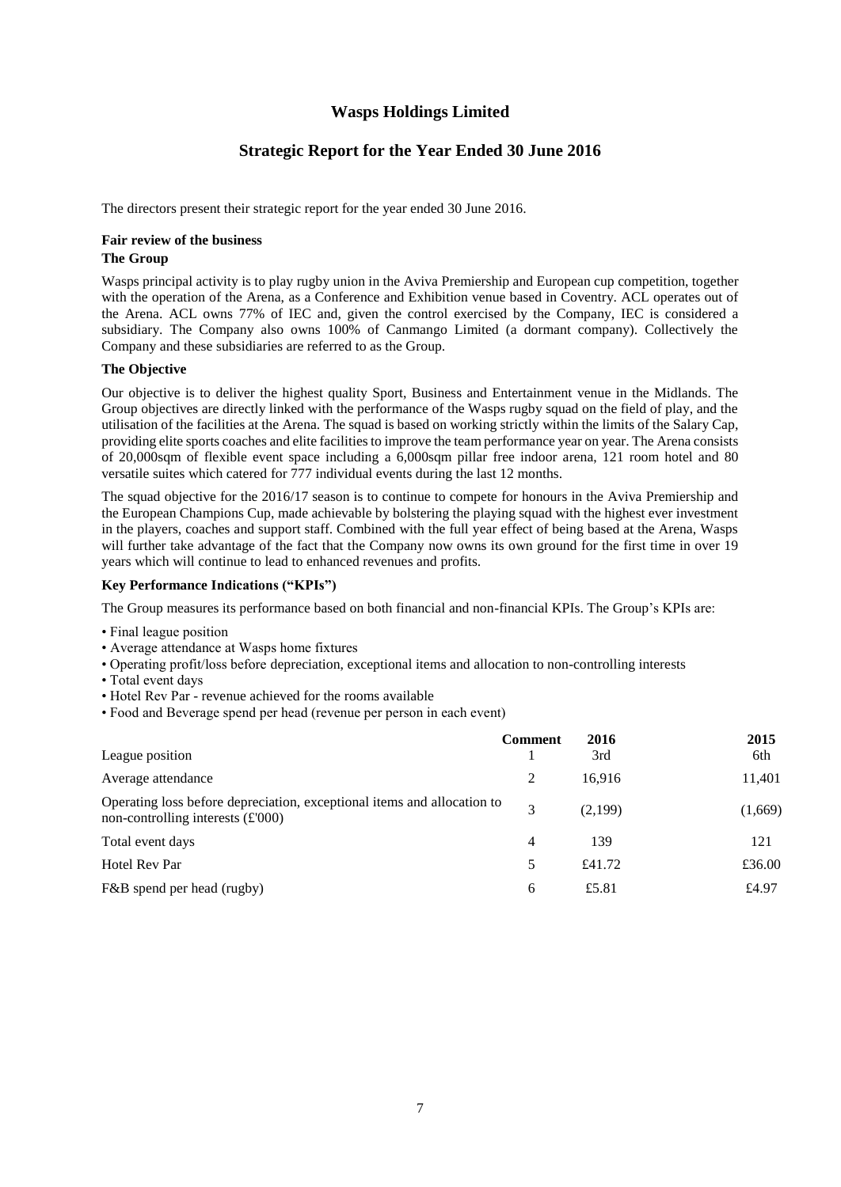# Wasps Holdings Limited

## Strategic Report for the Year Ended 30 June 2016

The directors present their strategic report for the year ended 30 June 2016.

**Fair review of the business**

**The Group**

Wasps principal activity is to play rugby union in the Aviva Premiership and European cup competition, together with the operation of the Arena, as a Conference and Exhibition venue based in Coventry. ACL operates out of the Arena. ACL owns 77% of IEC and, given the control exercised by the Company, IEC is considered a subsidiary. The Company also owns 100% of Canmango Limited (a dormant company). Collectively the Company and these subsidiaries are referred to as the Group.

**The Objective**

Our objective is to deliver the highest quality Sport, Business and Entertainment venue in the Midlands. The Group objectives are directly linked with the performance of the Wasps rugby squad on the field of play, and the utilisation of the facilities at the Arena. The squad is based on working strictly within the limits of the Salary Cap, providing elite sports coaches and elite facilities to improve the team performance year on year. The Arena consists of 20,000sqm of flexible event space including a 6,000sqm pillar free indoor arena, 121 room hotel and 80 versatile suites which catered for 777 individual events during the last 12 months.

The squad objective for the 2016/17 season is to continue to compete for honours in the Aviva Premiership and the European Champions Cup, made achievable by bolstering the playing squad with the highest ever investment in the players, coaches and support staff. Combined with the full year effect of being based at the Arena, Wasps will further take advantage of the fact that the Company now owns its own ground for the first time in over 19 years which will continue to lead to enhanced revenues and profits.

**Key Performance Indications ("KPIs")**

The Group measures its performance based on both financial and non-financial KPIs. The Group's KPIs are:

- Final league position
- Average attendance at Wasps home fixtures
- Operating profit/loss before depreciation, exceptional items and allocation to non-controlling interests
- Total event days
- Hotel Rev Par - revenue achieved for the rooms available
- Food and Beverage spend per head (revenue per person in each event)

| | Comment | 2016 | 2015 |
|---|---|---|---|
| League position | 1 | 3rd | 6th |
| Average attendance | 2 | 16,916 | 11,401 |
| Operating loss before depreciation, exceptional items and allocation to non-controlling interests (£'000) | 3 | (2,199) | (1,669) |
| Total event days | 4 | 139 | 121 |
| Hotel Rev Par | 5 | £41.72 | £36.00 |
| F&B spend per head (rugby) | 6 | £5.81 | £4.97 |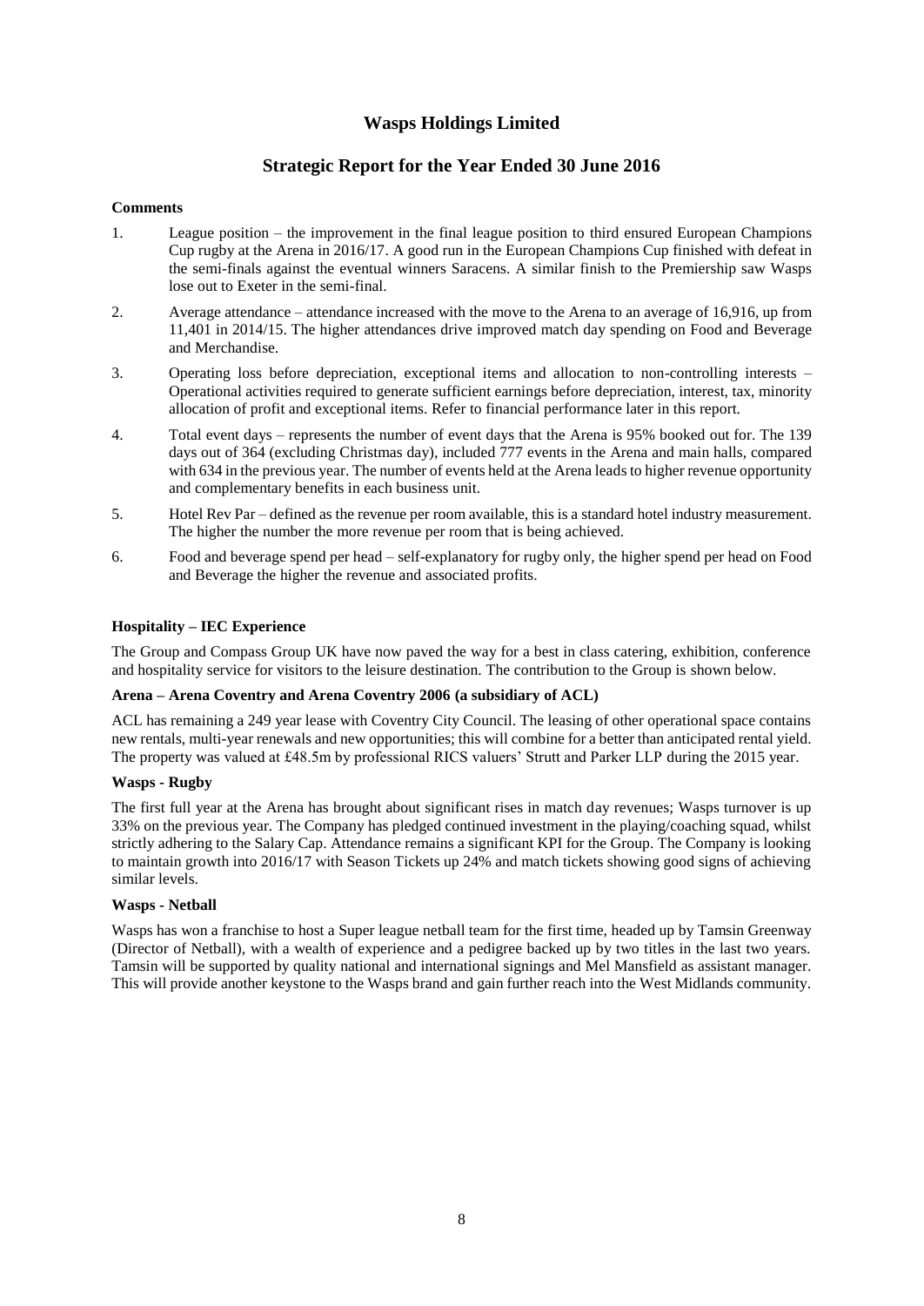# Wasps Holdings Limited

## Strategic Report for the Year Ended 30 June 2016

**Comments**

1. League position – the improvement in the final league position to third ensured European Champions Cup rugby at the Arena in 2016/17. A good run in the European Champions Cup finished with defeat in the semi-finals against the eventual winners Saracens. A similar finish to the Premiership saw Wasps lose out to Exeter in the semi-final.
2. Average attendance – attendance increased with the move to the Arena to an average of 16,916, up from 11,401 in 2014/15. The higher attendances drive improved match day spending on Food and Beverage and Merchandise.
3. Operating loss before depreciation, exceptional items and allocation to non-controlling interests – Operational activities required to generate sufficient earnings before depreciation, interest, tax, minority allocation of profit and exceptional items. Refer to financial performance later in this report.
4. Total event days – represents the number of event days that the Arena is 95% booked out for. The 139 days out of 364 (excluding Christmas day), included 777 events in the Arena and main halls, compared with 634 in the previous year. The number of events held at the Arena leads to higher revenue opportunity and complementary benefits in each business unit.
5. Hotel Rev Par – defined as the revenue per room available, this is a standard hotel industry measurement. The higher the number the more revenue per room that is being achieved.
6. Food and beverage spend per head – self-explanatory for rugby only, the higher spend per head on Food and Beverage the higher the revenue and associated profits.

**Hospitality – IEC Experience**

The Group and Compass Group UK have now paved the way for a best in class catering, exhibition, conference and hospitality service for visitors to the leisure destination. The contribution to the Group is shown below.

**Arena – Arena Coventry and Arena Coventry 2006 (a subsidiary of ACL)**

ACL has remaining a 249 year lease with Coventry City Council. The leasing of other operational space contains new rentals, multi-year renewals and new opportunities; this will combine for a better than anticipated rental yield. The property was valued at £48.5m by professional RICS valuers' Strutt and Parker LLP during the 2015 year.

**Wasps - Rugby**

The first full year at the Arena has brought about significant rises in match day revenues; Wasps turnover is up 33% on the previous year. The Company has pledged continued investment in the playing/coaching squad, whilst strictly adhering to the Salary Cap. Attendance remains a significant KPI for the Group. The Company is looking to maintain growth into 2016/17 with Season Tickets up 24% and match tickets showing good signs of achieving similar levels.

**Wasps - Netball**

Wasps has won a franchise to host a Super league netball team for the first time, headed up by Tamsin Greenway (Director of Netball), with a wealth of experience and a pedigree backed up by two titles in the last two years. Tamsin will be supported by quality national and international signings and Mel Mansfield as assistant manager. This will provide another keystone to the Wasps brand and gain further reach into the West Midlands community.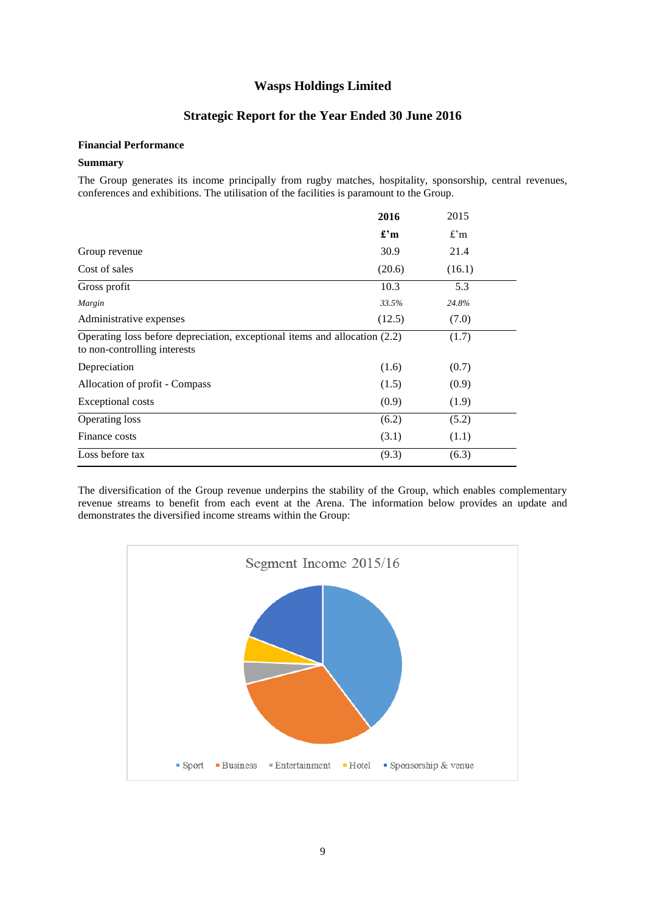# Wasps Holdings Limited

## Strategic Report for the Year Ended 30 June 2016

### Financial Performance

**Summary**

The Group generates its income principally from rugby matches, hospitality, sponsorship, central revenues, conferences and exhibitions. The utilisation of the facilities is paramount to the Group.

| | **2016** | 2015 |
|---|---|---|
| | **£'m** | £'m |
| Group revenue | 30.9 | 21.4 |
| Cost of sales | (20.6) | (16.1) |
| Gross profit | 10.3 | 5.3 |
| *Margin* | *33.5%* | *24.8%* |
| Administrative expenses | (12.5) | (7.0) |
| Operating loss before depreciation, exceptional items and allocation to non-controlling interests | (2.2) | (1.7) |
| Depreciation | (1.6) | (0.7) |
| Allocation of profit - Compass | (1.5) | (0.9) |
| Exceptional costs | (0.9) | (1.9) |
| Operating loss | (6.2) | (5.2) |
| Finance costs | (3.1) | (1.1) |
| Loss before tax | (9.3) | (6.3) |

The diversification of the Group revenue underpins the stability of the Group, which enables complementary revenue streams to benefit from each event at the Arena. The information below provides an update and demonstrates the diversified income streams within the Group:

Segment Income 2015/16

Sport, Business, Entertainment, Hotel, Sponsorship & venue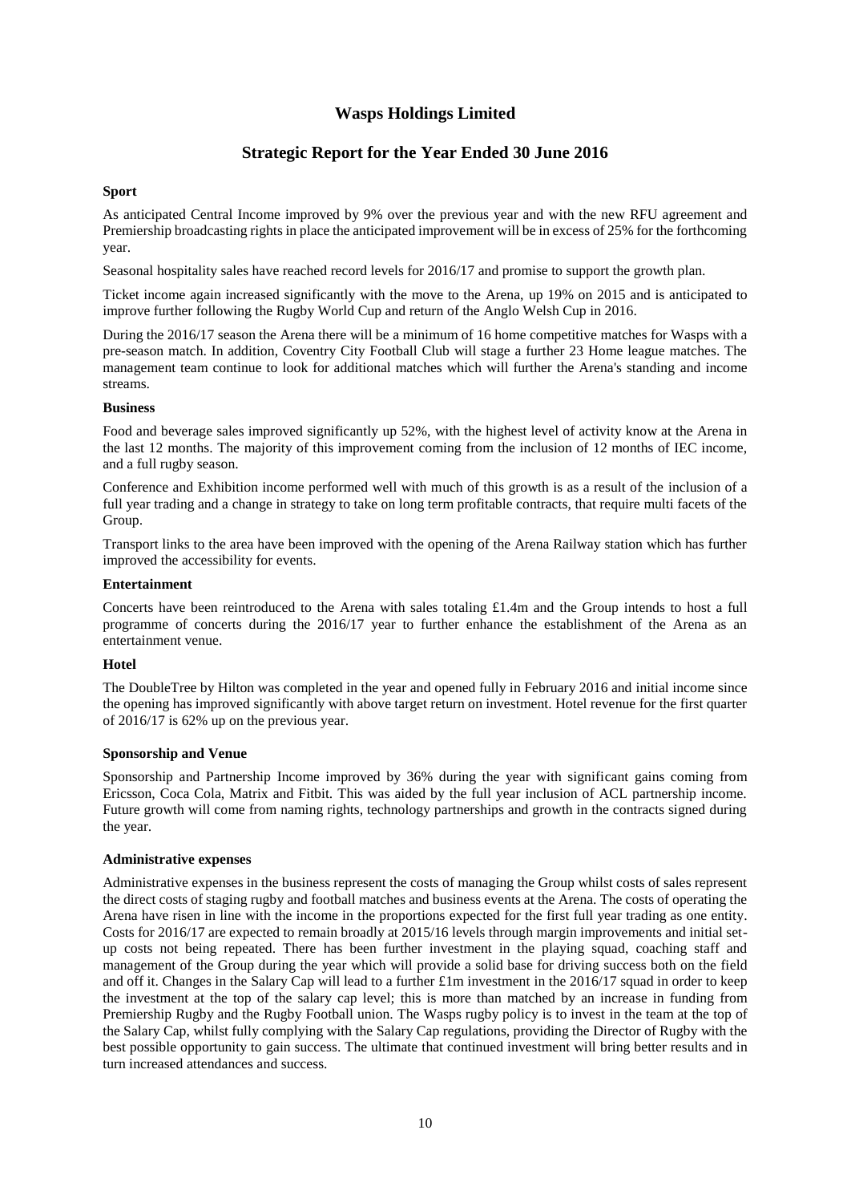# Wasps Holdings Limited

## Strategic Report for the Year Ended 30 June 2016

**Sport**

As anticipated Central Income improved by 9% over the previous year and with the new RFU agreement and Premiership broadcasting rights in place the anticipated improvement will be in excess of 25% for the forthcoming year.

Seasonal hospitality sales have reached record levels for 2016/17 and promise to support the growth plan.

Ticket income again increased significantly with the move to the Arena, up 19% on 2015 and is anticipated to improve further following the Rugby World Cup and return of the Anglo Welsh Cup in 2016.

During the 2016/17 season the Arena there will be a minimum of 16 home competitive matches for Wasps with a pre-season match. In addition, Coventry City Football Club will stage a further 23 Home league matches. The management team continue to look for additional matches which will further the Arena's standing and income streams.

**Business**

Food and beverage sales improved significantly up 52%, with the highest level of activity know at the Arena in the last 12 months. The majority of this improvement coming from the inclusion of 12 months of IEC income, and a full rugby season.

Conference and Exhibition income performed well with much of this growth is as a result of the inclusion of a full year trading and a change in strategy to take on long term profitable contracts, that require multi facets of the Group.

Transport links to the area have been improved with the opening of the Arena Railway station which has further improved the accessibility for events.

**Entertainment**

Concerts have been reintroduced to the Arena with sales totaling £1.4m and the Group intends to host a full programme of concerts during the 2016/17 year to further enhance the establishment of the Arena as an entertainment venue.

**Hotel**

The DoubleTree by Hilton was completed in the year and opened fully in February 2016 and initial income since the opening has improved significantly with above target return on investment. Hotel revenue for the first quarter of 2016/17 is 62% up on the previous year.

**Sponsorship and Venue**

Sponsorship and Partnership Income improved by 36% during the year with significant gains coming from Ericsson, Coca Cola, Matrix and Fitbit. This was aided by the full year inclusion of ACL partnership income. Future growth will come from naming rights, technology partnerships and growth in the contracts signed during the year.

**Administrative expenses**

Administrative expenses in the business represent the costs of managing the Group whilst costs of sales represent the direct costs of staging rugby and football matches and business events at the Arena. The costs of operating the Arena have risen in line with the income in the proportions expected for the first full year trading as one entity. Costs for 2016/17 are expected to remain broadly at 2015/16 levels through margin improvements and initial set-up costs not being repeated. There has been further investment in the playing squad, coaching staff and management of the Group during the year which will provide a solid base for driving success both on the field and off it. Changes in the Salary Cap will lead to a further £1m investment in the 2016/17 squad in order to keep the investment at the top of the salary cap level; this is more than matched by an increase in funding from Premiership Rugby and the Rugby Football union. The Wasps rugby policy is to invest in the team at the top of the Salary Cap, whilst fully complying with the Salary Cap regulations, providing the Director of Rugby with the best possible opportunity to gain success. The ultimate that continued investment will bring better results and in turn increased attendances and success.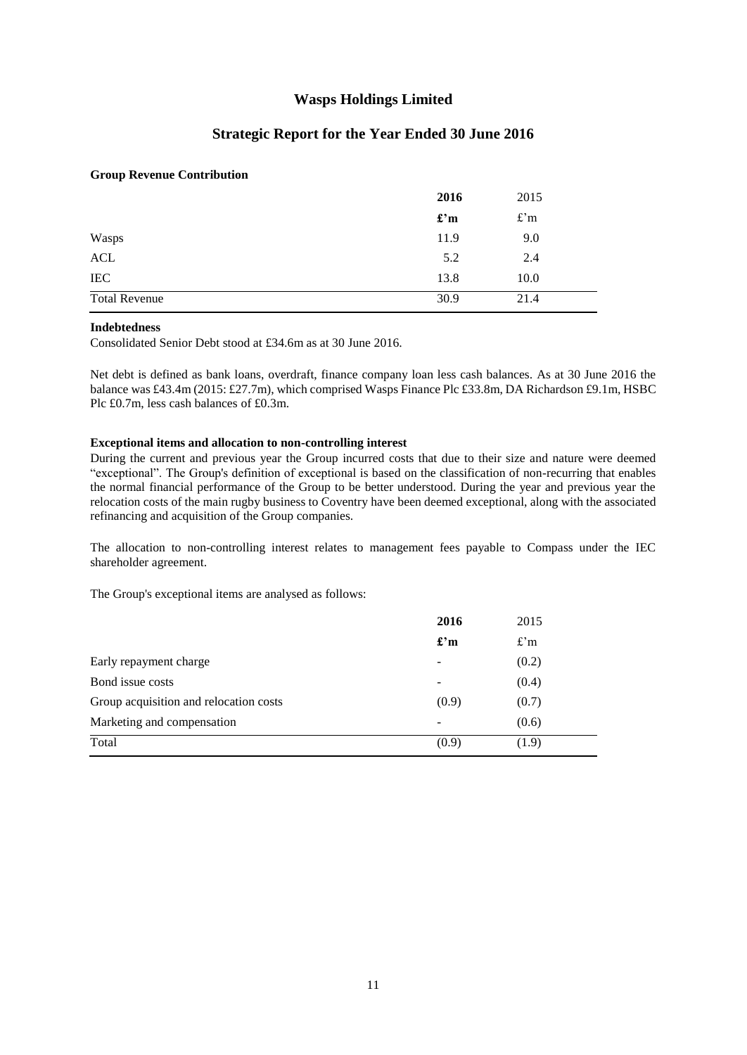# Wasps Holdings Limited

## Strategic Report for the Year Ended 30 June 2016

**Group Revenue Contribution**

| | **2016** | 2015 |
|---|---|---|
| | **£'m** | £'m |
| Wasps | 11.9 | 9.0 |
| ACL | 5.2 | 2.4 |
| IEC | 13.8 | 10.0 |
| Total Revenue | 30.9 | 21.4 |

**Indebtedness**

Consolidated Senior Debt stood at £34.6m as at 30 June 2016.

Net debt is defined as bank loans, overdraft, finance company loan less cash balances. As at 30 June 2016 the balance was £43.4m (2015: £27.7m), which comprised Wasps Finance Plc £33.8m, DA Richardson £9.1m, HSBC Plc £0.7m, less cash balances of £0.3m.

**Exceptional items and allocation to non-controlling interest**

During the current and previous year the Group incurred costs that due to their size and nature were deemed "exceptional". The Group's definition of exceptional is based on the classification of non-recurring that enables the normal financial performance of the Group to be better understood. During the year and previous year the relocation costs of the main rugby business to Coventry have been deemed exceptional, along with the associated refinancing and acquisition of the Group companies.

The allocation to non-controlling interest relates to management fees payable to Compass under the IEC shareholder agreement.

The Group's exceptional items are analysed as follows:

| | **2016** | 2015 |
|---|---|---|
| | **£'m** | £'m |
| Early repayment charge | - | (0.2) |
| Bond issue costs | - | (0.4) |
| Group acquisition and relocation costs | (0.9) | (0.7) |
| Marketing and compensation | - | (0.6) |
| Total | (0.9) | (1.9) |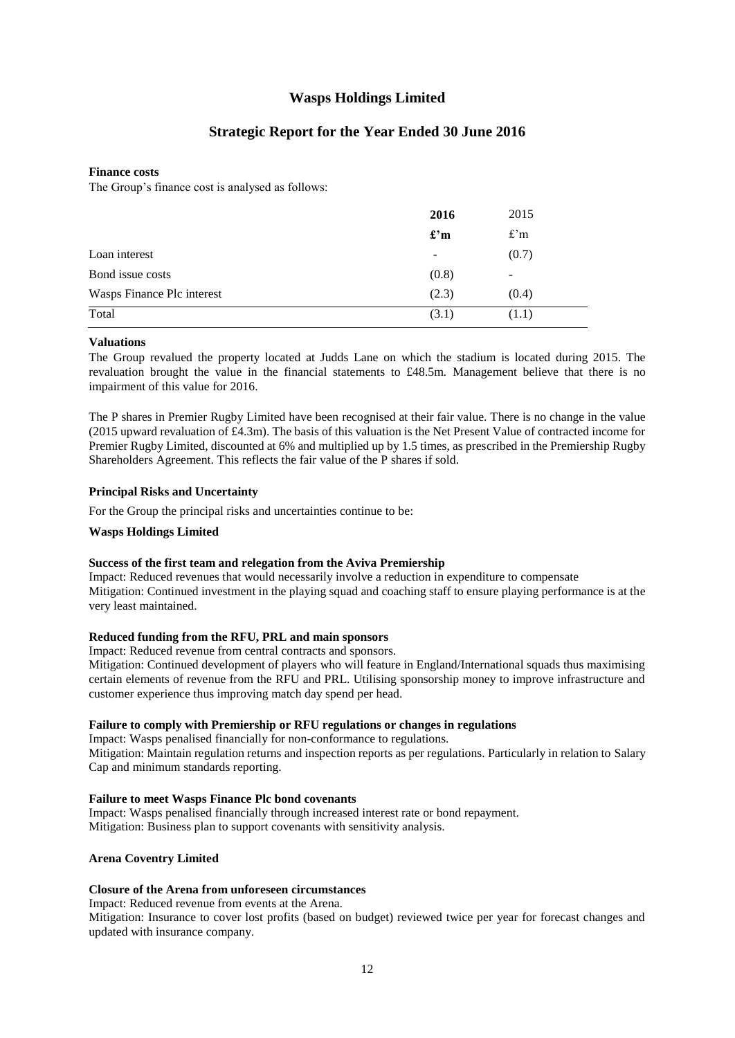# Wasps Holdings Limited

## Strategic Report for the Year Ended 30 June 2016

**Finance costs**

The Group's finance cost is analysed as follows:

| | **2016** | 2015 |
|---|---|---|
| | **£'m** | £'m |
| Loan interest | - | (0.7) |
| Bond issue costs | (0.8) | - |
| Wasps Finance Plc interest | (2.3) | (0.4) |
| Total | (3.1) | (1.1) |

**Valuations**

The Group revalued the property located at Judds Lane on which the stadium is located during 2015. The revaluation brought the value in the financial statements to £48.5m. Management believe that there is no impairment of this value for 2016.

The P shares in Premier Rugby Limited have been recognised at their fair value. There is no change in the value (2015 upward revaluation of £4.3m). The basis of this valuation is the Net Present Value of contracted income for Premier Rugby Limited, discounted at 6% and multiplied up by 1.5 times, as prescribed in the Premiership Rugby Shareholders Agreement. This reflects the fair value of the P shares if sold.

**Principal Risks and Uncertainty**

For the Group the principal risks and uncertainties continue to be:

**Wasps Holdings Limited**

**Success of the first team and relegation from the Aviva Premiership**

Impact: Reduced revenues that would necessarily involve a reduction in expenditure to compensate

Mitigation: Continued investment in the playing squad and coaching staff to ensure playing performance is at the very least maintained.

**Reduced funding from the RFU, PRL and main sponsors**

Impact: Reduced revenue from central contracts and sponsors.

Mitigation: Continued development of players who will feature in England/International squads thus maximising certain elements of revenue from the RFU and PRL. Utilising sponsorship money to improve infrastructure and customer experience thus improving match day spend per head.

**Failure to comply with Premiership or RFU regulations or changes in regulations**

Impact: Wasps penalised financially for non-conformance to regulations.

Mitigation: Maintain regulation returns and inspection reports as per regulations. Particularly in relation to Salary Cap and minimum standards reporting.

**Failure to meet Wasps Finance Plc bond covenants**

Impact: Wasps penalised financially through increased interest rate or bond repayment.

Mitigation: Business plan to support covenants with sensitivity analysis.

**Arena Coventry Limited**

**Closure of the Arena from unforeseen circumstances**

Impact: Reduced revenue from events at the Arena.

Mitigation: Insurance to cover lost profits (based on budget) reviewed twice per year for forecast changes and updated with insurance company.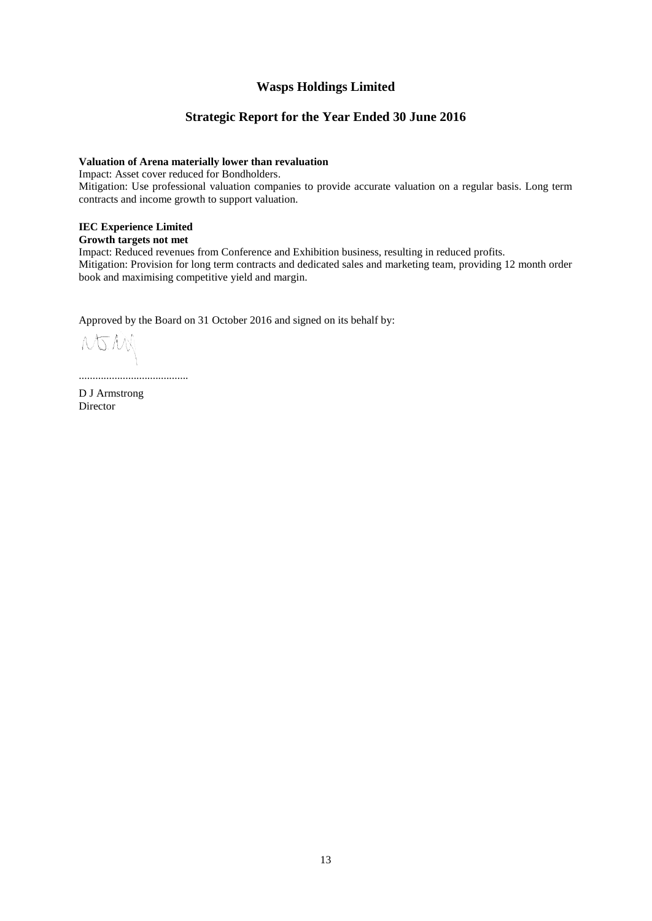**Valuation of Arena materially lower than revaluation**

Impact: Asset cover reduced for Bondholders.

Mitigation: Use professional valuation companies to provide accurate valuation on a regular basis. Long term contracts and income growth to support valuation.

**IEC Experience Limited**

**Growth targets not met**

Impact: Reduced revenues from Conference and Exhibition business, resulting in reduced profits.

Mitigation: Provision for long term contracts and dedicated sales and marketing team, providing 12 month order book and maximising competitive yield and margin.

Approved by the Board on 31 October 2016 and signed on its behalf by:

.........................................

D J Armstrong

Director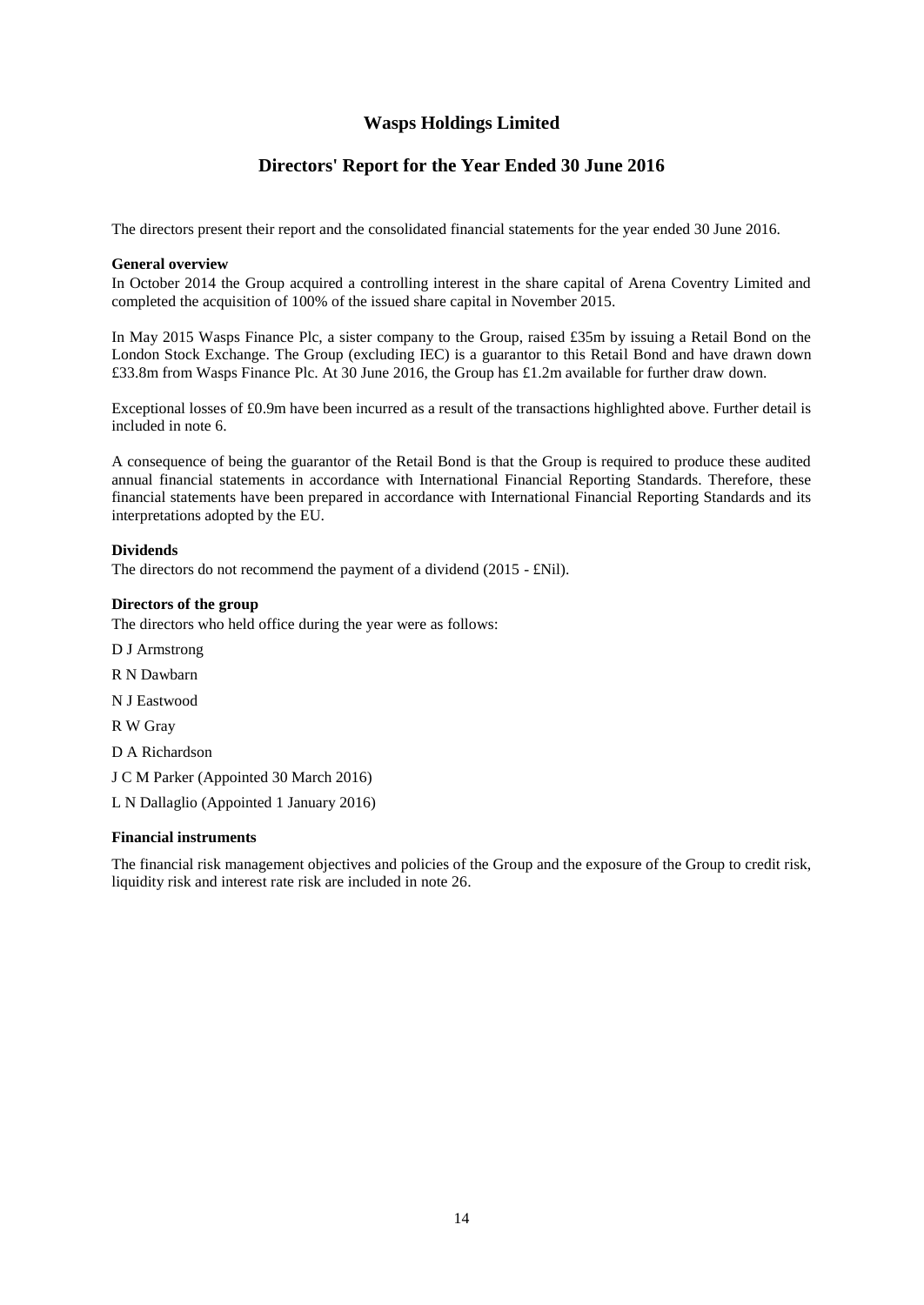# Wasps Holdings Limited

## Directors' Report for the Year Ended 30 June 2016

The directors present their report and the consolidated financial statements for the year ended 30 June 2016.

**General overview**

In October 2014 the Group acquired a controlling interest in the share capital of Arena Coventry Limited and completed the acquisition of 100% of the issued share capital in November 2015.

In May 2015 Wasps Finance Plc, a sister company to the Group, raised £35m by issuing a Retail Bond on the London Stock Exchange. The Group (excluding IEC) is a guarantor to this Retail Bond and have drawn down £33.8m from Wasps Finance Plc. At 30 June 2016, the Group has £1.2m available for further draw down.

Exceptional losses of £0.9m have been incurred as a result of the transactions highlighted above. Further detail is included in note 6.

A consequence of being the guarantor of the Retail Bond is that the Group is required to produce these audited annual financial statements in accordance with International Financial Reporting Standards. Therefore, these financial statements have been prepared in accordance with International Financial Reporting Standards and its interpretations adopted by the EU.

**Dividends**

The directors do not recommend the payment of a dividend (2015 - £Nil).

**Directors of the group**

The directors who held office during the year were as follows:

D J Armstrong

R N Dawbarn

N J Eastwood

R W Gray

D A Richardson

J C M Parker (Appointed 30 March 2016)

L N Dallaglio (Appointed 1 January 2016)

**Financial instruments**

The financial risk management objectives and policies of the Group and the exposure of the Group to credit risk, liquidity risk and interest rate risk are included in note 26.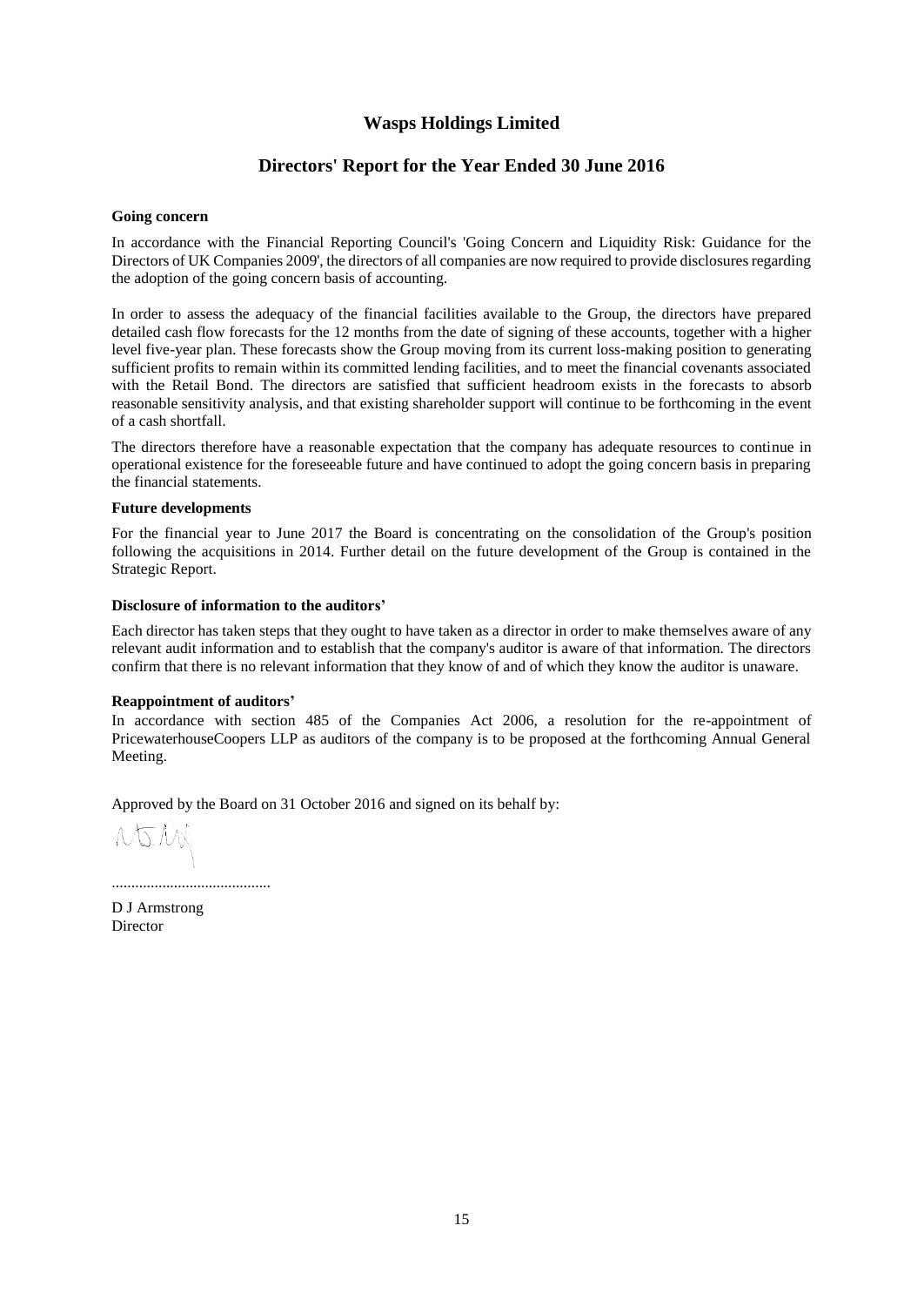# Wasps Holdings Limited

## Directors' Report for the Year Ended 30 June 2016

**Going concern**

In accordance with the Financial Reporting Council's 'Going Concern and Liquidity Risk: Guidance for the Directors of UK Companies 2009', the directors of all companies are now required to provide disclosures regarding the adoption of the going concern basis of accounting.

In order to assess the adequacy of the financial facilities available to the Group, the directors have prepared detailed cash flow forecasts for the 12 months from the date of signing of these accounts, together with a higher level five-year plan. These forecasts show the Group moving from its current loss-making position to generating sufficient profits to remain within its committed lending facilities, and to meet the financial covenants associated with the Retail Bond. The directors are satisfied that sufficient headroom exists in the forecasts to absorb reasonable sensitivity analysis, and that existing shareholder support will continue to be forthcoming in the event of a cash shortfall.

The directors therefore have a reasonable expectation that the company has adequate resources to continue in operational existence for the foreseeable future and have continued to adopt the going concern basis in preparing the financial statements.

**Future developments**

For the financial year to June 2017 the Board is concentrating on the consolidation of the Group's position following the acquisitions in 2014. Further detail on the future development of the Group is contained in the Strategic Report.

**Disclosure of information to the auditors'**

Each director has taken steps that they ought to have taken as a director in order to make themselves aware of any relevant audit information and to establish that the company's auditor is aware of that information. The directors confirm that there is no relevant information that they know of and of which they know the auditor is unaware.

**Reappointment of auditors'**

In accordance with section 485 of the Companies Act 2006, a resolution for the re-appointment of PricewaterhouseCoopers LLP as auditors of the company is to be proposed at the forthcoming Annual General Meeting.

Approved by the Board on 31 October 2016 and signed on its behalf by:

.........................................

D J Armstrong
Director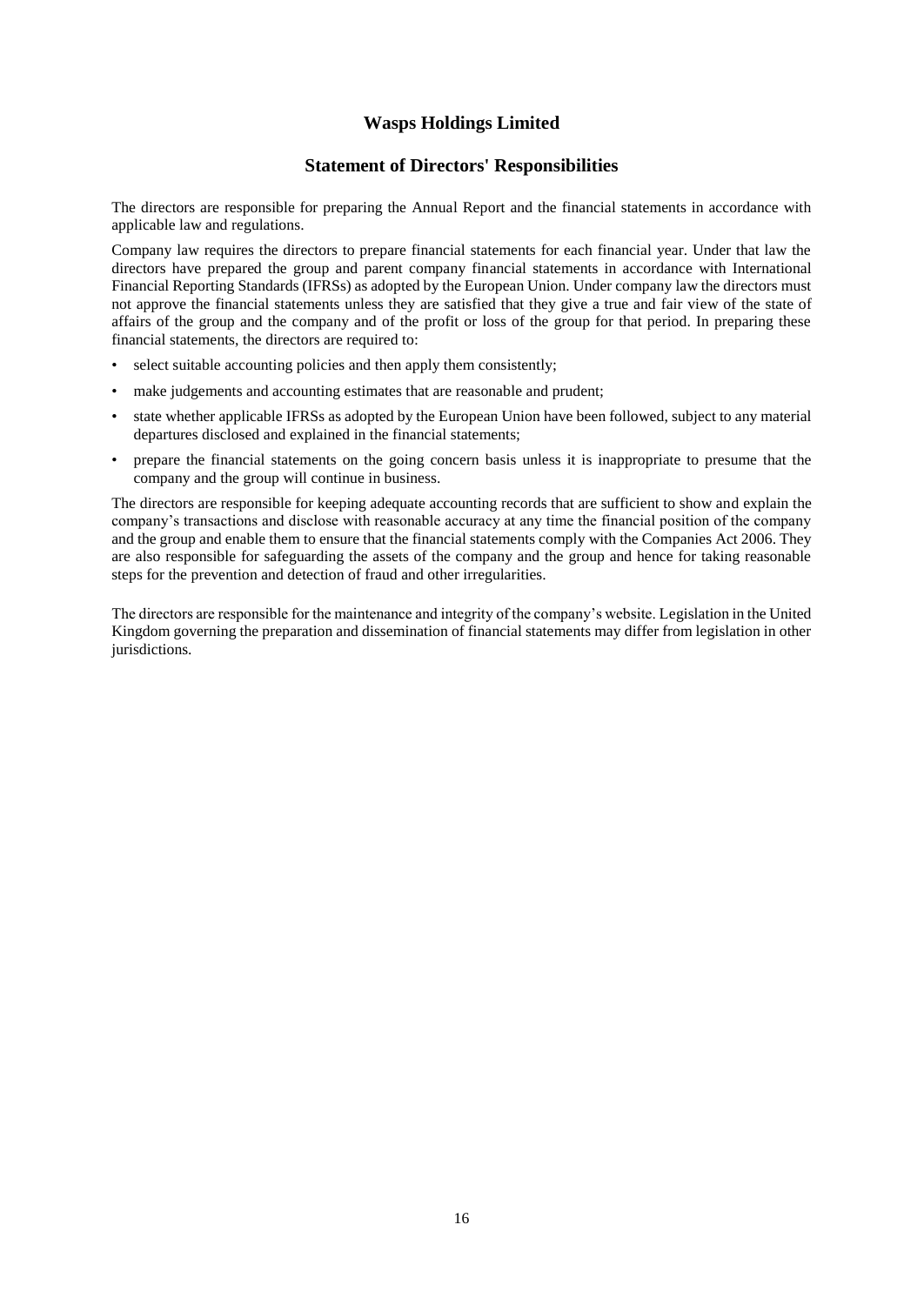# Wasps Holdings Limited

## Statement of Directors' Responsibilities

The directors are responsible for preparing the Annual Report and the financial statements in accordance with applicable law and regulations.

Company law requires the directors to prepare financial statements for each financial year. Under that law the directors have prepared the group and parent company financial statements in accordance with International Financial Reporting Standards (IFRSs) as adopted by the European Union. Under company law the directors must not approve the financial statements unless they are satisfied that they give a true and fair view of the state of affairs of the group and the company and of the profit or loss of the group for that period. In preparing these financial statements, the directors are required to:

- select suitable accounting policies and then apply them consistently;
- make judgements and accounting estimates that are reasonable and prudent;
- state whether applicable IFRSs as adopted by the European Union have been followed, subject to any material departures disclosed and explained in the financial statements;
- prepare the financial statements on the going concern basis unless it is inappropriate to presume that the company and the group will continue in business.

The directors are responsible for keeping adequate accounting records that are sufficient to show and explain the company's transactions and disclose with reasonable accuracy at any time the financial position of the company and the group and enable them to ensure that the financial statements comply with the Companies Act 2006. They are also responsible for safeguarding the assets of the company and the group and hence for taking reasonable steps for the prevention and detection of fraud and other irregularities.

The directors are responsible for the maintenance and integrity of the company's website. Legislation in the United Kingdom governing the preparation and dissemination of financial statements may differ from legislation in other jurisdictions.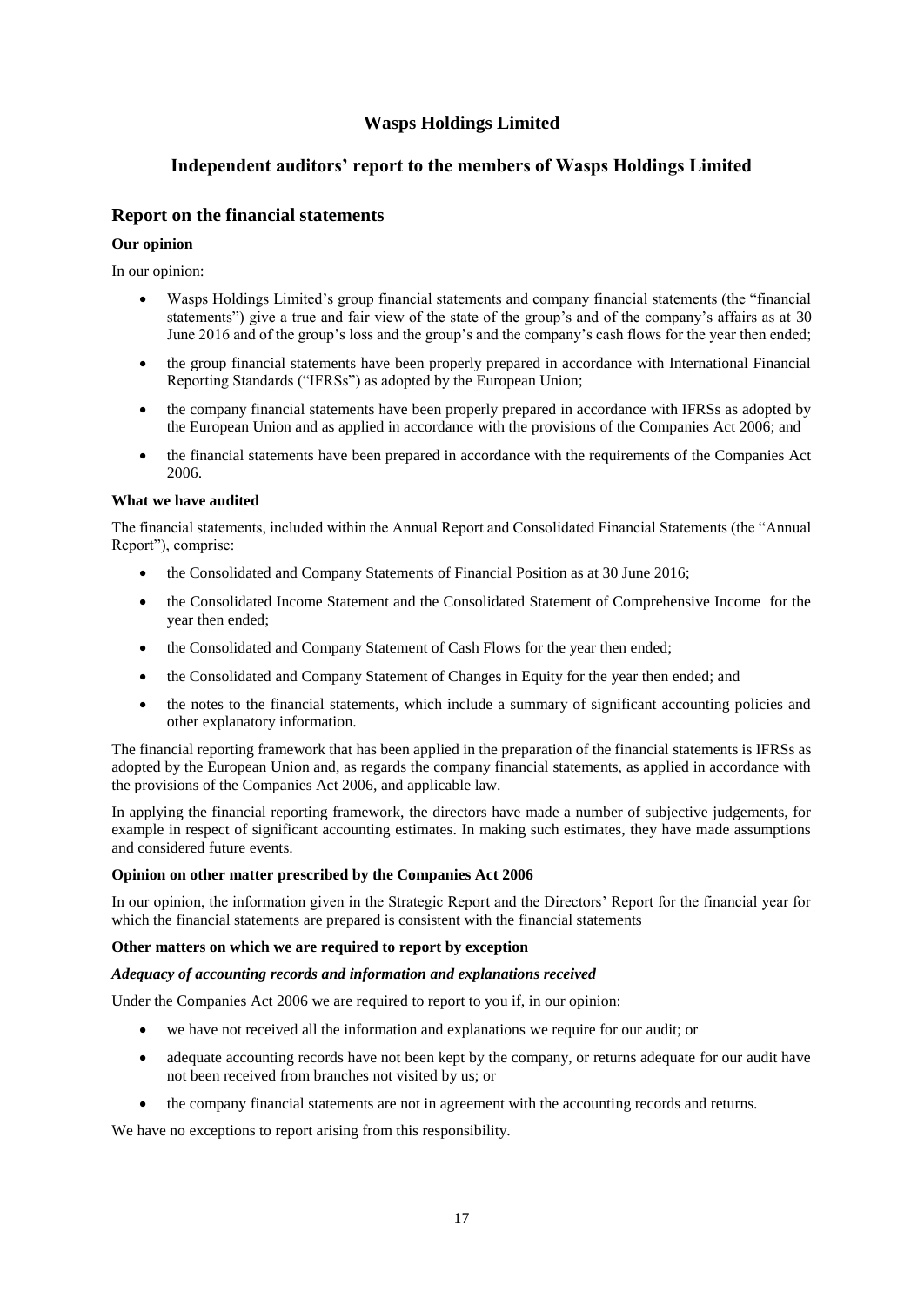# Wasps Holdings Limited

## Independent auditors' report to the members of Wasps Holdings Limited

## Report on the financial statements

### Our opinion

In our opinion:

- Wasps Holdings Limited's group financial statements and company financial statements (the "financial statements") give a true and fair view of the state of the group's and of the company's affairs as at 30 June 2016 and of the group's loss and the group's and the company's cash flows for the year then ended;
- the group financial statements have been properly prepared in accordance with International Financial Reporting Standards ("IFRSs") as adopted by the European Union;
- the company financial statements have been properly prepared in accordance with IFRSs as adopted by the European Union and as applied in accordance with the provisions of the Companies Act 2006; and
- the financial statements have been prepared in accordance with the requirements of the Companies Act 2006.

### What we have audited

The financial statements, included within the Annual Report and Consolidated Financial Statements (the "Annual Report"), comprise:

- the Consolidated and Company Statements of Financial Position as at 30 June 2016;
- the Consolidated Income Statement and the Consolidated Statement of Comprehensive Income for the year then ended;
- the Consolidated and Company Statement of Cash Flows for the year then ended;
- the Consolidated and Company Statement of Changes in Equity for the year then ended; and
- the notes to the financial statements, which include a summary of significant accounting policies and other explanatory information.

The financial reporting framework that has been applied in the preparation of the financial statements is IFRSs as adopted by the European Union and, as regards the company financial statements, as applied in accordance with the provisions of the Companies Act 2006, and applicable law.

In applying the financial reporting framework, the directors have made a number of subjective judgements, for example in respect of significant accounting estimates. In making such estimates, they have made assumptions and considered future events.

### Opinion on other matter prescribed by the Companies Act 2006

In our opinion, the information given in the Strategic Report and the Directors' Report for the financial year for which the financial statements are prepared is consistent with the financial statements

### Other matters on which we are required to report by exception

#### *Adequacy of accounting records and information and explanations received*

Under the Companies Act 2006 we are required to report to you if, in our opinion:

- we have not received all the information and explanations we require for our audit; or
- adequate accounting records have not been kept by the company, or returns adequate for our audit have not been received from branches not visited by us; or
- the company financial statements are not in agreement with the accounting records and returns.

We have no exceptions to report arising from this responsibility.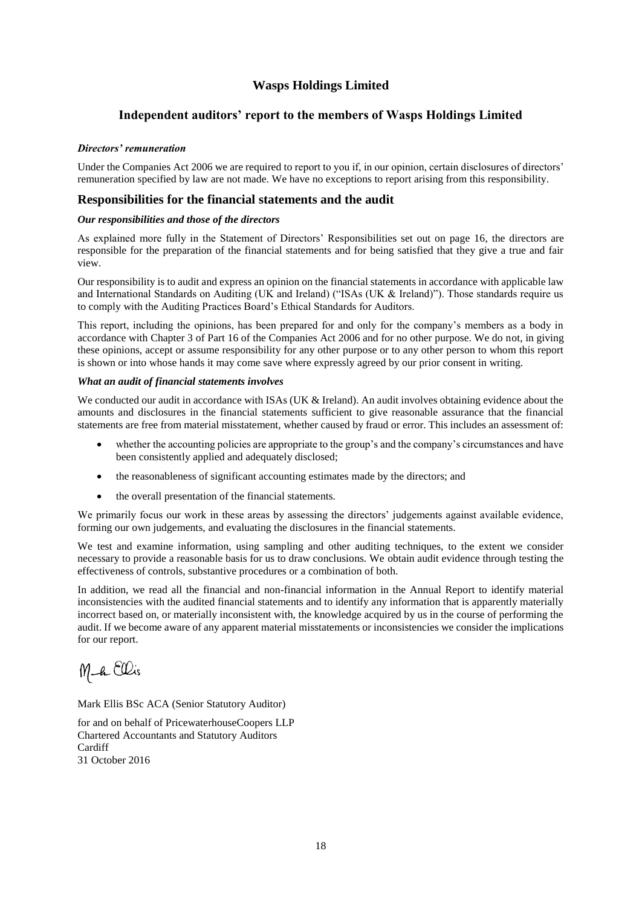# Wasps Holdings Limited

## Independent auditors' report to the members of Wasps Holdings Limited

### *Directors' remuneration*

Under the Companies Act 2006 we are required to report to you if, in our opinion, certain disclosures of directors' remuneration specified by law are not made. We have no exceptions to report arising from this responsibility.

## Responsibilities for the financial statements and the audit

### *Our responsibilities and those of the directors*

As explained more fully in the Statement of Directors' Responsibilities set out on page 16, the directors are responsible for the preparation of the financial statements and for being satisfied that they give a true and fair view.

Our responsibility is to audit and express an opinion on the financial statements in accordance with applicable law and International Standards on Auditing (UK and Ireland) ("ISAs (UK & Ireland)"). Those standards require us to comply with the Auditing Practices Board's Ethical Standards for Auditors.

This report, including the opinions, has been prepared for and only for the company's members as a body in accordance with Chapter 3 of Part 16 of the Companies Act 2006 and for no other purpose. We do not, in giving these opinions, accept or assume responsibility for any other purpose or to any other person to whom this report is shown or into whose hands it may come save where expressly agreed by our prior consent in writing.

### *What an audit of financial statements involves*

We conducted our audit in accordance with ISAs (UK & Ireland). An audit involves obtaining evidence about the amounts and disclosures in the financial statements sufficient to give reasonable assurance that the financial statements are free from material misstatement, whether caused by fraud or error. This includes an assessment of:

- whether the accounting policies are appropriate to the group's and the company's circumstances and have been consistently applied and adequately disclosed;
- the reasonableness of significant accounting estimates made by the directors; and
- the overall presentation of the financial statements.

We primarily focus our work in these areas by assessing the directors' judgements against available evidence, forming our own judgements, and evaluating the disclosures in the financial statements.

We test and examine information, using sampling and other auditing techniques, to the extent we consider necessary to provide a reasonable basis for us to draw conclusions. We obtain audit evidence through testing the effectiveness of controls, substantive procedures or a combination of both.

In addition, we read all the financial and non-financial information in the Annual Report to identify material inconsistencies with the audited financial statements and to identify any information that is apparently materially incorrect based on, or materially inconsistent with, the knowledge acquired by us in the course of performing the audit. If we become aware of any apparent material misstatements or inconsistencies we consider the implications for our report.

Mark Ellis

Mark Ellis BSc ACA (Senior Statutory Auditor)

for and on behalf of PricewaterhouseCoopers LLP
Chartered Accountants and Statutory Auditors
Cardiff
31 October 2016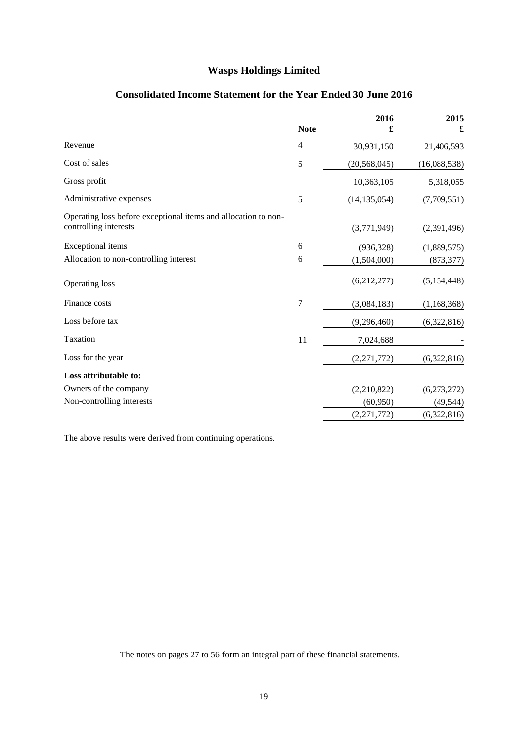# Wasps Holdings Limited

## Consolidated Income Statement for the Year Ended 30 June 2016

| | Note | 2016<br>£ | 2015<br>£ |
|---|---|---|---|
| Revenue | 4 | 30,931,150 | 21,406,593 |
| Cost of sales | 5 | (20,568,045) | (16,088,538) |
| Gross profit | | 10,363,105 | 5,318,055 |
| Administrative expenses | 5 | (14,135,054) | (7,709,551) |
| Operating loss before exceptional items and allocation to non-controlling interests | | (3,771,949) | (2,391,496) |
| Exceptional items | 6 | (936,328) | (1,889,575) |
| Allocation to non-controlling interest | 6 | (1,504,000) | (873,377) |
| Operating loss | | (6,212,277) | (5,154,448) |
| Finance costs | 7 | (3,084,183) | (1,168,368) |
| Loss before tax | | (9,296,460) | (6,322,816) |
| Taxation | 11 | 7,024,688 | - |
| Loss for the year | | (2,271,772) | (6,322,816) |
| **Loss attributable to:** | | | |
| Owners of the company | | (2,210,822) | (6,273,272) |
| Non-controlling interests | | (60,950) | (49,544) |
| | | (2,271,772) | (6,322,816) |

The above results were derived from continuing operations.

The notes on pages 27 to 56 form an integral part of these financial statements.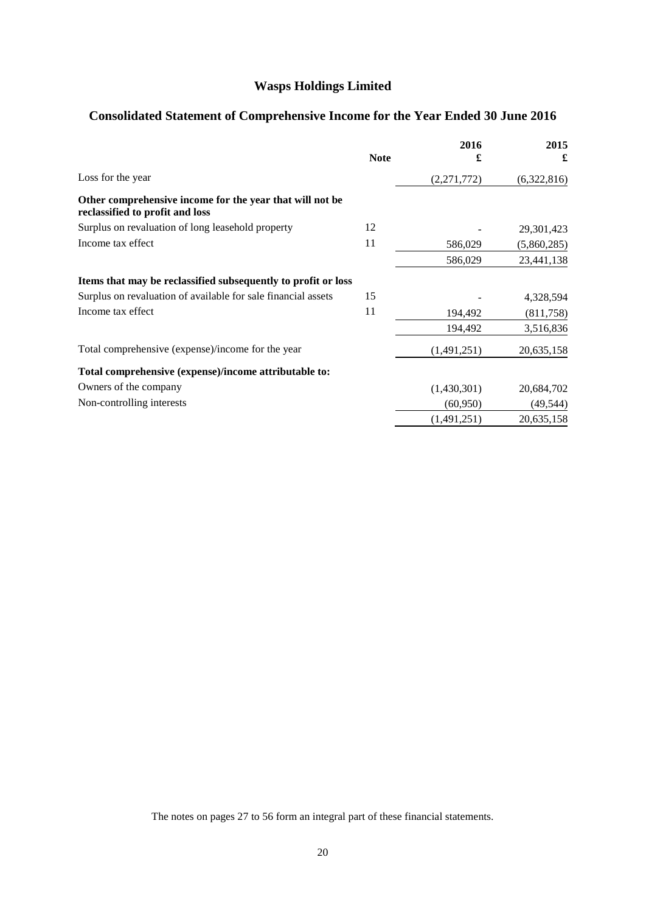# Wasps Holdings Limited

## Consolidated Statement of Comprehensive Income for the Year Ended 30 June 2016

| | Note | 2016 £ | 2015 £ |
|---|---|---|---|
| Loss for the year | | (2,271,772) | (6,322,816) |
| **Other comprehensive income for the year that will not be reclassified to profit and loss** | | | |
| Surplus on revaluation of long leasehold property | 12 | - | 29,301,423 |
| Income tax effect | 11 | 586,029 | (5,860,285) |
| | | 586,029 | 23,441,138 |
| **Items that may be reclassified subsequently to profit or loss** | | | |
| Surplus on revaluation of available for sale financial assets | 15 | - | 4,328,594 |
| Income tax effect | 11 | 194,492 | (811,758) |
| | | 194,492 | 3,516,836 |
| Total comprehensive (expense)/income for the year | | (1,491,251) | 20,635,158 |
| **Total comprehensive (expense)/income attributable to:** | | | |
| Owners of the company | | (1,430,301) | 20,684,702 |
| Non-controlling interests | | (60,950) | (49,544) |
| | | (1,491,251) | 20,635,158 |

The notes on pages 27 to 56 form an integral part of these financial statements.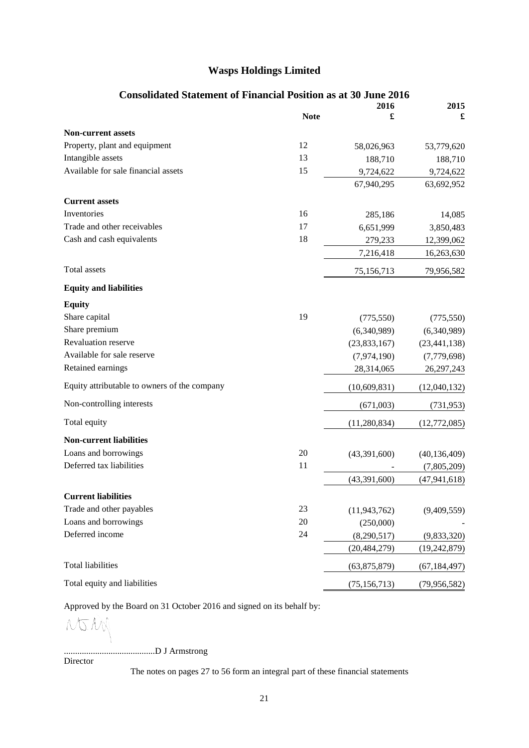# Wasps Holdings Limited

## Consolidated Statement of Financial Position as at 30 June 2016

| | Note | 2016 £ | 2015 £ |
|---|---|---|---|
| **Non-current assets** | | | |
| Property, plant and equipment | 12 | 58,026,963 | 53,779,620 |
| Intangible assets | 13 | 188,710 | 188,710 |
| Available for sale financial assets | 15 | 9,724,622 | 9,724,622 |
| | | 67,940,295 | 63,692,952 |
| **Current assets** | | | |
| Inventories | 16 | 285,186 | 14,085 |
| Trade and other receivables | 17 | 6,651,999 | 3,850,483 |
| Cash and cash equivalents | 18 | 279,233 | 12,399,062 |
| | | 7,216,418 | 16,263,630 |
| Total assets | | 75,156,713 | 79,956,582 |
| **Equity and liabilities** | | | |
| **Equity** | | | |
| Share capital | 19 | (775,550) | (775,550) |
| Share premium | | (6,340,989) | (6,340,989) |
| Revaluation reserve | | (23,833,167) | (23,441,138) |
| Available for sale reserve | | (7,974,190) | (7,779,698) |
| Retained earnings | | 28,314,065 | 26,297,243 |
| Equity attributable to owners of the company | | (10,609,831) | (12,040,132) |
| Non-controlling interests | | (671,003) | (731,953) |
| Total equity | | (11,280,834) | (12,772,085) |
| **Non-current liabilities** | | | |
| Loans and borrowings | 20 | (43,391,600) | (40,136,409) |
| Deferred tax liabilities | 11 | - | (7,805,209) |
| | | (43,391,600) | (47,941,618) |
| **Current liabilities** | | | |
| Trade and other payables | 23 | (11,943,762) | (9,409,559) |
| Loans and borrowings | 20 | (250,000) | - |
| Deferred income | 24 | (8,290,517) | (9,833,320) |
| | | (20,484,279) | (19,242,879) |
| Total liabilities | | (63,875,879) | (67,184,497) |
| Total equity and liabilities | | (75,156,713) | (79,956,582) |

Approved by the Board on 31 October 2016 and signed on its behalf by:

.........................................D J Armstrong
Director

The notes on pages 27 to 56 form an integral part of these financial statements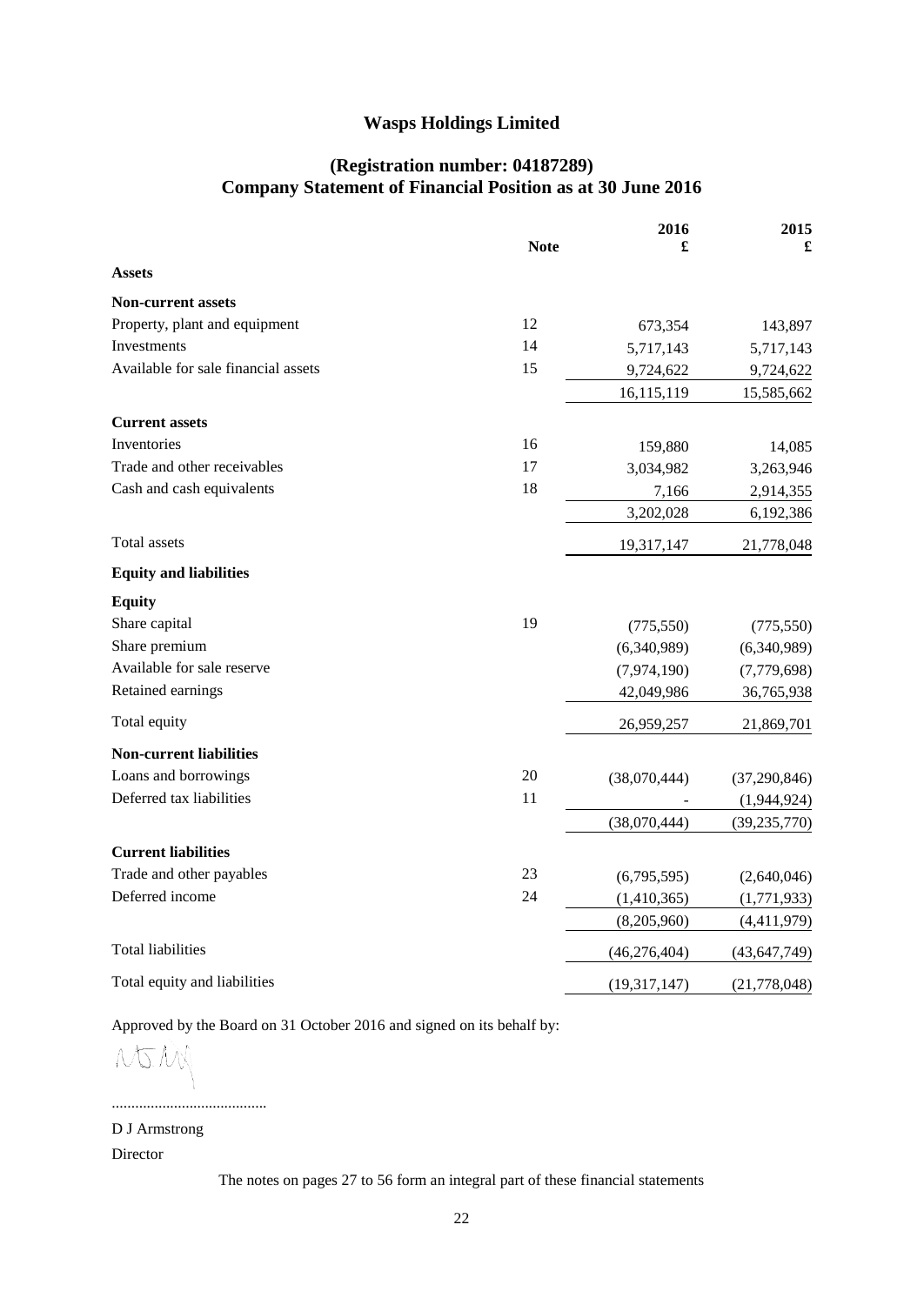# Wasps Holdings Limited

## (Registration number: 04187289)
## Company Statement of Financial Position as at 30 June 2016

| | Note | 2016<br>£ | 2015<br>£ |
|---|---|---|---|
| **Assets** | | | |
| **Non-current assets** | | | |
| Property, plant and equipment | 12 | 673,354 | 143,897 |
| Investments | 14 | 5,717,143 | 5,717,143 |
| Available for sale financial assets | 15 | 9,724,622 | 9,724,622 |
| | | 16,115,119 | 15,585,662 |
| **Current assets** | | | |
| Inventories | 16 | 159,880 | 14,085 |
| Trade and other receivables | 17 | 3,034,982 | 3,263,946 |
| Cash and cash equivalents | 18 | 7,166 | 2,914,355 |
| | | 3,202,028 | 6,192,386 |
| Total assets | | 19,317,147 | 21,778,048 |
| **Equity and liabilities** | | | |
| **Equity** | | | |
| Share capital | 19 | (775,550) | (775,550) |
| Share premium | | (6,340,989) | (6,340,989) |
| Available for sale reserve | | (7,974,190) | (7,779,698) |
| Retained earnings | | 42,049,986 | 36,765,938 |
| Total equity | | 26,959,257 | 21,869,701 |
| **Non-current liabilities** | | | |
| Loans and borrowings | 20 | (38,070,444) | (37,290,846) |
| Deferred tax liabilities | 11 | - | (1,944,924) |
| | | (38,070,444) | (39,235,770) |
| **Current liabilities** | | | |
| Trade and other payables | 23 | (6,795,595) | (2,640,046) |
| Deferred income | 24 | (1,410,365) | (1,771,933) |
| | | (8,205,960) | (4,411,979) |
| Total liabilities | | (46,276,404) | (43,647,749) |
| Total equity and liabilities | | (19,317,147) | (21,778,048) |

Approved by the Board on 31 October 2016 and signed on its behalf by:

.........................................

D J Armstrong

Director

The notes on pages 27 to 56 form an integral part of these financial statements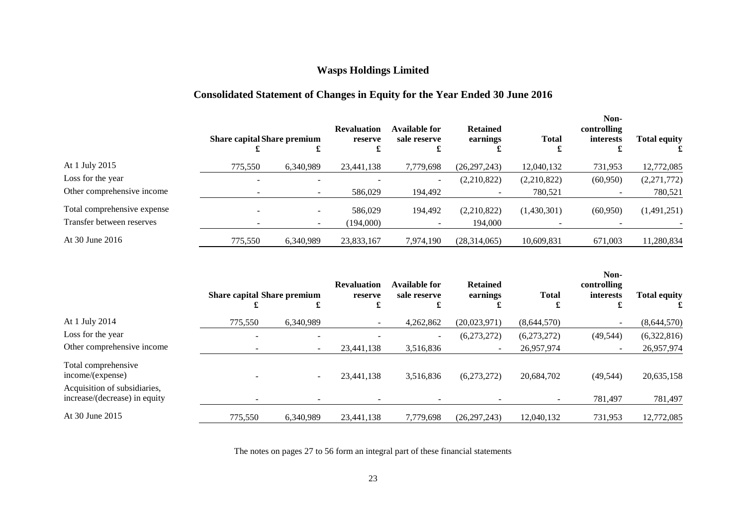# Wasps Holdings Limited

## Consolidated Statement of Changes in Equity for the Year Ended 30 June 2016

| | Share capital £ | Share premium £ | Revaluation reserve £ | Available for sale reserve £ | Retained earnings £ | Total £ | Non-controlling interests £ | Total equity £ |
|---|---|---|---|---|---|---|---|---|
| At 1 July 2015 | 775,550 | 6,340,989 | 23,441,138 | 7,779,698 | (26,297,243) | 12,040,132 | 731,953 | 12,772,085 |
| Loss for the year | - | - | - | - | (2,210,822) | (2,210,822) | (60,950) | (2,271,772) |
| Other comprehensive income | - | - | 586,029 | 194,492 | - | 780,521 | - | 780,521 |
| Total comprehensive expense | - | - | 586,029 | 194,492 | (2,210,822) | (1,430,301) | (60,950) | (1,491,251) |
| Transfer between reserves | - | - | (194,000) | - | 194,000 | - | - | - |
| At 30 June 2016 | 775,550 | 6,340,989 | 23,833,167 | 7,974,190 | (28,314,065) | 10,609,831 | 671,003 | 11,280,834 |

| | Share capital £ | Share premium £ | Revaluation reserve £ | Available for sale reserve £ | Retained earnings £ | Total £ | Non-controlling interests £ | Total equity £ |
|---|---|---|---|---|---|---|---|---|
| At 1 July 2014 | 775,550 | 6,340,989 | - | 4,262,862 | (20,023,971) | (8,644,570) | - | (8,644,570) |
| Loss for the year | - | - | - | - | (6,273,272) | (6,273,272) | (49,544) | (6,322,816) |
| Other comprehensive income | - | - | 23,441,138 | 3,516,836 | - | 26,957,974 | - | 26,957,974 |
| Total comprehensive income/(expense) | - | - | 23,441,138 | 3,516,836 | (6,273,272) | 20,684,702 | (49,544) | 20,635,158 |
| Acquisition of subsidiaries, increase/(decrease) in equity | - | - | - | - | - | - | 781,497 | 781,497 |
| At 30 June 2015 | 775,550 | 6,340,989 | 23,441,138 | 7,779,698 | (26,297,243) | 12,040,132 | 731,953 | 12,772,085 |

The notes on pages 27 to 56 form an integral part of these financial statements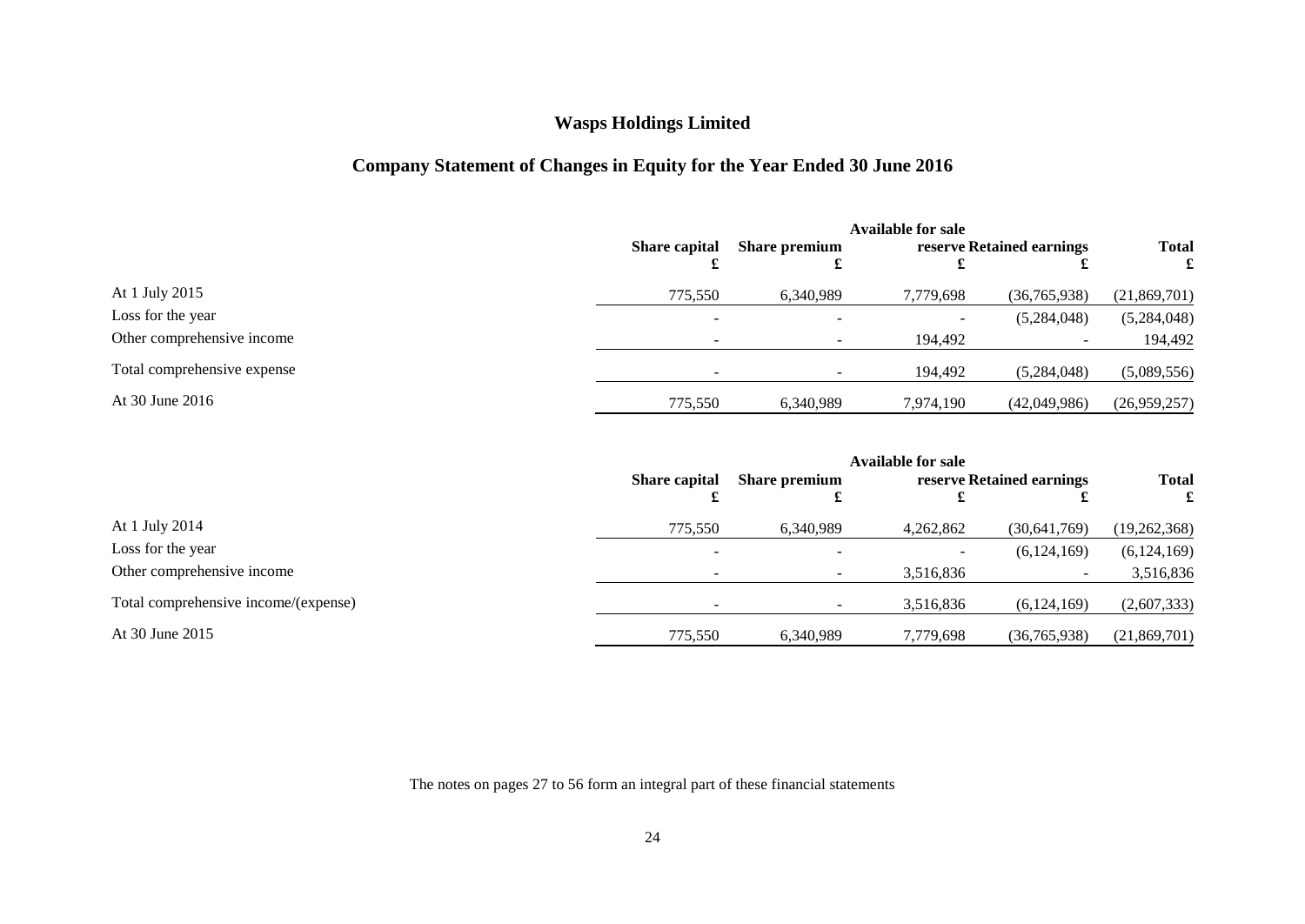# Wasps Holdings Limited

## Company Statement of Changes in Equity for the Year Ended 30 June 2016

| | Share capital £ | Share premium £ | Available for sale reserve £ | Retained earnings £ | Total £ |
|---|---|---|---|---|---|
| At 1 July 2015 | 775,550 | 6,340,989 | 7,779,698 | (36,765,938) | (21,869,701) |
| Loss for the year | - | - | - | (5,284,048) | (5,284,048) |
| Other comprehensive income | - | - | 194,492 | - | 194,492 |
| Total comprehensive expense | - | - | 194,492 | (5,284,048) | (5,089,556) |
| At 30 June 2016 | 775,550 | 6,340,989 | 7,974,190 | (42,049,986) | (26,959,257) |

| | Share capital £ | Share premium £ | Available for sale reserve £ | Retained earnings £ | Total £ |
|---|---|---|---|---|---|
| At 1 July 2014 | 775,550 | 6,340,989 | 4,262,862 | (30,641,769) | (19,262,368) |
| Loss for the year | - | - | - | (6,124,169) | (6,124,169) |
| Other comprehensive income | - | - | 3,516,836 | - | 3,516,836 |
| Total comprehensive income/(expense) | - | - | 3,516,836 | (6,124,169) | (2,607,333) |
| At 30 June 2015 | 775,550 | 6,340,989 | 7,779,698 | (36,765,938) | (21,869,701) |

The notes on pages 27 to 56 form an integral part of these financial statements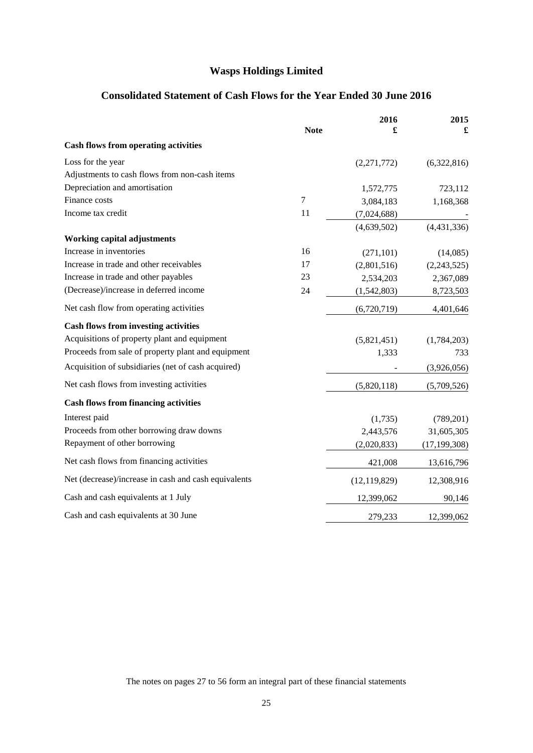# Wasps Holdings Limited

## Consolidated Statement of Cash Flows for the Year Ended 30 June 2016

| | Note | 2016 £ | 2015 £ |
|---|---|---|---|
| **Cash flows from operating activities** | | | |
| Loss for the year | | (2,271,772) | (6,322,816) |
| Adjustments to cash flows from non-cash items | | | |
| Depreciation and amortisation | | 1,572,775 | 723,112 |
| Finance costs | 7 | 3,084,183 | 1,168,368 |
| Income tax credit | 11 | (7,024,688) | - |
| | | (4,639,502) | (4,431,336) |
| **Working capital adjustments** | | | |
| Increase in inventories | 16 | (271,101) | (14,085) |
| Increase in trade and other receivables | 17 | (2,801,516) | (2,243,525) |
| Increase in trade and other payables | 23 | 2,534,203 | 2,367,089 |
| (Decrease)/increase in deferred income | 24 | (1,542,803) | 8,723,503 |
| Net cash flow from operating activities | | (6,720,719) | 4,401,646 |
| **Cash flows from investing activities** | | | |
| Acquisitions of property plant and equipment | | (5,821,451) | (1,784,203) |
| Proceeds from sale of property plant and equipment | | 1,333 | 733 |
| Acquisition of subsidiaries (net of cash acquired) | | - | (3,926,056) |
| Net cash flows from investing activities | | (5,820,118) | (5,709,526) |
| **Cash flows from financing activities** | | | |
| Interest paid | | (1,735) | (789,201) |
| Proceeds from other borrowing draw downs | | 2,443,576 | 31,605,305 |
| Repayment of other borrowing | | (2,020,833) | (17,199,308) |
| Net cash flows from financing activities | | 421,008 | 13,616,796 |
| Net (decrease)/increase in cash and cash equivalents | | (12,119,829) | 12,308,916 |
| Cash and cash equivalents at 1 July | | 12,399,062 | 90,146 |
| Cash and cash equivalents at 30 June | | 279,233 | 12,399,062 |

The notes on pages 27 to 56 form an integral part of these financial statements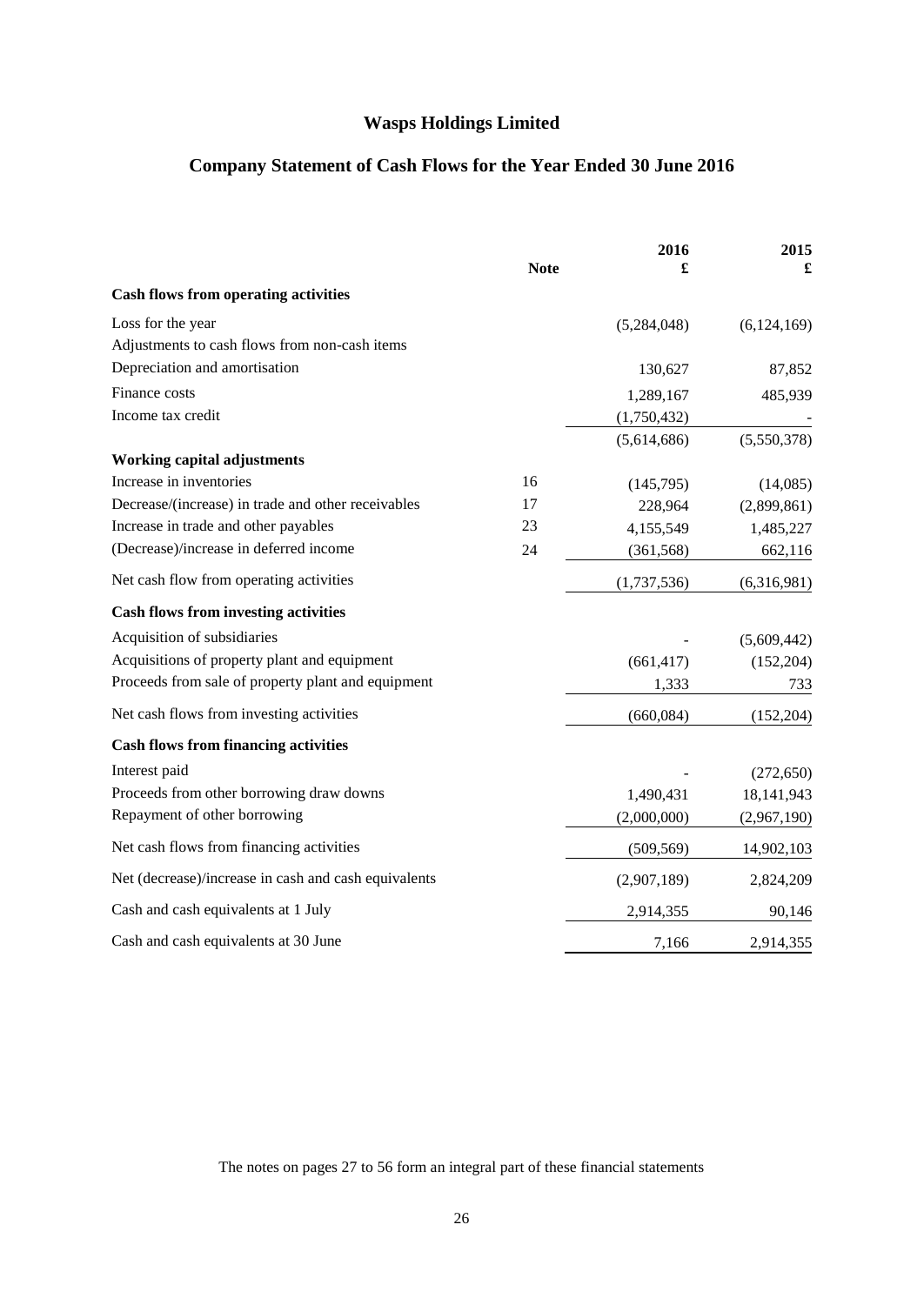# Wasps Holdings Limited

## Company Statement of Cash Flows for the Year Ended 30 June 2016

| | Note | 2016 £ | 2015 £ |
|---|---|---|---|
| **Cash flows from operating activities** | | | |
| Loss for the year | | (5,284,048) | (6,124,169) |
| Adjustments to cash flows from non-cash items | | | |
| Depreciation and amortisation | | 130,627 | 87,852 |
| Finance costs | | 1,289,167 | 485,939 |
| Income tax credit | | (1,750,432) | - |
| | | (5,614,686) | (5,550,378) |
| **Working capital adjustments** | | | |
| Increase in inventories | 16 | (145,795) | (14,085) |
| Decrease/(increase) in trade and other receivables | 17 | 228,964 | (2,899,861) |
| Increase in trade and other payables | 23 | 4,155,549 | 1,485,227 |
| (Decrease)/increase in deferred income | 24 | (361,568) | 662,116 |
| Net cash flow from operating activities | | (1,737,536) | (6,316,981) |
| **Cash flows from investing activities** | | | |
| Acquisition of subsidiaries | | - | (5,609,442) |
| Acquisitions of property plant and equipment | | (661,417) | (152,204) |
| Proceeds from sale of property plant and equipment | | 1,333 | 733 |
| Net cash flows from investing activities | | (660,084) | (152,204) |
| **Cash flows from financing activities** | | | |
| Interest paid | | - | (272,650) |
| Proceeds from other borrowing draw downs | | 1,490,431 | 18,141,943 |
| Repayment of other borrowing | | (2,000,000) | (2,967,190) |
| Net cash flows from financing activities | | (509,569) | 14,902,103 |
| Net (decrease)/increase in cash and cash equivalents | | (2,907,189) | 2,824,209 |
| Cash and cash equivalents at 1 July | | 2,914,355 | 90,146 |
| Cash and cash equivalents at 30 June | | 7,166 | 2,914,355 |

The notes on pages 27 to 56 form an integral part of these financial statements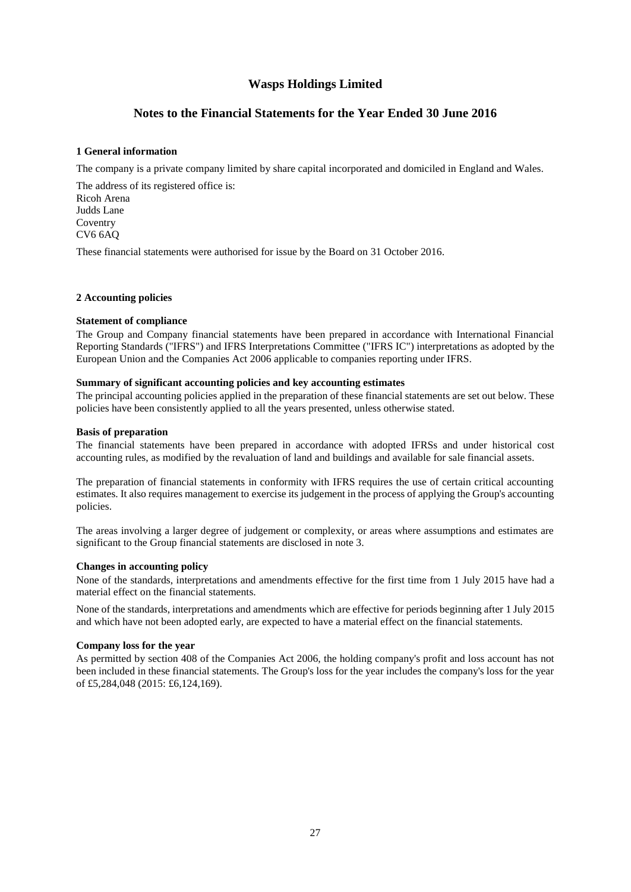# Wasps Holdings Limited

## Notes to the Financial Statements for the Year Ended 30 June 2016

### 1 General information

The company is a private company limited by share capital incorporated and domiciled in England and Wales.

The address of its registered office is:
Ricoh Arena
Judds Lane
Coventry
CV6 6AQ

These financial statements were authorised for issue by the Board on 31 October 2016.

### 2 Accounting policies

**Statement of compliance**

The Group and Company financial statements have been prepared in accordance with International Financial Reporting Standards ("IFRS") and IFRS Interpretations Committee ("IFRS IC") interpretations as adopted by the European Union and the Companies Act 2006 applicable to companies reporting under IFRS.

**Summary of significant accounting policies and key accounting estimates**

The principal accounting policies applied in the preparation of these financial statements are set out below. These policies have been consistently applied to all the years presented, unless otherwise stated.

**Basis of preparation**

The financial statements have been prepared in accordance with adopted IFRSs and under historical cost accounting rules, as modified by the revaluation of land and buildings and available for sale financial assets.

The preparation of financial statements in conformity with IFRS requires the use of certain critical accounting estimates. It also requires management to exercise its judgement in the process of applying the Group's accounting policies.

The areas involving a larger degree of judgement or complexity, or areas where assumptions and estimates are significant to the Group financial statements are disclosed in note 3.

**Changes in accounting policy**

None of the standards, interpretations and amendments effective for the first time from 1 July 2015 have had a material effect on the financial statements.

None of the standards, interpretations and amendments which are effective for periods beginning after 1 July 2015 and which have not been adopted early, are expected to have a material effect on the financial statements.

**Company loss for the year**

As permitted by section 408 of the Companies Act 2006, the holding company's profit and loss account has not been included in these financial statements. The Group's loss for the year includes the company's loss for the year of £5,284,048 (2015: £6,124,169).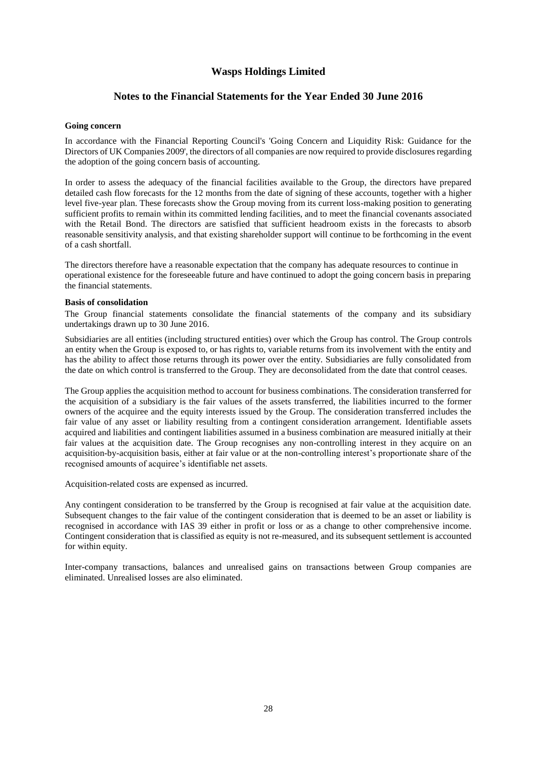#### Going concern

In accordance with the Financial Reporting Council's 'Going Concern and Liquidity Risk: Guidance for the Directors of UK Companies 2009', the directors of all companies are now required to provide disclosures regarding the adoption of the going concern basis of accounting.

In order to assess the adequacy of the financial facilities available to the Group, the directors have prepared detailed cash flow forecasts for the 12 months from the date of signing of these accounts, together with a higher level five-year plan. These forecasts show the Group moving from its current loss-making position to generating sufficient profits to remain within its committed lending facilities, and to meet the financial covenants associated with the Retail Bond. The directors are satisfied that sufficient headroom exists in the forecasts to absorb reasonable sensitivity analysis, and that existing shareholder support will continue to be forthcoming in the event of a cash shortfall.

The directors therefore have a reasonable expectation that the company has adequate resources to continue in operational existence for the foreseeable future and have continued to adopt the going concern basis in preparing the financial statements.

#### Basis of consolidation

The Group financial statements consolidate the financial statements of the company and its subsidiary undertakings drawn up to 30 June 2016.

Subsidiaries are all entities (including structured entities) over which the Group has control. The Group controls an entity when the Group is exposed to, or has rights to, variable returns from its involvement with the entity and has the ability to affect those returns through its power over the entity. Subsidiaries are fully consolidated from the date on which control is transferred to the Group. They are deconsolidated from the date that control ceases.

The Group applies the acquisition method to account for business combinations. The consideration transferred for the acquisition of a subsidiary is the fair values of the assets transferred, the liabilities incurred to the former owners of the acquiree and the equity interests issued by the Group. The consideration transferred includes the fair value of any asset or liability resulting from a contingent consideration arrangement. Identifiable assets acquired and liabilities and contingent liabilities assumed in a business combination are measured initially at their fair values at the acquisition date. The Group recognises any non-controlling interest in they acquire on an acquisition-by-acquisition basis, either at fair value or at the non-controlling interest's proportionate share of the recognised amounts of acquiree's identifiable net assets.

Acquisition-related costs are expensed as incurred.

Any contingent consideration to be transferred by the Group is recognised at fair value at the acquisition date. Subsequent changes to the fair value of the contingent consideration that is deemed to be an asset or liability is recognised in accordance with IAS 39 either in profit or loss or as a change to other comprehensive income. Contingent consideration that is classified as equity is not re-measured, and its subsequent settlement is accounted for within equity.

Inter-company transactions, balances and unrealised gains on transactions between Group companies are eliminated. Unrealised losses are also eliminated.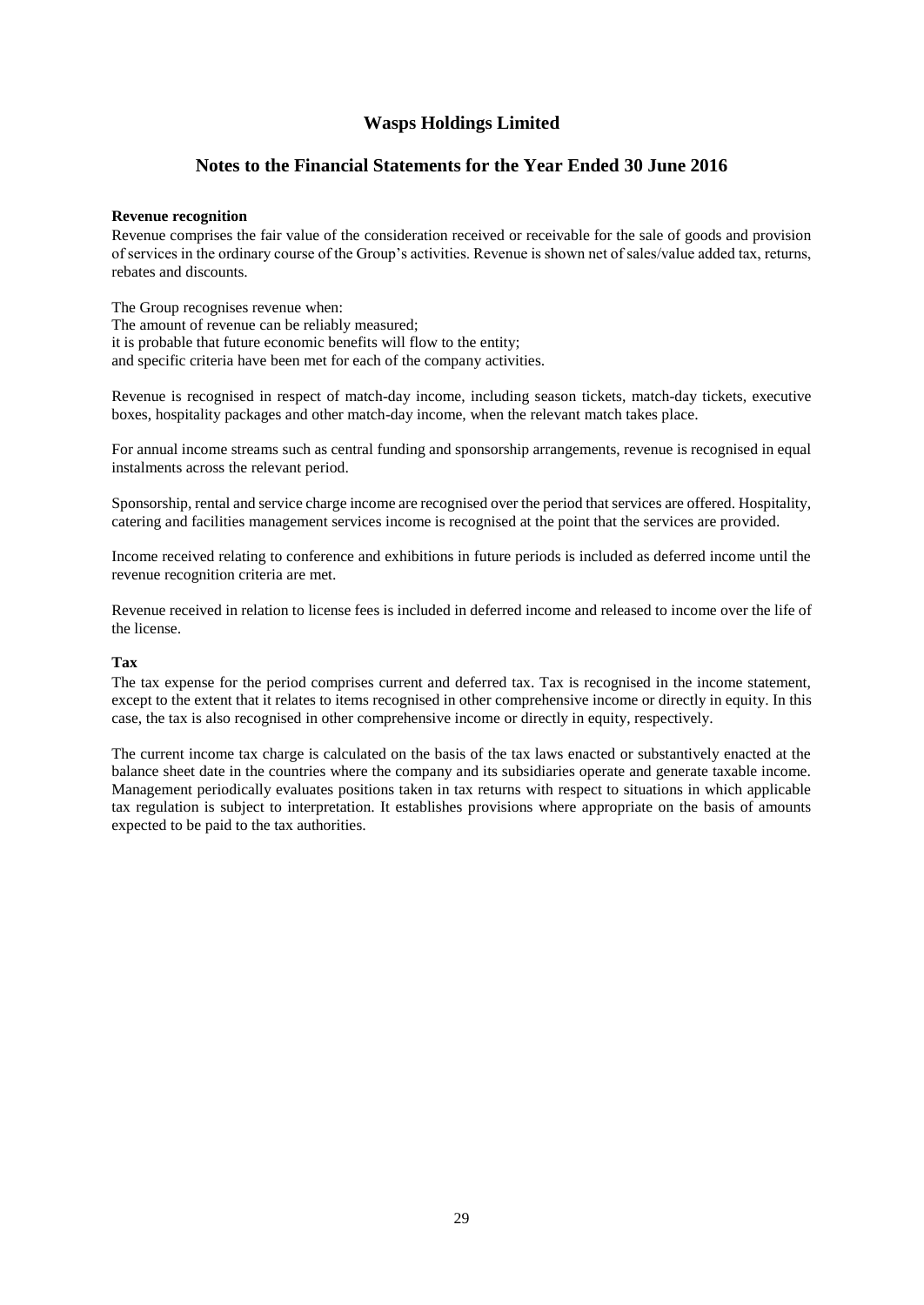# Wasps Holdings Limited

## Notes to the Financial Statements for the Year Ended 30 June 2016

**Revenue recognition**

Revenue comprises the fair value of the consideration received or receivable for the sale of goods and provision of services in the ordinary course of the Group's activities. Revenue is shown net of sales/value added tax, returns, rebates and discounts.

The Group recognises revenue when:
The amount of revenue can be reliably measured;
it is probable that future economic benefits will flow to the entity;
and specific criteria have been met for each of the company activities.

Revenue is recognised in respect of match-day income, including season tickets, match-day tickets, executive boxes, hospitality packages and other match-day income, when the relevant match takes place.

For annual income streams such as central funding and sponsorship arrangements, revenue is recognised in equal instalments across the relevant period.

Sponsorship, rental and service charge income are recognised over the period that services are offered. Hospitality, catering and facilities management services income is recognised at the point that the services are provided.

Income received relating to conference and exhibitions in future periods is included as deferred income until the revenue recognition criteria are met.

Revenue received in relation to license fees is included in deferred income and released to income over the life of the license.

**Tax**

The tax expense for the period comprises current and deferred tax. Tax is recognised in the income statement, except to the extent that it relates to items recognised in other comprehensive income or directly in equity. In this case, the tax is also recognised in other comprehensive income or directly in equity, respectively.

The current income tax charge is calculated on the basis of the tax laws enacted or substantively enacted at the balance sheet date in the countries where the company and its subsidiaries operate and generate taxable income. Management periodically evaluates positions taken in tax returns with respect to situations in which applicable tax regulation is subject to interpretation. It establishes provisions where appropriate on the basis of amounts expected to be paid to the tax authorities.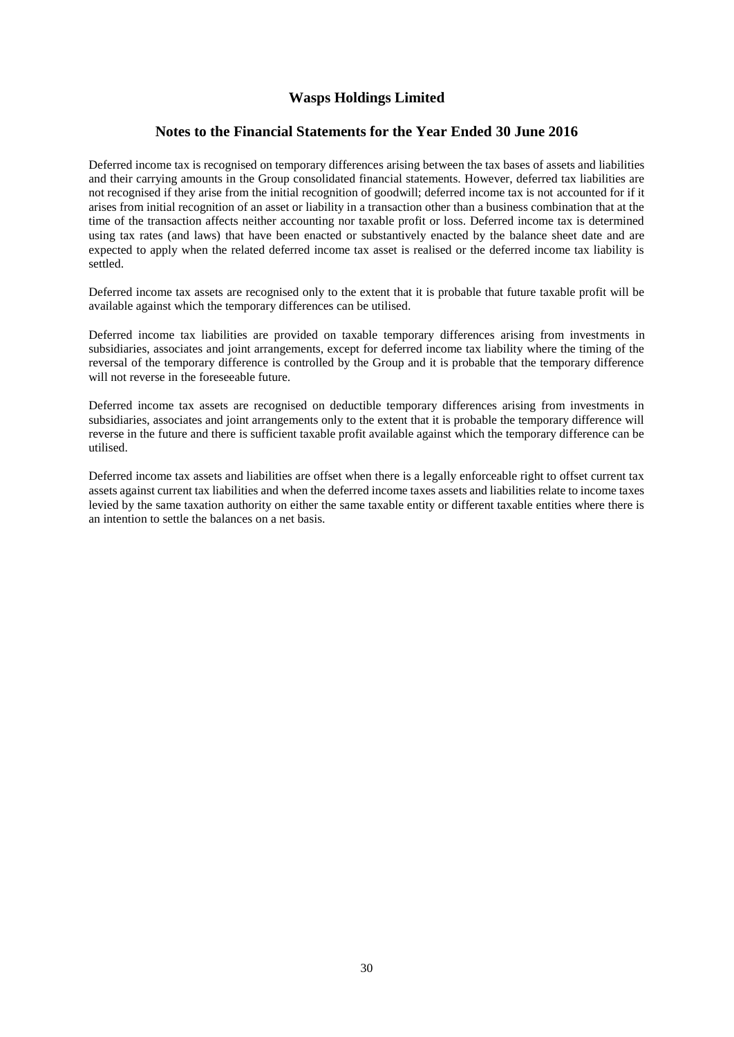Deferred income tax is recognised on temporary differences arising between the tax bases of assets and liabilities and their carrying amounts in the Group consolidated financial statements. However, deferred tax liabilities are not recognised if they arise from the initial recognition of goodwill; deferred income tax is not accounted for if it arises from initial recognition of an asset or liability in a transaction other than a business combination that at the time of the transaction affects neither accounting nor taxable profit or loss. Deferred income tax is determined using tax rates (and laws) that have been enacted or substantively enacted by the balance sheet date and are expected to apply when the related deferred income tax asset is realised or the deferred income tax liability is settled.

Deferred income tax assets are recognised only to the extent that it is probable that future taxable profit will be available against which the temporary differences can be utilised.

Deferred income tax liabilities are provided on taxable temporary differences arising from investments in subsidiaries, associates and joint arrangements, except for deferred income tax liability where the timing of the reversal of the temporary difference is controlled by the Group and it is probable that the temporary difference will not reverse in the foreseeable future.

Deferred income tax assets are recognised on deductible temporary differences arising from investments in subsidiaries, associates and joint arrangements only to the extent that it is probable the temporary difference will reverse in the future and there is sufficient taxable profit available against which the temporary difference can be utilised.

Deferred income tax assets and liabilities are offset when there is a legally enforceable right to offset current tax assets against current tax liabilities and when the deferred income taxes assets and liabilities relate to income taxes levied by the same taxation authority on either the same taxable entity or different taxable entities where there is an intention to settle the balances on a net basis.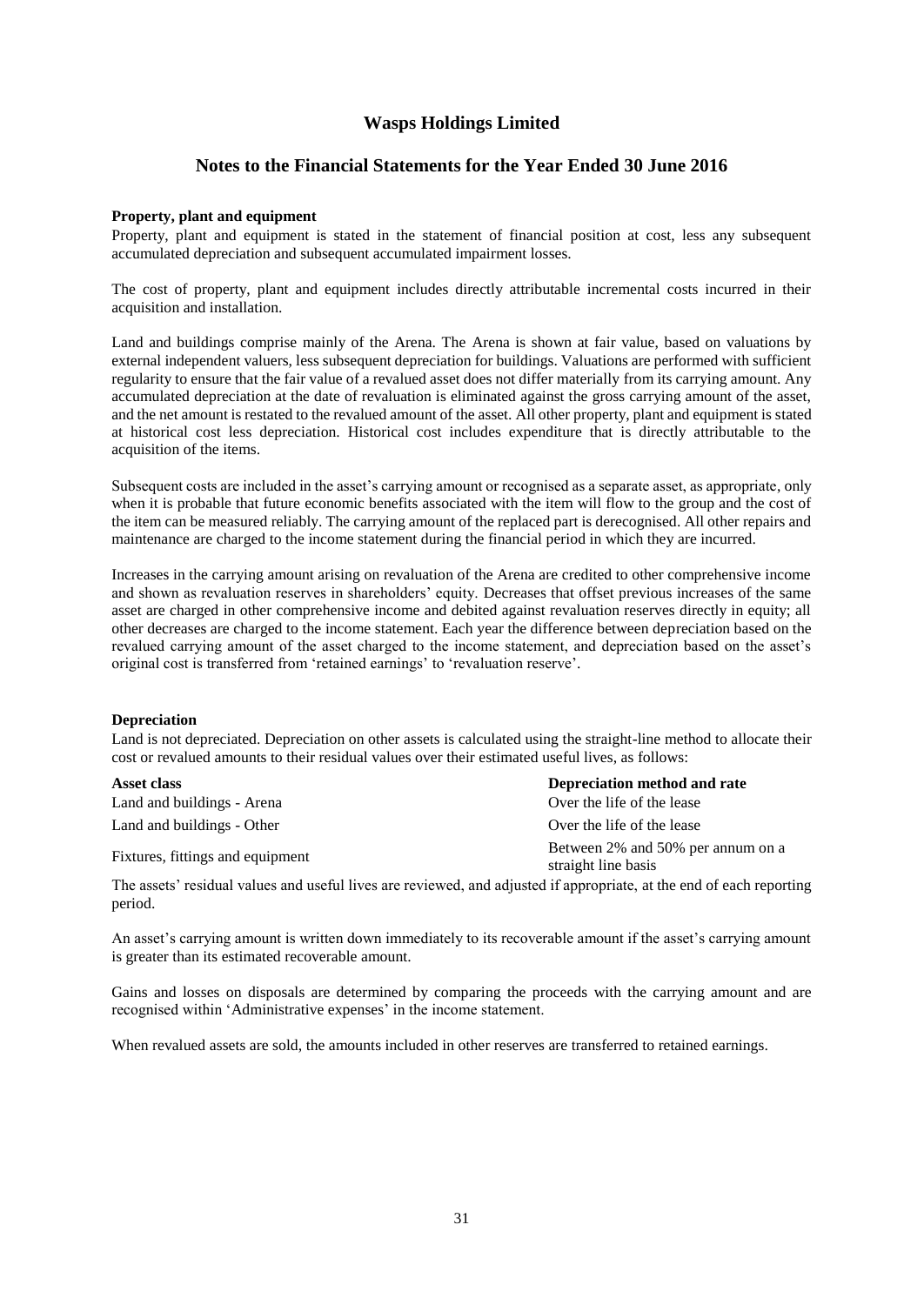# Wasps Holdings Limited

## Notes to the Financial Statements for the Year Ended 30 June 2016

**Property, plant and equipment**

Property, plant and equipment is stated in the statement of financial position at cost, less any subsequent accumulated depreciation and subsequent accumulated impairment losses.

The cost of property, plant and equipment includes directly attributable incremental costs incurred in their acquisition and installation.

Land and buildings comprise mainly of the Arena. The Arena is shown at fair value, based on valuations by external independent valuers, less subsequent depreciation for buildings. Valuations are performed with sufficient regularity to ensure that the fair value of a revalued asset does not differ materially from its carrying amount. Any accumulated depreciation at the date of revaluation is eliminated against the gross carrying amount of the asset, and the net amount is restated to the revalued amount of the asset. All other property, plant and equipment is stated at historical cost less depreciation. Historical cost includes expenditure that is directly attributable to the acquisition of the items.

Subsequent costs are included in the asset's carrying amount or recognised as a separate asset, as appropriate, only when it is probable that future economic benefits associated with the item will flow to the group and the cost of the item can be measured reliably. The carrying amount of the replaced part is derecognised. All other repairs and maintenance are charged to the income statement during the financial period in which they are incurred.

Increases in the carrying amount arising on revaluation of the Arena are credited to other comprehensive income and shown as revaluation reserves in shareholders' equity. Decreases that offset previous increases of the same asset are charged in other comprehensive income and debited against revaluation reserves directly in equity; all other decreases are charged to the income statement. Each year the difference between depreciation based on the revalued carrying amount of the asset charged to the income statement, and depreciation based on the asset's original cost is transferred from 'retained earnings' to 'revaluation reserve'.

**Depreciation**

Land is not depreciated. Depreciation on other assets is calculated using the straight-line method to allocate their cost or revalued amounts to their residual values over their estimated useful lives, as follows:

| Asset class | Depreciation method and rate |
|---|---|
| Land and buildings - Arena | Over the life of the lease |
| Land and buildings - Other | Over the life of the lease |
| Fixtures, fittings and equipment | Between 2% and 50% per annum on a straight line basis |

The assets' residual values and useful lives are reviewed, and adjusted if appropriate, at the end of each reporting period.

An asset's carrying amount is written down immediately to its recoverable amount if the asset's carrying amount is greater than its estimated recoverable amount.

Gains and losses on disposals are determined by comparing the proceeds with the carrying amount and are recognised within 'Administrative expenses' in the income statement.

When revalued assets are sold, the amounts included in other reserves are transferred to retained earnings.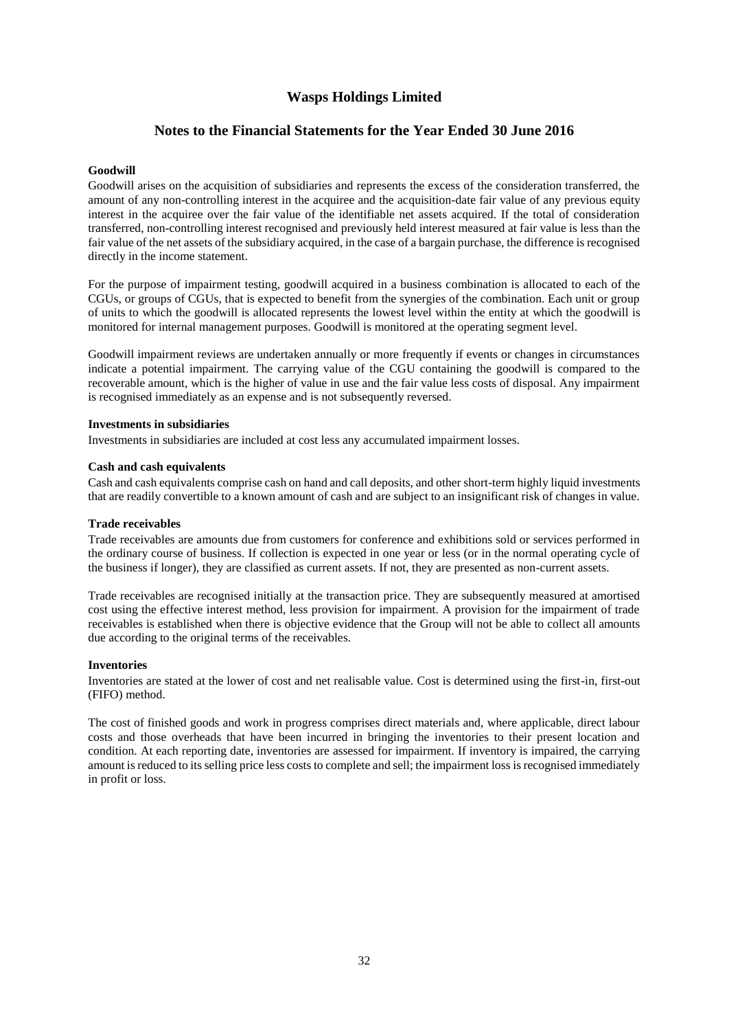# Wasps Holdings Limited

## Notes to the Financial Statements for the Year Ended 30 June 2016

**Goodwill**

Goodwill arises on the acquisition of subsidiaries and represents the excess of the consideration transferred, the amount of any non-controlling interest in the acquiree and the acquisition-date fair value of any previous equity interest in the acquiree over the fair value of the identifiable net assets acquired. If the total of consideration transferred, non-controlling interest recognised and previously held interest measured at fair value is less than the fair value of the net assets of the subsidiary acquired, in the case of a bargain purchase, the difference is recognised directly in the income statement.

For the purpose of impairment testing, goodwill acquired in a business combination is allocated to each of the CGUs, or groups of CGUs, that is expected to benefit from the synergies of the combination. Each unit or group of units to which the goodwill is allocated represents the lowest level within the entity at which the goodwill is monitored for internal management purposes. Goodwill is monitored at the operating segment level.

Goodwill impairment reviews are undertaken annually or more frequently if events or changes in circumstances indicate a potential impairment. The carrying value of the CGU containing the goodwill is compared to the recoverable amount, which is the higher of value in use and the fair value less costs of disposal. Any impairment is recognised immediately as an expense and is not subsequently reversed.

**Investments in subsidiaries**

Investments in subsidiaries are included at cost less any accumulated impairment losses.

**Cash and cash equivalents**

Cash and cash equivalents comprise cash on hand and call deposits, and other short-term highly liquid investments that are readily convertible to a known amount of cash and are subject to an insignificant risk of changes in value.

**Trade receivables**

Trade receivables are amounts due from customers for conference and exhibitions sold or services performed in the ordinary course of business. If collection is expected in one year or less (or in the normal operating cycle of the business if longer), they are classified as current assets. If not, they are presented as non-current assets.

Trade receivables are recognised initially at the transaction price. They are subsequently measured at amortised cost using the effective interest method, less provision for impairment. A provision for the impairment of trade receivables is established when there is objective evidence that the Group will not be able to collect all amounts due according to the original terms of the receivables.

**Inventories**

Inventories are stated at the lower of cost and net realisable value. Cost is determined using the first-in, first-out (FIFO) method.

The cost of finished goods and work in progress comprises direct materials and, where applicable, direct labour costs and those overheads that have been incurred in bringing the inventories to their present location and condition. At each reporting date, inventories are assessed for impairment. If inventory is impaired, the carrying amount is reduced to its selling price less costs to complete and sell; the impairment loss is recognised immediately in profit or loss.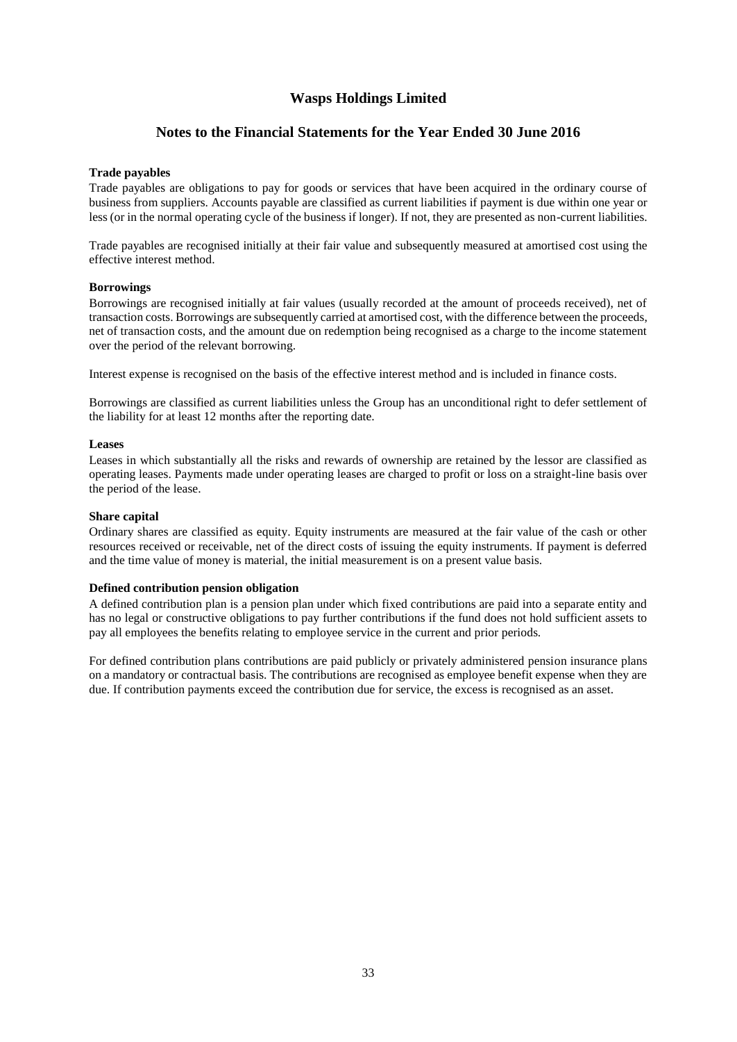**Trade payables**

Trade payables are obligations to pay for goods or services that have been acquired in the ordinary course of business from suppliers. Accounts payable are classified as current liabilities if payment is due within one year or less (or in the normal operating cycle of the business if longer). If not, they are presented as non-current liabilities.

Trade payables are recognised initially at their fair value and subsequently measured at amortised cost using the effective interest method.

**Borrowings**

Borrowings are recognised initially at fair values (usually recorded at the amount of proceeds received), net of transaction costs. Borrowings are subsequently carried at amortised cost, with the difference between the proceeds, net of transaction costs, and the amount due on redemption being recognised as a charge to the income statement over the period of the relevant borrowing.

Interest expense is recognised on the basis of the effective interest method and is included in finance costs.

Borrowings are classified as current liabilities unless the Group has an unconditional right to defer settlement of the liability for at least 12 months after the reporting date.

**Leases**

Leases in which substantially all the risks and rewards of ownership are retained by the lessor are classified as operating leases. Payments made under operating leases are charged to profit or loss on a straight-line basis over the period of the lease.

**Share capital**

Ordinary shares are classified as equity. Equity instruments are measured at the fair value of the cash or other resources received or receivable, net of the direct costs of issuing the equity instruments. If payment is deferred and the time value of money is material, the initial measurement is on a present value basis.

**Defined contribution pension obligation**

A defined contribution plan is a pension plan under which fixed contributions are paid into a separate entity and has no legal or constructive obligations to pay further contributions if the fund does not hold sufficient assets to pay all employees the benefits relating to employee service in the current and prior periods.

For defined contribution plans contributions are paid publicly or privately administered pension insurance plans on a mandatory or contractual basis. The contributions are recognised as employee benefit expense when they are due. If contribution payments exceed the contribution due for service, the excess is recognised as an asset.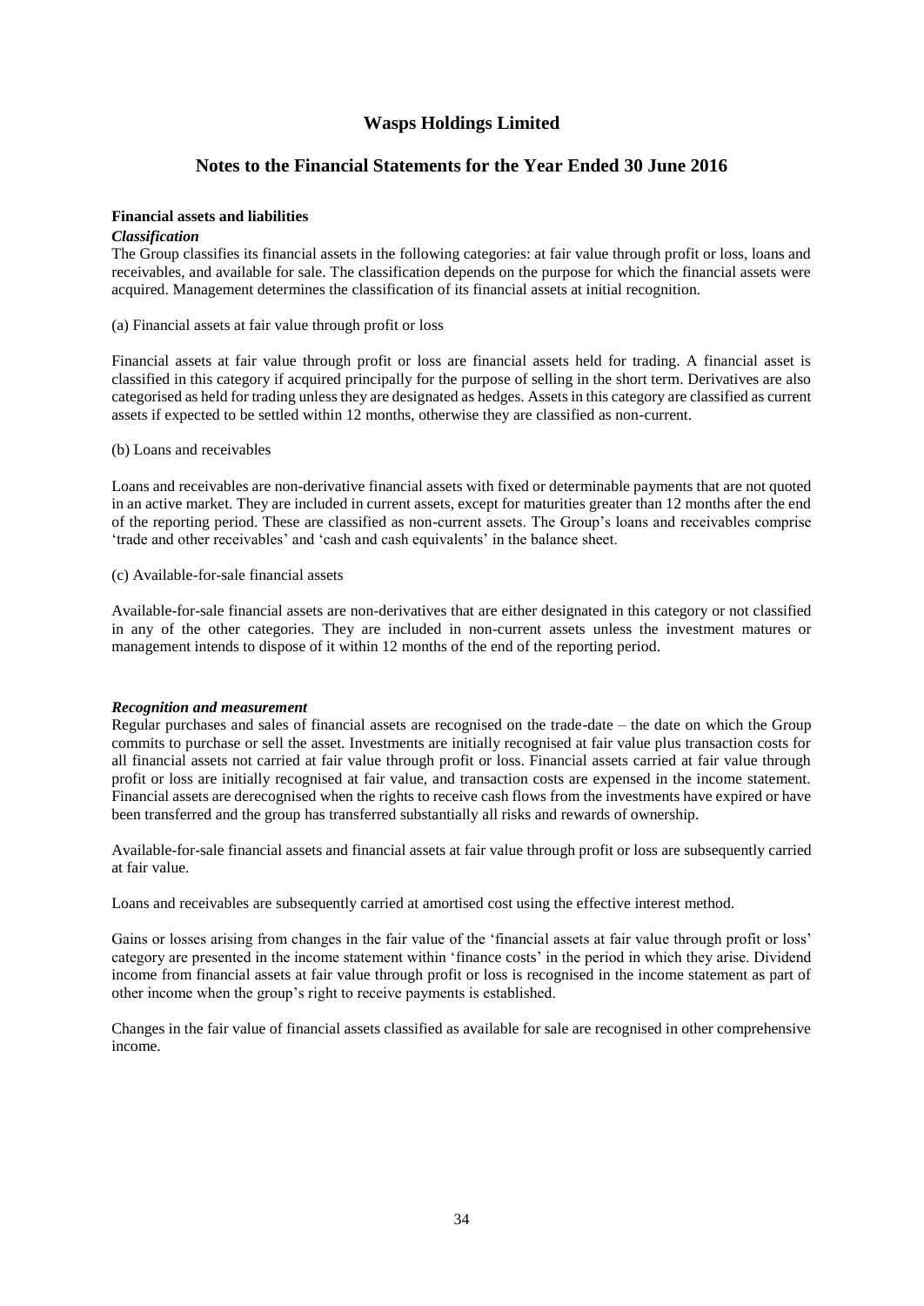**Financial assets and liabilities**

***Classification***

The Group classifies its financial assets in the following categories: at fair value through profit or loss, loans and receivables, and available for sale. The classification depends on the purpose for which the financial assets were acquired. Management determines the classification of its financial assets at initial recognition.

(a) Financial assets at fair value through profit or loss

Financial assets at fair value through profit or loss are financial assets held for trading. A financial asset is classified in this category if acquired principally for the purpose of selling in the short term. Derivatives are also categorised as held for trading unless they are designated as hedges. Assets in this category are classified as current assets if expected to be settled within 12 months, otherwise they are classified as non-current.

(b) Loans and receivables

Loans and receivables are non-derivative financial assets with fixed or determinable payments that are not quoted in an active market. They are included in current assets, except for maturities greater than 12 months after the end of the reporting period. These are classified as non-current assets. The Group's loans and receivables comprise 'trade and other receivables' and 'cash and cash equivalents' in the balance sheet.

(c) Available-for-sale financial assets

Available-for-sale financial assets are non-derivatives that are either designated in this category or not classified in any of the other categories. They are included in non-current assets unless the investment matures or management intends to dispose of it within 12 months of the end of the reporting period.

***Recognition and measurement***

Regular purchases and sales of financial assets are recognised on the trade-date – the date on which the Group commits to purchase or sell the asset. Investments are initially recognised at fair value plus transaction costs for all financial assets not carried at fair value through profit or loss. Financial assets carried at fair value through profit or loss are initially recognised at fair value, and transaction costs are expensed in the income statement. Financial assets are derecognised when the rights to receive cash flows from the investments have expired or have been transferred and the group has transferred substantially all risks and rewards of ownership.

Available-for-sale financial assets and financial assets at fair value through profit or loss are subsequently carried at fair value.

Loans and receivables are subsequently carried at amortised cost using the effective interest method.

Gains or losses arising from changes in the fair value of the 'financial assets at fair value through profit or loss' category are presented in the income statement within 'finance costs' in the period in which they arise. Dividend income from financial assets at fair value through profit or loss is recognised in the income statement as part of other income when the group's right to receive payments is established.

Changes in the fair value of financial assets classified as available for sale are recognised in other comprehensive income.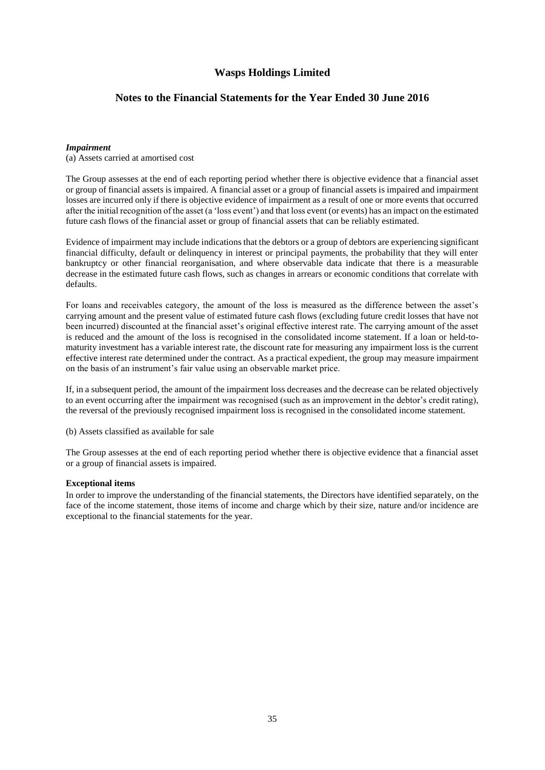***Impairment***

(a) Assets carried at amortised cost

The Group assesses at the end of each reporting period whether there is objective evidence that a financial asset or group of financial assets is impaired. A financial asset or a group of financial assets is impaired and impairment losses are incurred only if there is objective evidence of impairment as a result of one or more events that occurred after the initial recognition of the asset (a 'loss event') and that loss event (or events) has an impact on the estimated future cash flows of the financial asset or group of financial assets that can be reliably estimated.

Evidence of impairment may include indications that the debtors or a group of debtors are experiencing significant financial difficulty, default or delinquency in interest or principal payments, the probability that they will enter bankruptcy or other financial reorganisation, and where observable data indicate that there is a measurable decrease in the estimated future cash flows, such as changes in arrears or economic conditions that correlate with defaults.

For loans and receivables category, the amount of the loss is measured as the difference between the asset's carrying amount and the present value of estimated future cash flows (excluding future credit losses that have not been incurred) discounted at the financial asset's original effective interest rate. The carrying amount of the asset is reduced and the amount of the loss is recognised in the consolidated income statement. If a loan or held-to-maturity investment has a variable interest rate, the discount rate for measuring any impairment loss is the current effective interest rate determined under the contract. As a practical expedient, the group may measure impairment on the basis of an instrument's fair value using an observable market price.

If, in a subsequent period, the amount of the impairment loss decreases and the decrease can be related objectively to an event occurring after the impairment was recognised (such as an improvement in the debtor's credit rating), the reversal of the previously recognised impairment loss is recognised in the consolidated income statement.

(b) Assets classified as available for sale

The Group assesses at the end of each reporting period whether there is objective evidence that a financial asset or a group of financial assets is impaired.

**Exceptional items**

In order to improve the understanding of the financial statements, the Directors have identified separately, on the face of the income statement, those items of income and charge which by their size, nature and/or incidence are exceptional to the financial statements for the year.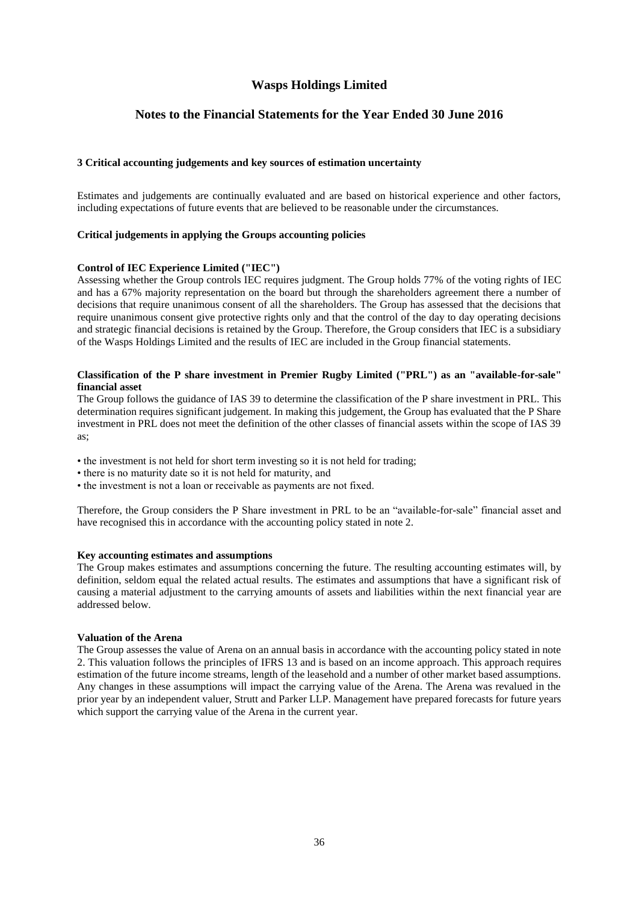### 3 Critical accounting judgements and key sources of estimation uncertainty

Estimates and judgements are continually evaluated and are based on historical experience and other factors, including expectations of future events that are believed to be reasonable under the circumstances.

#### Critical judgements in applying the Groups accounting policies

**Control of IEC Experience Limited ("IEC")**

Assessing whether the Group controls IEC requires judgment. The Group holds 77% of the voting rights of IEC and has a 67% majority representation on the board but through the shareholders agreement there a number of decisions that require unanimous consent of all the shareholders. The Group has assessed that the decisions that require unanimous consent give protective rights only and that the control of the day to day operating decisions and strategic financial decisions is retained by the Group. Therefore, the Group considers that IEC is a subsidiary of the Wasps Holdings Limited and the results of IEC are included in the Group financial statements.

**Classification of the P share investment in Premier Rugby Limited ("PRL") as an "available-for-sale" financial asset**

The Group follows the guidance of IAS 39 to determine the classification of the P share investment in PRL. This determination requires significant judgement. In making this judgement, the Group has evaluated that the P Share investment in PRL does not meet the definition of the other classes of financial assets within the scope of IAS 39 as;

- the investment is not held for short term investing so it is not held for trading;
- there is no maturity date so it is not held for maturity, and
- the investment is not a loan or receivable as payments are not fixed.

Therefore, the Group considers the P Share investment in PRL to be an "available-for-sale" financial asset and have recognised this in accordance with the accounting policy stated in note 2.

#### Key accounting estimates and assumptions

The Group makes estimates and assumptions concerning the future. The resulting accounting estimates will, by definition, seldom equal the related actual results. The estimates and assumptions that have a significant risk of causing a material adjustment to the carrying amounts of assets and liabilities within the next financial year are addressed below.

**Valuation of the Arena**

The Group assesses the value of Arena on an annual basis in accordance with the accounting policy stated in note 2. This valuation follows the principles of IFRS 13 and is based on an income approach. This approach requires estimation of the future income streams, length of the leasehold and a number of other market based assumptions. Any changes in these assumptions will impact the carrying value of the Arena. The Arena was revalued in the prior year by an independent valuer, Strutt and Parker LLP. Management have prepared forecasts for future years which support the carrying value of the Arena in the current year.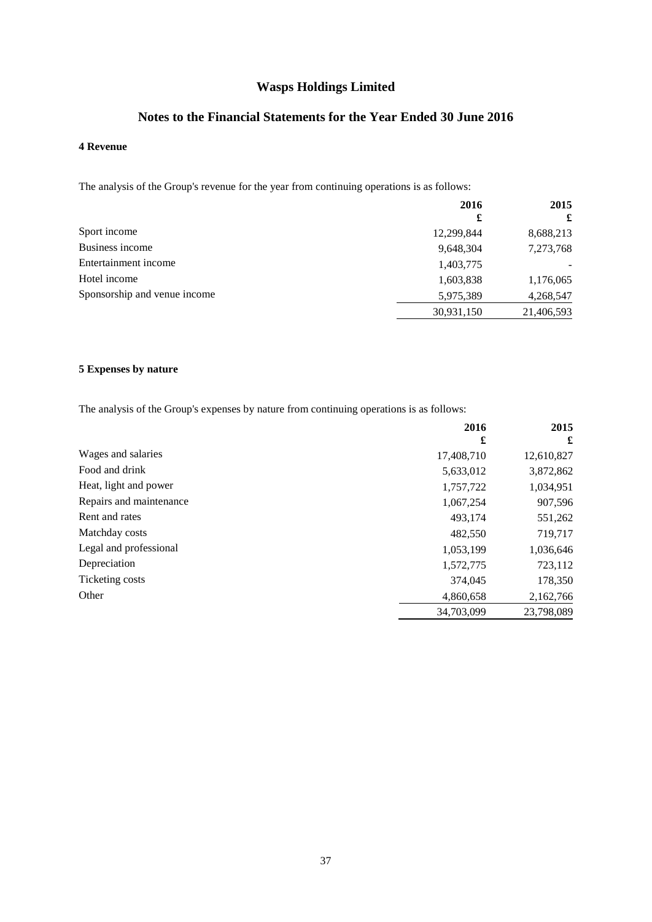# Wasps Holdings Limited

## Notes to the Financial Statements for the Year Ended 30 June 2016

### 4 Revenue

The analysis of the Group's revenue for the year from continuing operations is as follows:

| | 2016<br>£ | 2015<br>£ |
|---|---|---|
| Sport income | 12,299,844 | 8,688,213 |
| Business income | 9,648,304 | 7,273,768 |
| Entertainment income | 1,403,775 | - |
| Hotel income | 1,603,838 | 1,176,065 |
| Sponsorship and venue income | 5,975,389 | 4,268,547 |
| | 30,931,150 | 21,406,593 |

### 5 Expenses by nature

The analysis of the Group's expenses by nature from continuing operations is as follows:

| | 2016<br>£ | 2015<br>£ |
|---|---|---|
| Wages and salaries | 17,408,710 | 12,610,827 |
| Food and drink | 5,633,012 | 3,872,862 |
| Heat, light and power | 1,757,722 | 1,034,951 |
| Repairs and maintenance | 1,067,254 | 907,596 |
| Rent and rates | 493,174 | 551,262 |
| Matchday costs | 482,550 | 719,717 |
| Legal and professional | 1,053,199 | 1,036,646 |
| Depreciation | 1,572,775 | 723,112 |
| Ticketing costs | 374,045 | 178,350 |
| Other | 4,860,658 | 2,162,766 |
| | 34,703,099 | 23,798,089 |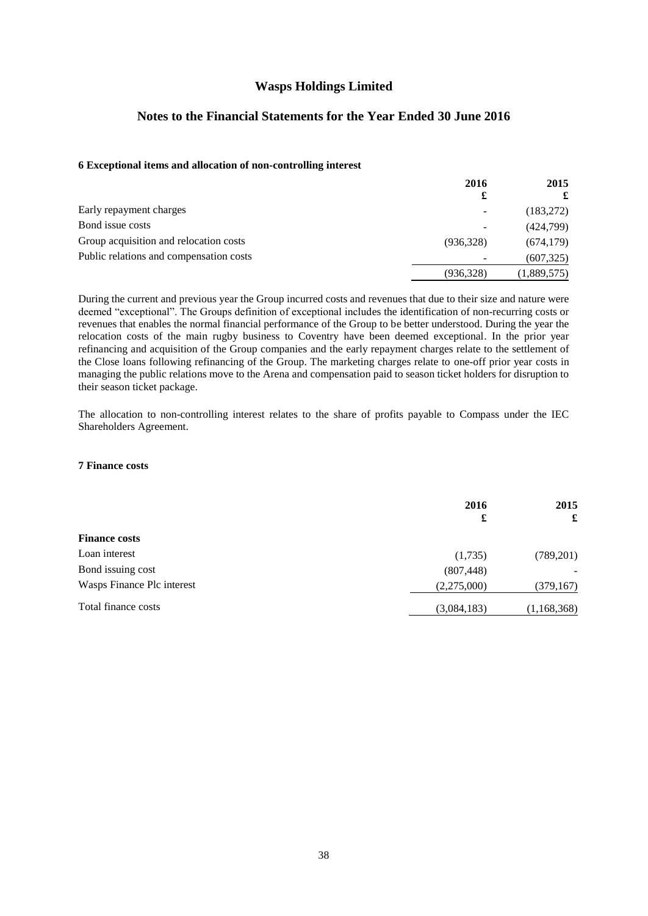# Wasps Holdings Limited

## Notes to the Financial Statements for the Year Ended 30 June 2016

### 6 Exceptional items and allocation of non-controlling interest

| | 2016 £ | 2015 £ |
|---|---|---|
| Early repayment charges | - | (183,272) |
| Bond issue costs | - | (424,799) |
| Group acquisition and relocation costs | (936,328) | (674,179) |
| Public relations and compensation costs | - | (607,325) |
| | (936,328) | (1,889,575) |

During the current and previous year the Group incurred costs and revenues that due to their size and nature were deemed "exceptional". The Groups definition of exceptional includes the identification of non-recurring costs or revenues that enables the normal financial performance of the Group to be better understood. During the year the relocation costs of the main rugby business to Coventry have been deemed exceptional. In the prior year refinancing and acquisition of the Group companies and the early repayment charges relate to the settlement of the Close loans following refinancing of the Group. The marketing charges relate to one-off prior year costs in managing the public relations move to the Arena and compensation paid to season ticket holders for disruption to their season ticket package.

The allocation to non-controlling interest relates to the share of profits payable to Compass under the IEC Shareholders Agreement.

### 7 Finance costs

| | 2016 £ | 2015 £ |
|---|---|---|
| **Finance costs** | | |
| Loan interest | (1,735) | (789,201) |
| Bond issuing cost | (807,448) | - |
| Wasps Finance Plc interest | (2,275,000) | (379,167) |
| Total finance costs | (3,084,183) | (1,168,368) |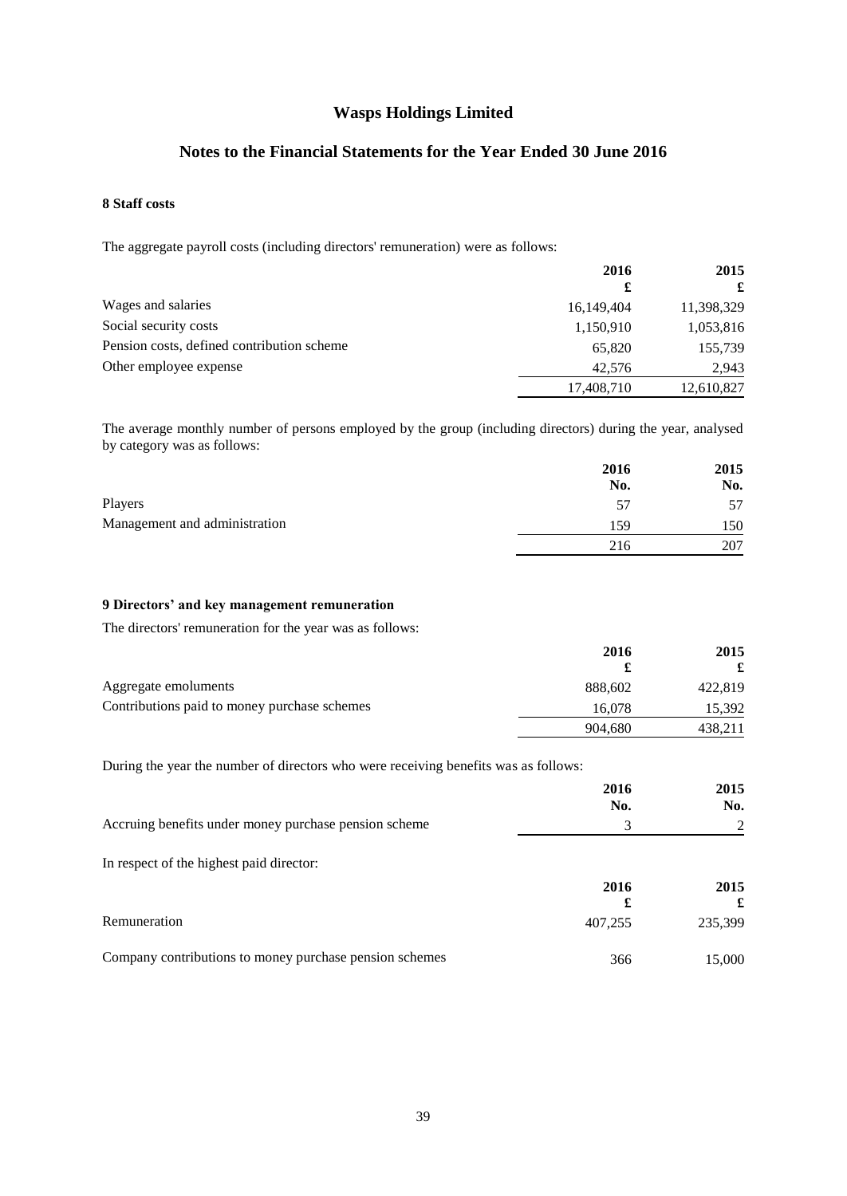# Wasps Holdings Limited

## Notes to the Financial Statements for the Year Ended 30 June 2016

### 8 Staff costs

The aggregate payroll costs (including directors' remuneration) were as follows:

| | 2016 £ | 2015 £ |
|---|---|---|
| Wages and salaries | 16,149,404 | 11,398,329 |
| Social security costs | 1,150,910 | 1,053,816 |
| Pension costs, defined contribution scheme | 65,820 | 155,739 |
| Other employee expense | 42,576 | 2,943 |
| | 17,408,710 | 12,610,827 |

The average monthly number of persons employed by the group (including directors) during the year, analysed by category was as follows:

| | 2016 No. | 2015 No. |
|---|---|---|
| Players | 57 | 57 |
| Management and administration | 159 | 150 |
| | 216 | 207 |

### 9 Directors' and key management remuneration

The directors' remuneration for the year was as follows:

| | 2016 £ | 2015 £ |
|---|---|---|
| Aggregate emoluments | 888,602 | 422,819 |
| Contributions paid to money purchase schemes | 16,078 | 15,392 |
| | 904,680 | 438,211 |

During the year the number of directors who were receiving benefits was as follows:

| | 2016 No. | 2015 No. |
|---|---|---|
| Accruing benefits under money purchase pension scheme | 3 | 2 |

In respect of the highest paid director:

| | 2016 £ | 2015 £ |
|---|---|---|
| Remuneration | 407,255 | 235,399 |
| Company contributions to money purchase pension schemes | 366 | 15,000 |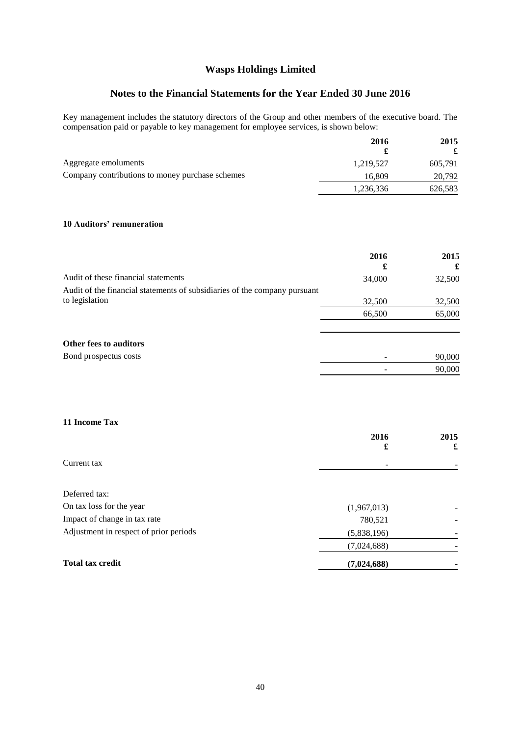# Wasps Holdings Limited

## Notes to the Financial Statements for the Year Ended 30 June 2016

Key management includes the statutory directors of the Group and other members of the executive board. The compensation paid or payable to key management for employee services, is shown below:

| | 2016 £ | 2015 £ |
|---|---|---|
| Aggregate emoluments | 1,219,527 | 605,791 |
| Company contributions to money purchase schemes | 16,809 | 20,792 |
| | 1,236,336 | 626,583 |

### 10 Auditors' remuneration

| | 2016 £ | 2015 £ |
|---|---|---|
| Audit of these financial statements | 34,000 | 32,500 |
| Audit of the financial statements of subsidiaries of the company pursuant to legislation | 32,500 | 32,500 |
| | 66,500 | 65,000 |

| | 2016 £ | 2015 £ |
|---|---|---|
| **Other fees to auditors** | | |
| Bond prospectus costs | - | 90,000 |
| | - | 90,000 |

### 11 Income Tax

| | 2016 £ | 2015 £ |
|---|---|---|
| Current tax | - | - |
| Deferred tax: | | |
| On tax loss for the year | (1,967,013) | - |
| Impact of change in tax rate | 780,521 | - |
| Adjustment in respect of prior periods | (5,838,196) | - |
| | (7,024,688) | - |
| **Total tax credit** | **(7,024,688)** | **-** |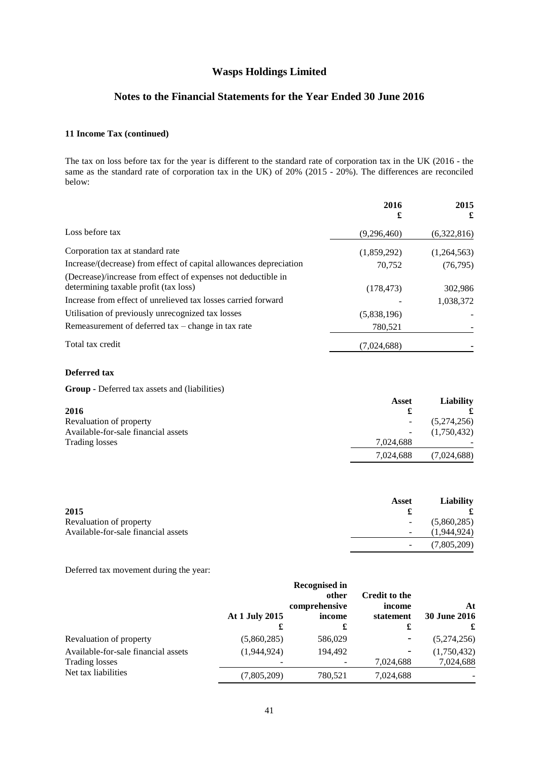# Wasps Holdings Limited

## Notes to the Financial Statements for the Year Ended 30 June 2016

### 11 Income Tax (continued)

The tax on loss before tax for the year is different to the standard rate of corporation tax in the UK (2016 - the same as the standard rate of corporation tax in the UK) of 20% (2015 - 20%). The differences are reconciled below:

| | 2016 £ | 2015 £ |
|---|---|---|
| Loss before tax | (9,296,460) | (6,322,816) |
| Corporation tax at standard rate | (1,859,292) | (1,264,563) |
| Increase/(decrease) from effect of capital allowances depreciation | 70,752 | (76,795) |
| (Decrease)/increase from effect of expenses not deductible in determining taxable profit (tax loss) | (178,473) | 302,986 |
| Increase from effect of unrelieved tax losses carried forward | - | 1,038,372 |
| Utilisation of previously unrecognized tax losses | (5,838,196) | - |
| Remeasurement of deferred tax – change in tax rate | 780,521 | - |
| Total tax credit | (7,024,688) | - |

**Deferred tax**

**Group -** Deferred tax assets and (liabilities)

| 2016 | Asset £ | Liability £ |
|---|---|---|
| Revaluation of property | - | (5,274,256) |
| Available-for-sale financial assets | - | (1,750,432) |
| Trading losses | 7,024,688 | - |
| | 7,024,688 | (7,024,688) |

| 2015 | Asset £ | Liability £ |
|---|---|---|
| Revaluation of property | - | (5,860,285) |
| Available-for-sale financial assets | - | (1,944,924) |
| | - | (7,805,209) |

Deferred tax movement during the year:

| | At 1 July 2015 £ | Recognised in other comprehensive income £ | Credit to the income statement £ | At 30 June 2016 £ |
|---|---|---|---|---|
| Revaluation of property | (5,860,285) | 586,029 | - | (5,274,256) |
| Available-for-sale financial assets | (1,944,924) | 194,492 | - | (1,750,432) |
| Trading losses | - | - | 7,024,688 | 7,024,688 |
| Net tax liabilities | (7,805,209) | 780,521 | 7,024,688 | - |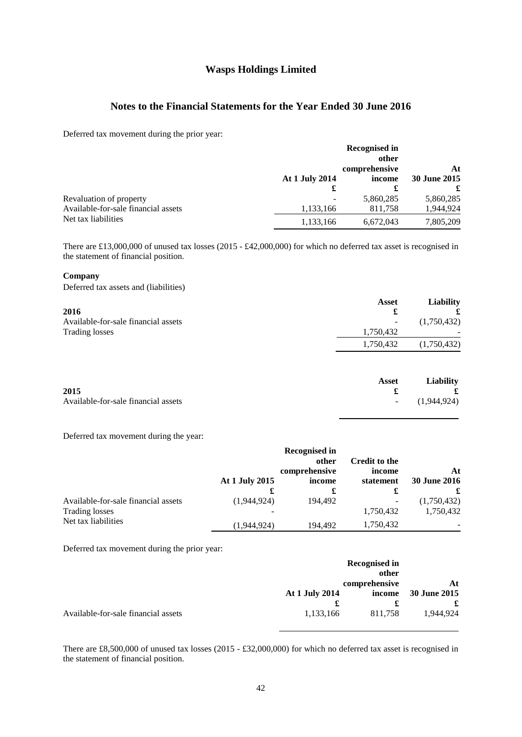# Wasps Holdings Limited

## Notes to the Financial Statements for the Year Ended 30 June 2016

Deferred tax movement during the prior year:

| | At 1 July 2014 £ | Recognised in other comprehensive income £ | At 30 June 2015 £ |
|---|---|---|---|
| Revaluation of property | - | 5,860,285 | 5,860,285 |
| Available-for-sale financial assets | 1,133,166 | 811,758 | 1,944,924 |
| Net tax liabilities | 1,133,166 | 6,672,043 | 7,805,209 |

There are £13,000,000 of unused tax losses (2015 - £42,000,000) for which no deferred tax asset is recognised in the statement of financial position.

**Company**

Deferred tax assets and (liabilities)

| 2016 | Asset £ | Liability £ |
|---|---|---|
| Available-for-sale financial assets | - | (1,750,432) |
| Trading losses | 1,750,432 | - |
| | 1,750,432 | (1,750,432) |

| 2015 | Asset £ | Liability £ |
|---|---|---|
| Available-for-sale financial assets | - | (1,944,924) |

Deferred tax movement during the year:

| | At 1 July 2015 £ | Recognised in other comprehensive income £ | Credit to the income statement £ | At 30 June 2016 £ |
|---|---|---|---|---|
| Available-for-sale financial assets | (1,944,924) | 194,492 | - | (1,750,432) |
| Trading losses | - | | 1,750,432 | 1,750,432 |
| Net tax liabilities | (1,944,924) | 194,492 | 1,750,432 | - |

Deferred tax movement during the prior year:

| | At 1 July 2014 £ | Recognised in other comprehensive income £ | At 30 June 2015 £ |
|---|---|---|---|
| Available-for-sale financial assets | 1,133,166 | 811,758 | 1,944,924 |

There are £8,500,000 of unused tax losses (2015 - £32,000,000) for which no deferred tax asset is recognised in the statement of financial position.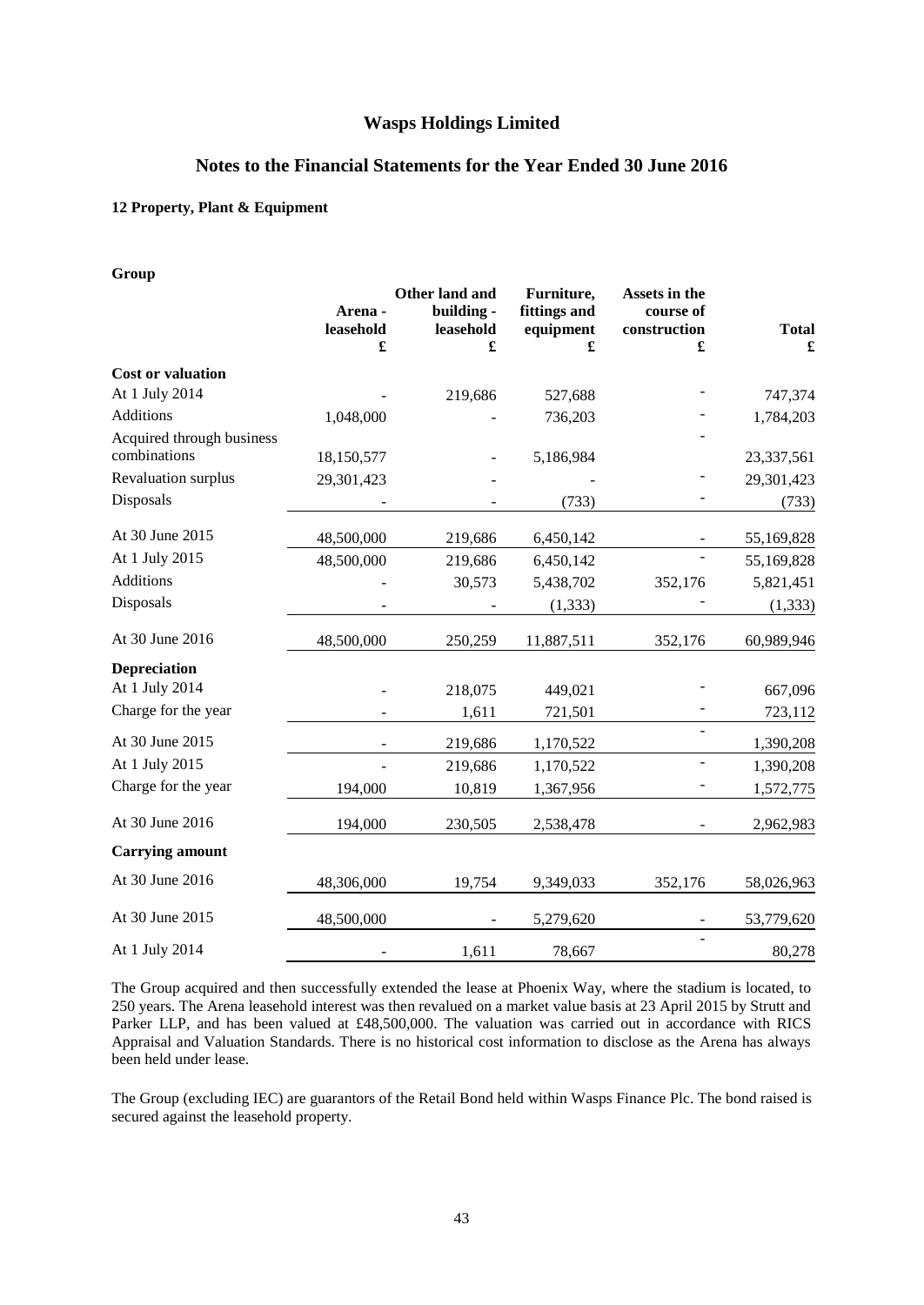# Wasps Holdings Limited

## Notes to the Financial Statements for the Year Ended 30 June 2016

### 12 Property, Plant & Equipment

**Group**

| | Arena - leasehold £ | Other land and building - leasehold £ | Furniture, fittings and equipment £ | Assets in the course of construction £ | Total £ |
|---|---|---|---|---|---|
| **Cost or valuation** | | | | | |
| At 1 July 2014 | - | 219,686 | 527,688 | - | 747,374 |
| Additions | 1,048,000 | - | 736,203 | - | 1,784,203 |
| Acquired through business combinations | 18,150,577 | - | 5,186,984 | - | 23,337,561 |
| Revaluation surplus | 29,301,423 | - | - | - | 29,301,423 |
| Disposals | - | - | (733) | - | (733) |
| At 30 June 2015 | 48,500,000 | 219,686 | 6,450,142 | - | 55,169,828 |
| At 1 July 2015 | 48,500,000 | 219,686 | 6,450,142 | - | 55,169,828 |
| Additions | - | 30,573 | 5,438,702 | 352,176 | 5,821,451 |
| Disposals | - | - | (1,333) | - | (1,333) |
| At 30 June 2016 | 48,500,000 | 250,259 | 11,887,511 | 352,176 | 60,989,946 |
| **Depreciation** | | | | | |
| At 1 July 2014 | - | 218,075 | 449,021 | - | 667,096 |
| Charge for the year | - | 1,611 | 721,501 | - | 723,112 |
| At 30 June 2015 | - | 219,686 | 1,170,522 | - | 1,390,208 |
| At 1 July 2015 | - | 219,686 | 1,170,522 | - | 1,390,208 |
| Charge for the year | 194,000 | 10,819 | 1,367,956 | - | 1,572,775 |
| At 30 June 2016 | 194,000 | 230,505 | 2,538,478 | - | 2,962,983 |
| **Carrying amount** | | | | | |
| At 30 June 2016 | 48,306,000 | 19,754 | 9,349,033 | 352,176 | 58,026,963 |
| At 30 June 2015 | 48,500,000 | - | 5,279,620 | - | 53,779,620 |
| At 1 July 2014 | - | 1,611 | 78,667 | - | 80,278 |

The Group acquired and then successfully extended the lease at Phoenix Way, where the stadium is located, to 250 years. The Arena leasehold interest was then revalued on a market value basis at 23 April 2015 by Strutt and Parker LLP, and has been valued at £48,500,000. The valuation was carried out in accordance with RICS Appraisal and Valuation Standards. There is no historical cost information to disclose as the Arena has always been held under lease.

The Group (excluding IEC) are guarantors of the Retail Bond held within Wasps Finance Plc. The bond raised is secured against the leasehold property.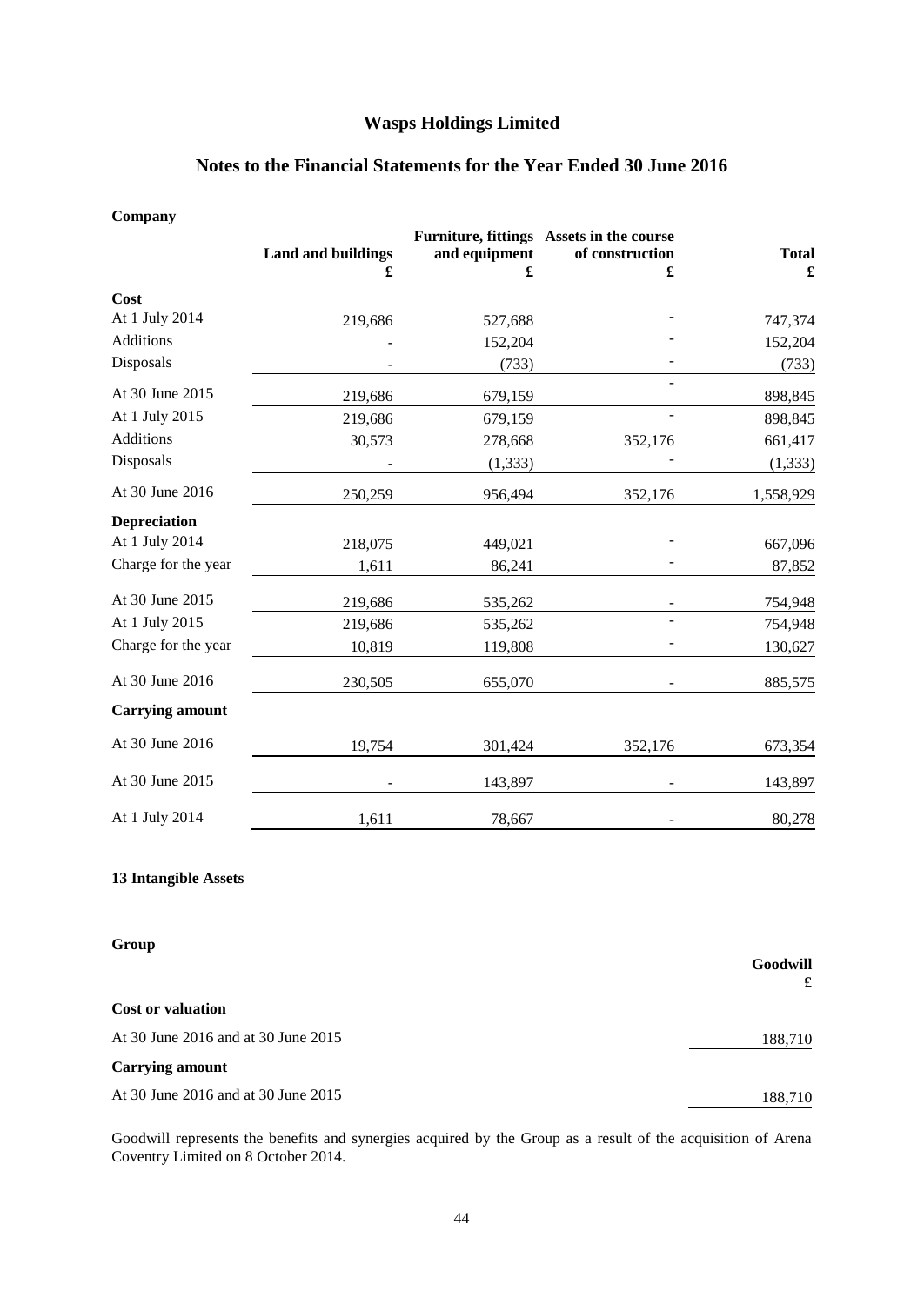# Wasps Holdings Limited

## Notes to the Financial Statements for the Year Ended 30 June 2016

**Company**

| | Land and buildings £ | Furniture, fittings and equipment £ | Assets in the course of construction £ | Total £ |
|---|---|---|---|---|
| **Cost** | | | | |
| At 1 July 2014 | 219,686 | 527,688 | - | 747,374 |
| Additions | - | 152,204 | - | 152,204 |
| Disposals | - | (733) | - | (733) |
| At 30 June 2015 | 219,686 | 679,159 | - | 898,845 |
| At 1 July 2015 | 219,686 | 679,159 | - | 898,845 |
| Additions | 30,573 | 278,668 | 352,176 | 661,417 |
| Disposals | - | (1,333) | - | (1,333) |
| At 30 June 2016 | 250,259 | 956,494 | 352,176 | 1,558,929 |
| **Depreciation** | | | | |
| At 1 July 2014 | 218,075 | 449,021 | - | 667,096 |
| Charge for the year | 1,611 | 86,241 | - | 87,852 |
| At 30 June 2015 | 219,686 | 535,262 | - | 754,948 |
| At 1 July 2015 | 219,686 | 535,262 | - | 754,948 |
| Charge for the year | 10,819 | 119,808 | - | 130,627 |
| At 30 June 2016 | 230,505 | 655,070 | - | 885,575 |
| **Carrying amount** | | | | |
| At 30 June 2016 | 19,754 | 301,424 | 352,176 | 673,354 |
| At 30 June 2015 | - | 143,897 | - | 143,897 |
| At 1 July 2014 | 1,611 | 78,667 | - | 80,278 |

### 13 Intangible Assets

**Group**

| | Goodwill £ |
|---|---|
| **Cost or valuation** | |
| At 30 June 2016 and at 30 June 2015 | 188,710 |
| **Carrying amount** | |
| At 30 June 2016 and at 30 June 2015 | 188,710 |

Goodwill represents the benefits and synergies acquired by the Group as a result of the acquisition of Arena Coventry Limited on 8 October 2014.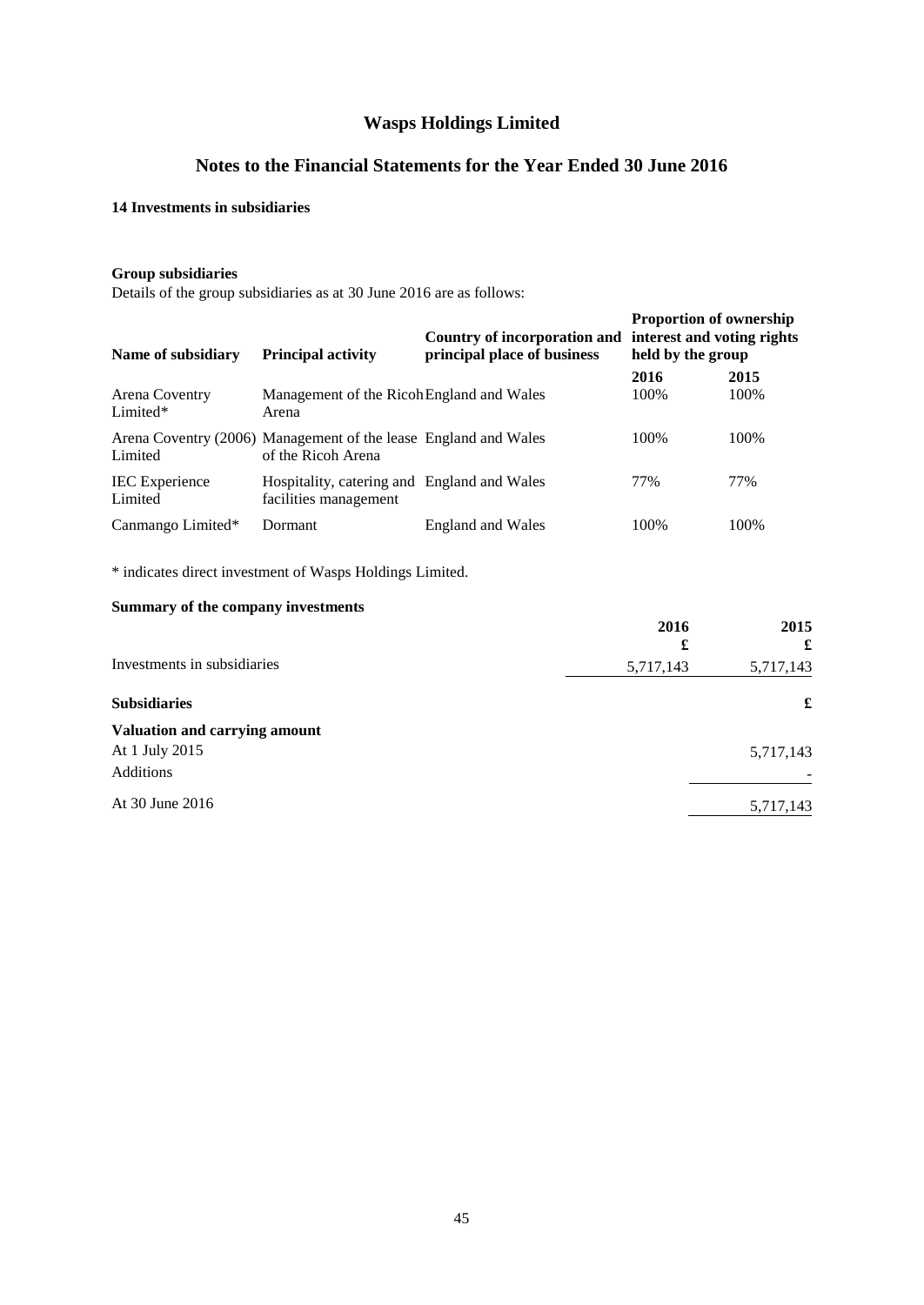# Wasps Holdings Limited

## Notes to the Financial Statements for the Year Ended 30 June 2016

### 14 Investments in subsidiaries

**Group subsidiaries**

Details of the group subsidiaries as at 30 June 2016 are as follows:

| Name of subsidiary | Principal activity | Country of incorporation and principal place of business | Proportion of ownership interest and voting rights held by the group | |
|---|---|---|---|---|
| | | | **2016** | **2015** |
| Arena Coventry Limited* | Management of the Ricoh Arena | England and Wales | 100% | 100% |
| Arena Coventry (2006) Limited | Management of the lease of the Ricoh Arena | England and Wales | 100% | 100% |
| IEC Experience Limited | Hospitality, catering and facilities management | England and Wales | 77% | 77% |
| Canmango Limited* | Dormant | England and Wales | 100% | 100% |

\* indicates direct investment of Wasps Holdings Limited.

**Summary of the company investments**

| | 2016<br>£ | 2015<br>£ |
|---|---|---|
| Investments in subsidiaries | 5,717,143 | 5,717,143 |

| **Subsidiaries** | **£** |
|---|---|
| **Valuation and carrying amount** | |
| At 1 July 2015 | 5,717,143 |
| Additions | - |
| At 30 June 2016 | 5,717,143 |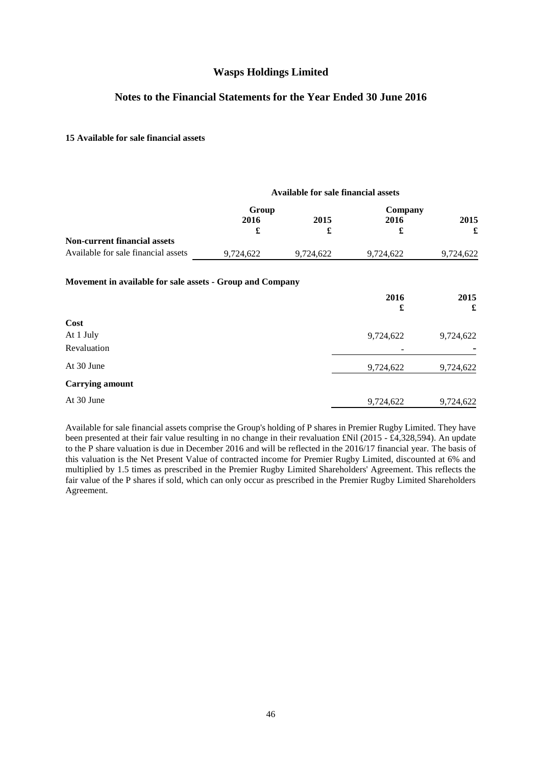## Wasps Holdings Limited

## Notes to the Financial Statements for the Year Ended 30 June 2016

### 15 Available for sale financial assets

| | Available for sale financial assets | | | |
|---|---|---|---|---|
| | Group | | Company | |
| | 2016 | 2015 | 2016 | 2015 |
| | £ | £ | £ | £ |
| **Non-current financial assets** | | | | |
| Available for sale financial assets | 9,724,622 | 9,724,622 | 9,724,622 | 9,724,622 |

**Movement in available for sale assets - Group and Company**

| | 2016 | 2015 |
|---|---|---|
| | £ | £ |
| **Cost** | | |
| At 1 July | 9,724,622 | 9,724,622 |
| Revaluation | - | - |
| At 30 June | 9,724,622 | 9,724,622 |
| **Carrying amount** | | |
| At 30 June | 9,724,622 | 9,724,622 |

Available for sale financial assets comprise the Group's holding of P shares in Premier Rugby Limited. They have been presented at their fair value resulting in no change in their revaluation £Nil (2015 - £4,328,594). An update to the P share valuation is due in December 2016 and will be reflected in the 2016/17 financial year. The basis of this valuation is the Net Present Value of contracted income for Premier Rugby Limited, discounted at 6% and multiplied by 1.5 times as prescribed in the Premier Rugby Limited Shareholders' Agreement. This reflects the fair value of the P shares if sold, which can only occur as prescribed in the Premier Rugby Limited Shareholders Agreement.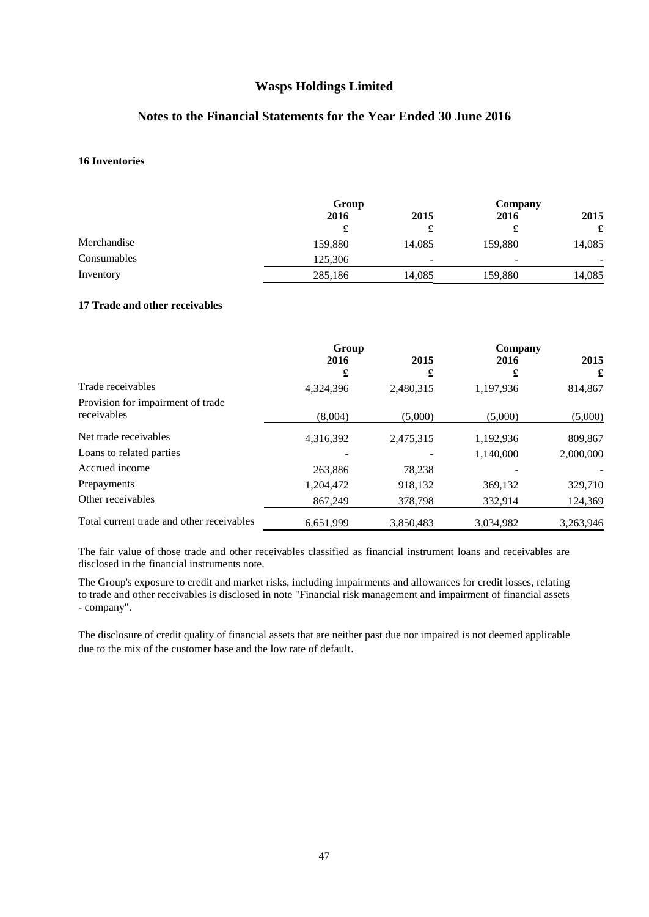## Wasps Holdings Limited

## Notes to the Financial Statements for the Year Ended 30 June 2016

### 16 Inventories

| | Group 2016 £ | Group 2015 £ | Company 2016 £ | Company 2015 £ |
|---|---|---|---|---|
| Merchandise | 159,880 | 14,085 | 159,880 | 14,085 |
| Consumables | 125,306 | - | - | - |
| Inventory | 285,186 | 14,085 | 159,880 | 14,085 |

### 17 Trade and other receivables

| | Group 2016 £ | Group 2015 £ | Company 2016 £ | Company 2015 £ |
|---|---|---|---|---|
| Trade receivables | 4,324,396 | 2,480,315 | 1,197,936 | 814,867 |
| Provision for impairment of trade receivables | (8,004) | (5,000) | (5,000) | (5,000) |
| Net trade receivables | 4,316,392 | 2,475,315 | 1,192,936 | 809,867 |
| Loans to related parties | - | - | 1,140,000 | 2,000,000 |
| Accrued income | 263,886 | 78,238 | - | - |
| Prepayments | 1,204,472 | 918,132 | 369,132 | 329,710 |
| Other receivables | 867,249 | 378,798 | 332,914 | 124,369 |
| Total current trade and other receivables | 6,651,999 | 3,850,483 | 3,034,982 | 3,263,946 |

The fair value of those trade and other receivables classified as financial instrument loans and receivables are disclosed in the financial instruments note.

The Group's exposure to credit and market risks, including impairments and allowances for credit losses, relating to trade and other receivables is disclosed in note "Financial risk management and impairment of financial assets - company".

The disclosure of credit quality of financial assets that are neither past due nor impaired is not deemed applicable due to the mix of the customer base and the low rate of default.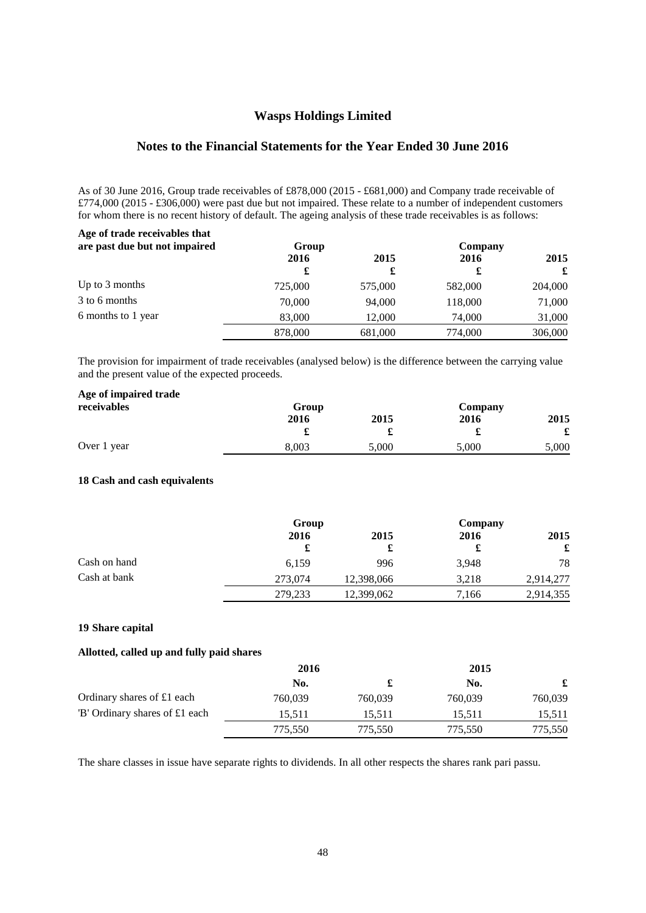# Wasps Holdings Limited

## Notes to the Financial Statements for the Year Ended 30 June 2016

As of 30 June 2016, Group trade receivables of £878,000 (2015 - £681,000) and Company trade receivable of £774,000 (2015 - £306,000) were past due but not impaired. These relate to a number of independent customers for whom there is no recent history of default. The ageing analysis of these trade receivables is as follows:

| Age of trade receivables that are past due but not impaired | Group 2016 £ | 2015 £ | Company 2016 £ | 2015 £ |
|---|---|---|---|---|
| Up to 3 months | 725,000 | 575,000 | 582,000 | 204,000 |
| 3 to 6 months | 70,000 | 94,000 | 118,000 | 71,000 |
| 6 months to 1 year | 83,000 | 12,000 | 74,000 | 31,000 |
| | 878,000 | 681,000 | 774,000 | 306,000 |

The provision for impairment of trade receivables (analysed below) is the difference between the carrying value and the present value of the expected proceeds.

| Age of impaired trade receivables | Group 2016 £ | 2015 £ | Company 2016 £ | 2015 £ |
|---|---|---|---|---|
| Over 1 year | 8,003 | 5,000 | 5,000 | 5,000 |

### 18 Cash and cash equivalents

| | Group 2016 £ | 2015 £ | Company 2016 £ | 2015 £ |
|---|---|---|---|---|
| Cash on hand | 6,159 | 996 | 3,948 | 78 |
| Cash at bank | 273,074 | 12,398,066 | 3,218 | 2,914,277 |
| | 279,233 | 12,399,062 | 7,166 | 2,914,355 |

### 19 Share capital

**Allotted, called up and fully paid shares**

| | 2016 No. | £ | 2015 No. | £ |
|---|---|---|---|---|
| Ordinary shares of £1 each | 760,039 | 760,039 | 760,039 | 760,039 |
| 'B' Ordinary shares of £1 each | 15,511 | 15,511 | 15,511 | 15,511 |
| | 775,550 | 775,550 | 775,550 | 775,550 |

The share classes in issue have separate rights to dividends. In all other respects the shares rank pari passu.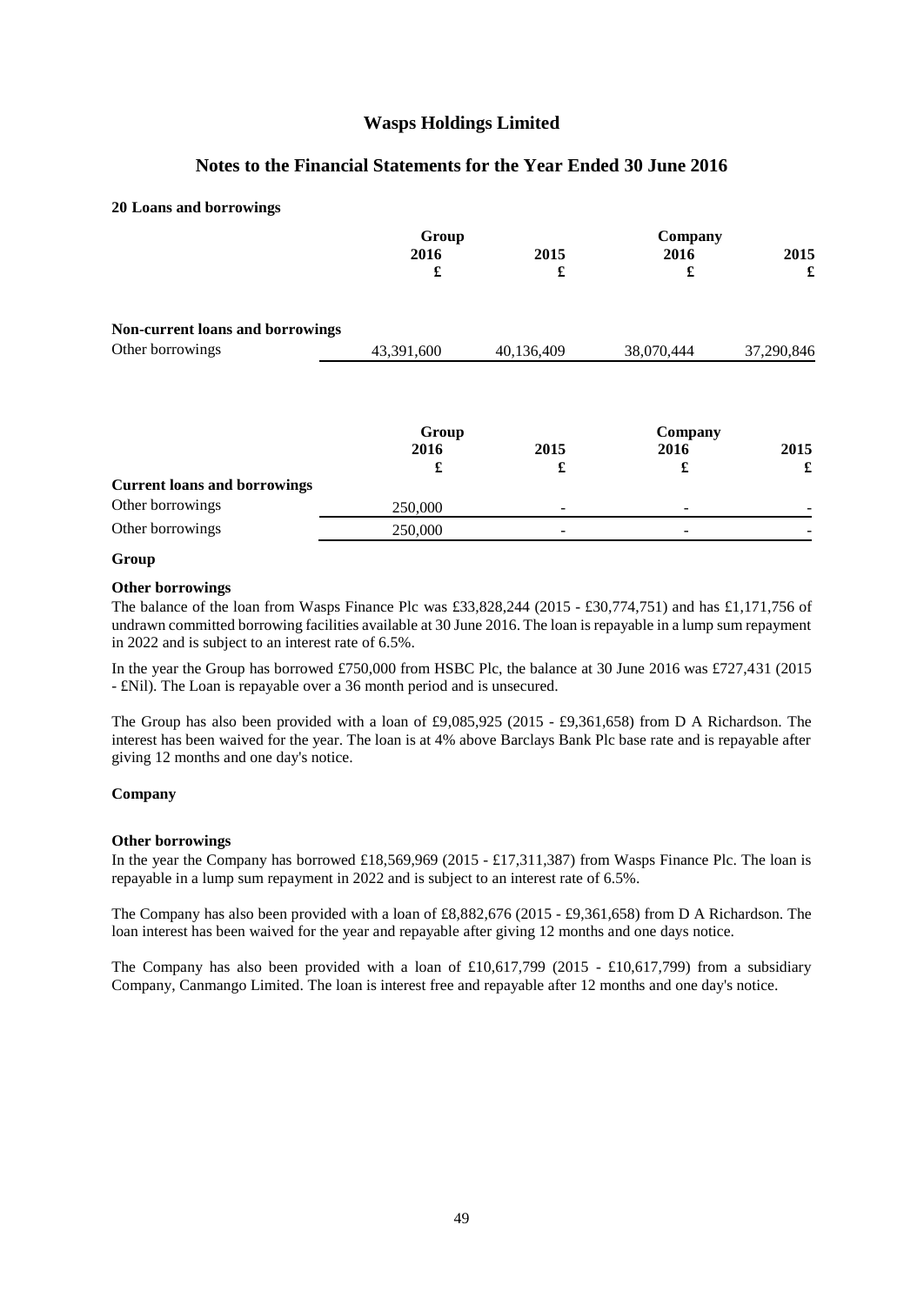## Wasps Holdings Limited

## Notes to the Financial Statements for the Year Ended 30 June 2016

**20 Loans and borrowings**

| | Group 2016 £ | 2015 £ | Company 2016 £ | 2015 £ |
|---|---|---|---|---|
| **Non-current loans and borrowings** | | | | |
| Other borrowings | 43,391,600 | 40,136,409 | 38,070,444 | 37,290,846 |

| | Group 2016 £ | 2015 £ | Company 2016 £ | 2015 £ |
|---|---|---|---|---|
| **Current loans and borrowings** | | | | |
| Other borrowings | 250,000 | - | - | - |
| Other borrowings | 250,000 | - | - | - |

**Group**

**Other borrowings**

The balance of the loan from Wasps Finance Plc was £33,828,244 (2015 - £30,774,751) and has £1,171,756 of undrawn committed borrowing facilities available at 30 June 2016. The loan is repayable in a lump sum repayment in 2022 and is subject to an interest rate of 6.5%.

In the year the Group has borrowed £750,000 from HSBC Plc, the balance at 30 June 2016 was £727,431 (2015 - £Nil). The Loan is repayable over a 36 month period and is unsecured.

The Group has also been provided with a loan of £9,085,925 (2015 - £9,361,658) from D A Richardson. The interest has been waived for the year. The loan is at 4% above Barclays Bank Plc base rate and is repayable after giving 12 months and one day's notice.

**Company**

**Other borrowings**

In the year the Company has borrowed £18,569,969 (2015 - £17,311,387) from Wasps Finance Plc. The loan is repayable in a lump sum repayment in 2022 and is subject to an interest rate of 6.5%.

The Company has also been provided with a loan of £8,882,676 (2015 - £9,361,658) from D A Richardson. The loan interest has been waived for the year and repayable after giving 12 months and one days notice.

The Company has also been provided with a loan of £10,617,799 (2015 - £10,617,799) from a subsidiary Company, Canmango Limited. The loan is interest free and repayable after 12 months and one day's notice.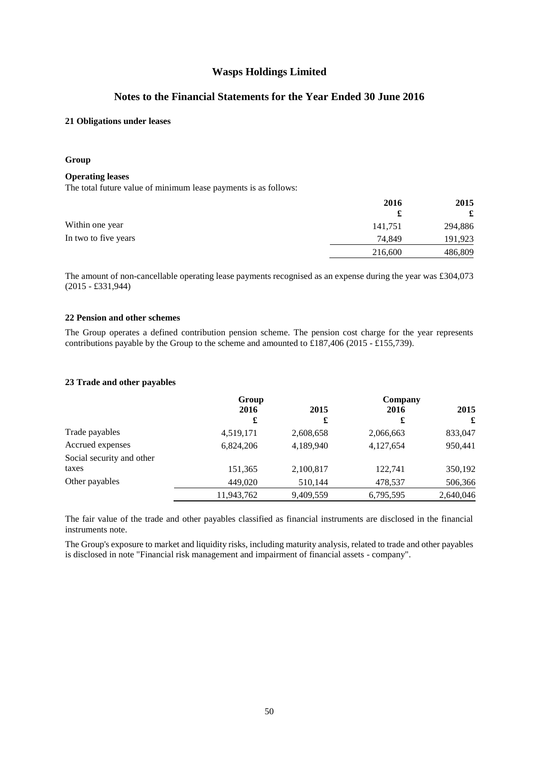# Wasps Holdings Limited

## Notes to the Financial Statements for the Year Ended 30 June 2016

### 21 Obligations under leases

**Group**

**Operating leases**

The total future value of minimum lease payments is as follows:

| | 2016 £ | 2015 £ |
|---|---|---|
| Within one year | 141,751 | 294,886 |
| In two to five years | 74,849 | 191,923 |
| | 216,600 | 486,809 |

The amount of non-cancellable operating lease payments recognised as an expense during the year was £304,073 (2015 - £331,944)

### 22 Pension and other schemes

The Group operates a defined contribution pension scheme. The pension cost charge for the year represents contributions payable by the Group to the scheme and amounted to £187,406 (2015 - £155,739).

### 23 Trade and other payables

| | Group | | Company | |
|---|---|---|---|---|
| | 2016 £ | 2015 £ | 2016 £ | 2015 £ |
| Trade payables | 4,519,171 | 2,608,658 | 2,066,663 | 833,047 |
| Accrued expenses | 6,824,206 | 4,189,940 | 4,127,654 | 950,441 |
| Social security and other taxes | 151,365 | 2,100,817 | 122,741 | 350,192 |
| Other payables | 449,020 | 510,144 | 478,537 | 506,366 |
| | 11,943,762 | 9,409,559 | 6,795,595 | 2,640,046 |

The fair value of the trade and other payables classified as financial instruments are disclosed in the financial instruments note.

The Group's exposure to market and liquidity risks, including maturity analysis, related to trade and other payables is disclosed in note "Financial risk management and impairment of financial assets - company".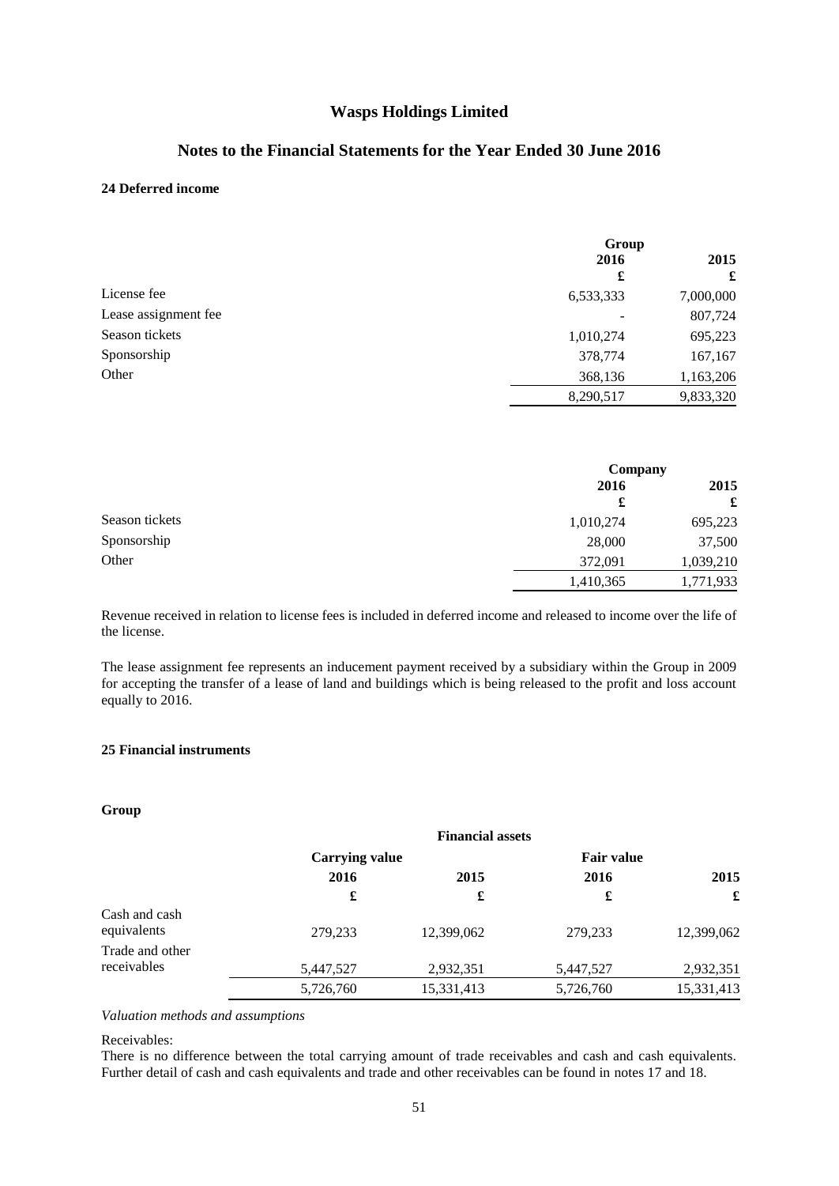# Wasps Holdings Limited

## Notes to the Financial Statements for the Year Ended 30 June 2016

### 24 Deferred income

| | Group | |
|---|---|---|
| | 2016 | 2015 |
| | £ | £ |
| License fee | 6,533,333 | 7,000,000 |
| Lease assignment fee | - | 807,724 |
| Season tickets | 1,010,274 | 695,223 |
| Sponsorship | 378,774 | 167,167 |
| Other | 368,136 | 1,163,206 |
| | 8,290,517 | 9,833,320 |

| | Company | |
|---|---|---|
| | 2016 | 2015 |
| | £ | £ |
| Season tickets | 1,010,274 | 695,223 |
| Sponsorship | 28,000 | 37,500 |
| Other | 372,091 | 1,039,210 |
| | 1,410,365 | 1,771,933 |

Revenue received in relation to license fees is included in deferred income and released to income over the life of the license.

The lease assignment fee represents an inducement payment received by a subsidiary within the Group in 2009 for accepting the transfer of a lease of land and buildings which is being released to the profit and loss account equally to 2016.

### 25 Financial instruments

**Group**

| | Financial assets | | | |
|---|---|---|---|---|
| | Carrying value | | Fair value | |
| | 2016 | 2015 | 2016 | 2015 |
| | £ | £ | £ | £ |
| Cash and cash equivalents | 279,233 | 12,399,062 | 279,233 | 12,399,062 |
| Trade and other receivables | 5,447,527 | 2,932,351 | 5,447,527 | 2,932,351 |
| | 5,726,760 | 15,331,413 | 5,726,760 | 15,331,413 |

*Valuation methods and assumptions*

Receivables:
There is no difference between the total carrying amount of trade receivables and cash and cash equivalents. Further detail of cash and cash equivalents and trade and other receivables can be found in notes 17 and 18.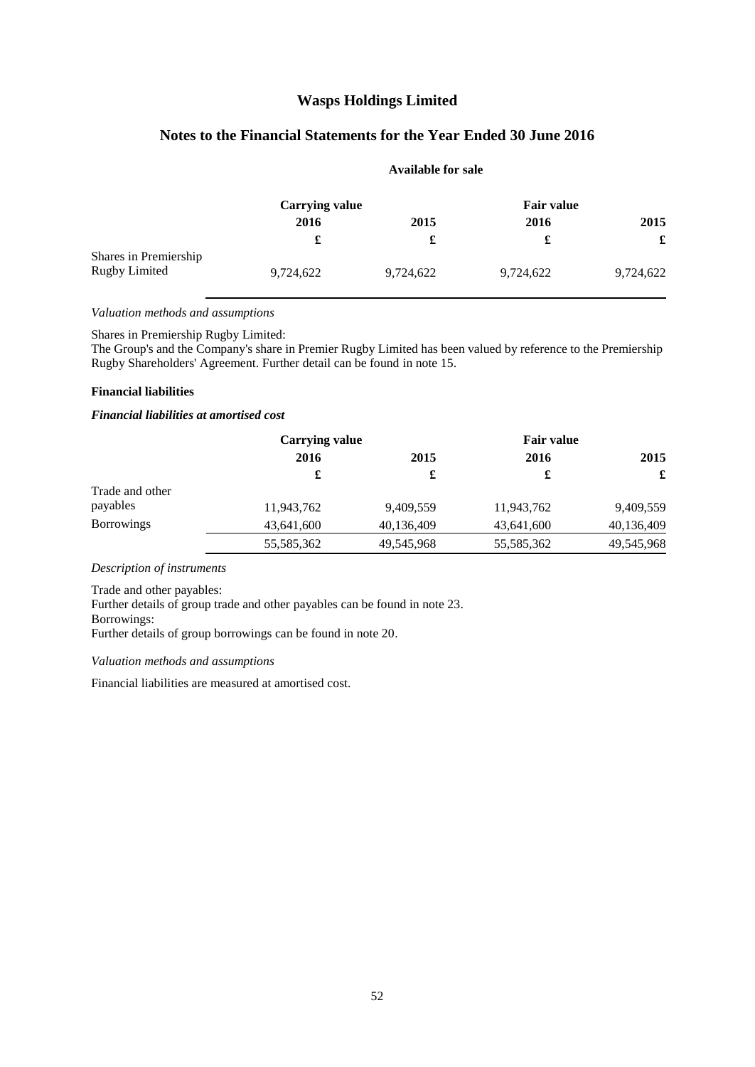# Wasps Holdings Limited

## Notes to the Financial Statements for the Year Ended 30 June 2016

**Available for sale**

| | Carrying value | | Fair value | |
|---|---|---|---|---|
| | **2016** | **2015** | **2016** | **2015** |
| | **£** | **£** | **£** | **£** |
| Shares in Premiership Rugby Limited | 9,724,622 | 9,724,622 | 9,724,622 | 9,724,622 |

*Valuation methods and assumptions*

Shares in Premiership Rugby Limited:
The Group's and the Company's share in Premier Rugby Limited has been valued by reference to the Premiership Rugby Shareholders' Agreement. Further detail can be found in note 15.

**Financial liabilities**

***Financial liabilities at amortised cost***

| | Carrying value | | Fair value | |
|---|---|---|---|---|
| | **2016** | **2015** | **2016** | **2015** |
| | **£** | **£** | **£** | **£** |
| Trade and other payables | 11,943,762 | 9,409,559 | 11,943,762 | 9,409,559 |
| Borrowings | 43,641,600 | 40,136,409 | 43,641,600 | 40,136,409 |
| | 55,585,362 | 49,545,968 | 55,585,362 | 49,545,968 |

*Description of instruments*

Trade and other payables:
Further details of group trade and other payables can be found in note 23.
Borrowings:
Further details of group borrowings can be found in note 20.

*Valuation methods and assumptions*

Financial liabilities are measured at amortised cost.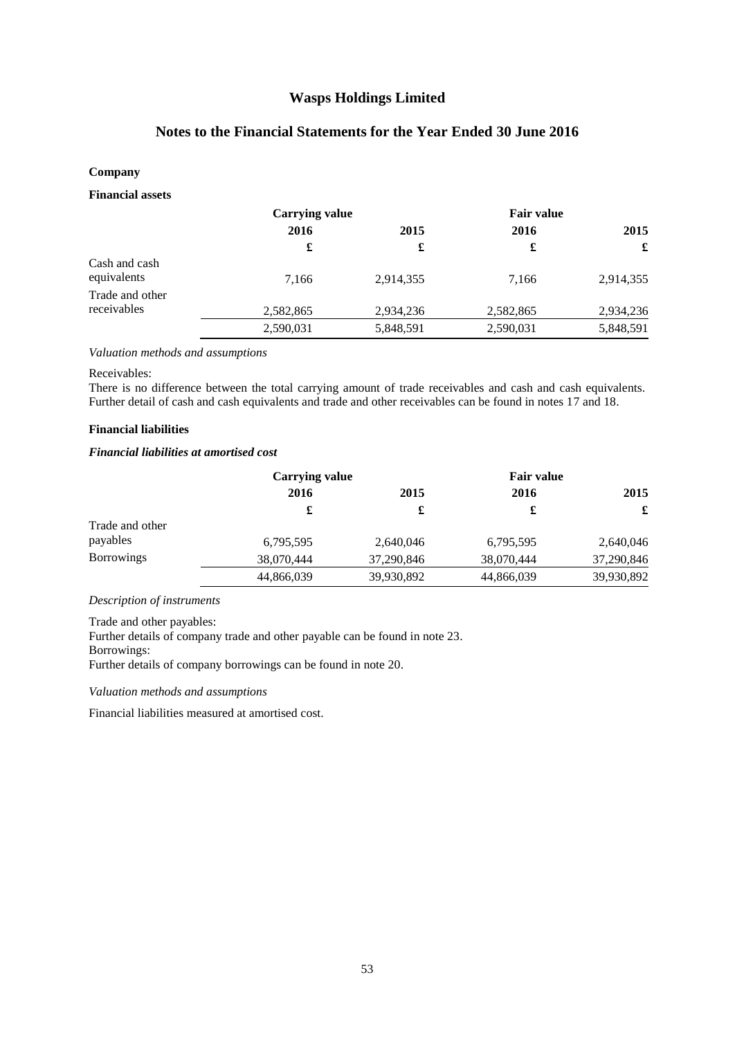**Company**

**Financial assets**

| | Carrying value | | Fair value | |
|---|---|---|---|---|
| | **2016** | **2015** | **2016** | **2015** |
| | **£** | **£** | **£** | **£** |
| Cash and cash equivalents | 7,166 | 2,914,355 | 7,166 | 2,914,355 |
| Trade and other receivables | 2,582,865 | 2,934,236 | 2,582,865 | 2,934,236 |
| | 2,590,031 | 5,848,591 | 2,590,031 | 5,848,591 |

*Valuation methods and assumptions*

Receivables:
There is no difference between the total carrying amount of trade receivables and cash and cash equivalents. Further detail of cash and cash equivalents and trade and other receivables can be found in notes 17 and 18.

**Financial liabilities**

***Financial liabilities at amortised cost***

| | Carrying value | | Fair value | |
|---|---|---|---|---|
| | **2016** | **2015** | **2016** | **2015** |
| | **£** | **£** | **£** | **£** |
| Trade and other payables | 6,795,595 | 2,640,046 | 6,795,595 | 2,640,046 |
| Borrowings | 38,070,444 | 37,290,846 | 38,070,444 | 37,290,846 |
| | 44,866,039 | 39,930,892 | 44,866,039 | 39,930,892 |

*Description of instruments*

Trade and other payables:
Further details of company trade and other payable can be found in note 23.
Borrowings:
Further details of company borrowings can be found in note 20.

*Valuation methods and assumptions*

Financial liabilities measured at amortised cost.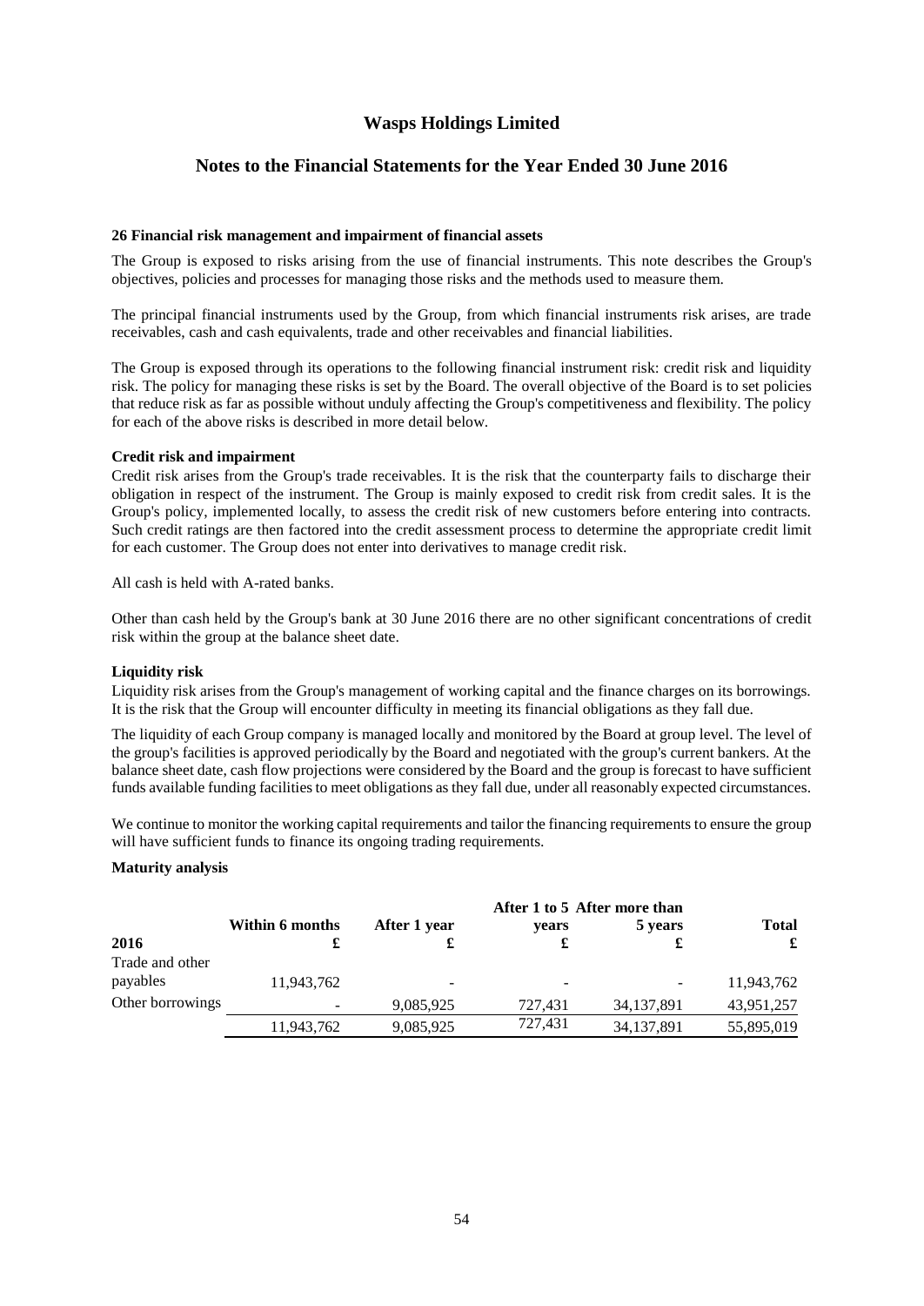# Wasps Holdings Limited

## Notes to the Financial Statements for the Year Ended 30 June 2016

### 26 Financial risk management and impairment of financial assets

The Group is exposed to risks arising from the use of financial instruments. This note describes the Group's objectives, policies and processes for managing those risks and the methods used to measure them.

The principal financial instruments used by the Group, from which financial instruments risk arises, are trade receivables, cash and cash equivalents, trade and other receivables and financial liabilities.

The Group is exposed through its operations to the following financial instrument risk: credit risk and liquidity risk. The policy for managing these risks is set by the Board. The overall objective of the Board is to set policies that reduce risk as far as possible without unduly affecting the Group's competitiveness and flexibility. The policy for each of the above risks is described in more detail below.

**Credit risk and impairment**

Credit risk arises from the Group's trade receivables. It is the risk that the counterparty fails to discharge their obligation in respect of the instrument. The Group is mainly exposed to credit risk from credit sales. It is the Group's policy, implemented locally, to assess the credit risk of new customers before entering into contracts. Such credit ratings are then factored into the credit assessment process to determine the appropriate credit limit for each customer. The Group does not enter into derivatives to manage credit risk.

All cash is held with A-rated banks.

Other than cash held by the Group's bank at 30 June 2016 there are no other significant concentrations of credit risk within the group at the balance sheet date.

**Liquidity risk**

Liquidity risk arises from the Group's management of working capital and the finance charges on its borrowings. It is the risk that the Group will encounter difficulty in meeting its financial obligations as they fall due.

The liquidity of each Group company is managed locally and monitored by the Board at group level. The level of the group's facilities is approved periodically by the Board and negotiated with the group's current bankers. At the balance sheet date, cash flow projections were considered by the Board and the group is forecast to have sufficient funds available funding facilities to meet obligations as they fall due, under all reasonably expected circumstances.

We continue to monitor the working capital requirements and tailor the financing requirements to ensure the group will have sufficient funds to finance its ongoing trading requirements.

**Maturity analysis**

| 2016 | Within 6 months £ | After 1 year £ | After 1 to 5 years £ | After more than 5 years £ | Total £ |
|---|---|---|---|---|---|
| Trade and other payables | 11,943,762 | - | - | - | 11,943,762 |
| Other borrowings | - | 9,085,925 | 727,431 | 34,137,891 | 43,951,257 |
| | 11,943,762 | 9,085,925 | 727,431 | 34,137,891 | 55,895,019 |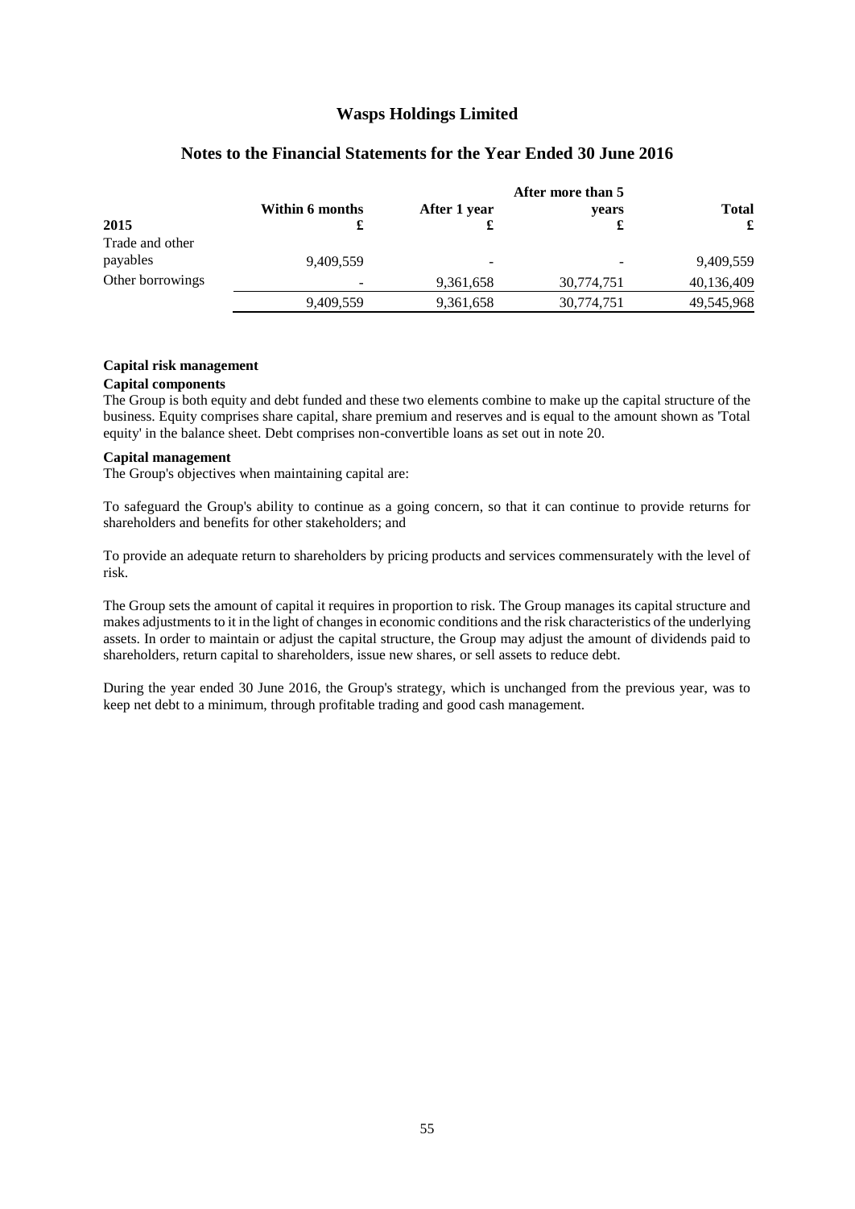| 2015 | Within 6 months £ | After 1 year £ | After more than 5 years £ | Total £ |
|---|---|---|---|---|
| Trade and other payables | 9,409,559 | - | - | 9,409,559 |
| Other borrowings | - | 9,361,658 | 30,774,751 | 40,136,409 |
| | 9,409,559 | 9,361,658 | 30,774,751 | 49,545,968 |

**Capital risk management**

**Capital components**

The Group is both equity and debt funded and these two elements combine to make up the capital structure of the business. Equity comprises share capital, share premium and reserves and is equal to the amount shown as 'Total equity' in the balance sheet. Debt comprises non-convertible loans as set out in note 20.

**Capital management**

The Group's objectives when maintaining capital are:

To safeguard the Group's ability to continue as a going concern, so that it can continue to provide returns for shareholders and benefits for other stakeholders; and

To provide an adequate return to shareholders by pricing products and services commensurately with the level of risk.

The Group sets the amount of capital it requires in proportion to risk. The Group manages its capital structure and makes adjustments to it in the light of changes in economic conditions and the risk characteristics of the underlying assets. In order to maintain or adjust the capital structure, the Group may adjust the amount of dividends paid to shareholders, return capital to shareholders, issue new shares, or sell assets to reduce debt.

During the year ended 30 June 2016, the Group's strategy, which is unchanged from the previous year, was to keep net debt to a minimum, through profitable trading and good cash management.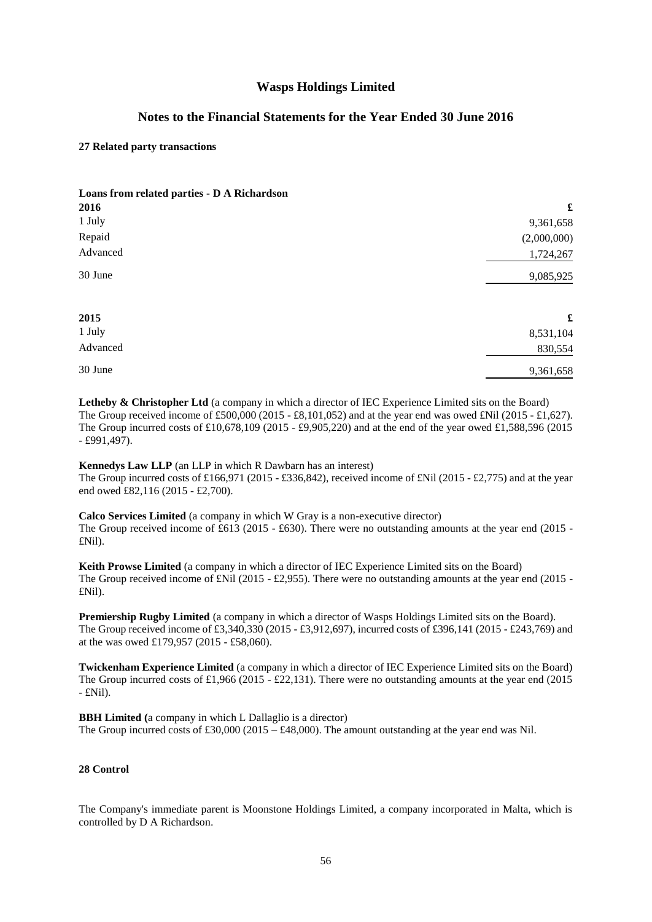# Wasps Holdings Limited

## Notes to the Financial Statements for the Year Ended 30 June 2016

### 27 Related party transactions

**Loans from related parties - D A Richardson**

| **2016** | **£** |
|---|---|
| 1 July | 9,361,658 |
| Repaid | (2,000,000) |
| Advanced | 1,724,267 |
| 30 June | 9,085,925 |

| **2015** | **£** |
|---|---|
| 1 July | 8,531,104 |
| Advanced | 830,554 |
| 30 June | 9,361,658 |

**Letheby & Christopher Ltd** (a company in which a director of IEC Experience Limited sits on the Board)
The Group received income of £500,000 (2015 - £8,101,052) and at the year end was owed £Nil (2015 - £1,627). The Group incurred costs of £10,678,109 (2015 - £9,905,220) and at the end of the year owed £1,588,596 (2015 - £991,497).

**Kennedys Law LLP** (an LLP in which R Dawbarn has an interest)
The Group incurred costs of £166,971 (2015 - £336,842), received income of £Nil (2015 - £2,775) and at the year end owed £82,116 (2015 - £2,700).

**Calco Services Limited** (a company in which W Gray is a non-executive director)
The Group received income of £613 (2015 - £630). There were no outstanding amounts at the year end (2015 - £Nil).

**Keith Prowse Limited** (a company in which a director of IEC Experience Limited sits on the Board)
The Group received income of £Nil (2015 - £2,955). There were no outstanding amounts at the year end (2015 - £Nil).

**Premiership Rugby Limited** (a company in which a director of Wasps Holdings Limited sits on the Board).
The Group received income of £3,340,330 (2015 - £3,912,697), incurred costs of £396,141 (2015 - £243,769) and at the was owed £179,957 (2015 - £58,060).

**Twickenham Experience Limited** (a company in which a director of IEC Experience Limited sits on the Board)
The Group incurred costs of £1,966 (2015 - £22,131). There were no outstanding amounts at the year end (2015 - £Nil).

**BBH Limited (**a company in which L Dallaglio is a director)
The Group incurred costs of £30,000 (2015 – £48,000). The amount outstanding at the year end was Nil.

### 28 Control

The Company's immediate parent is Moonstone Holdings Limited, a company incorporated in Malta, which is controlled by D A Richardson.